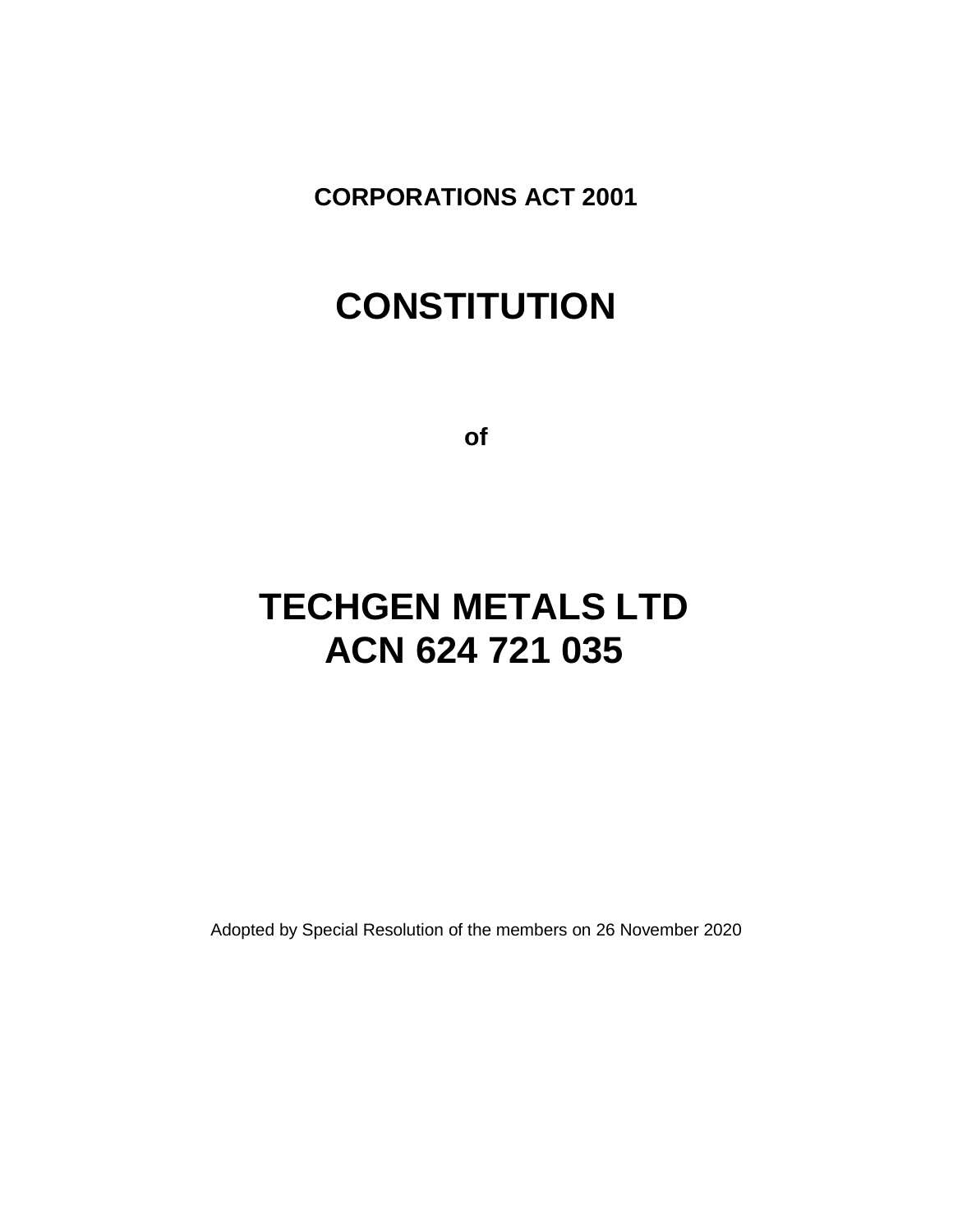**CORPORATIONS ACT 2001**

# CONSTITUTION

**of**

# TECHGEN METALS LTD
# ACN 624 721 035

Adopted by Special Resolution of the members on 26 November 2020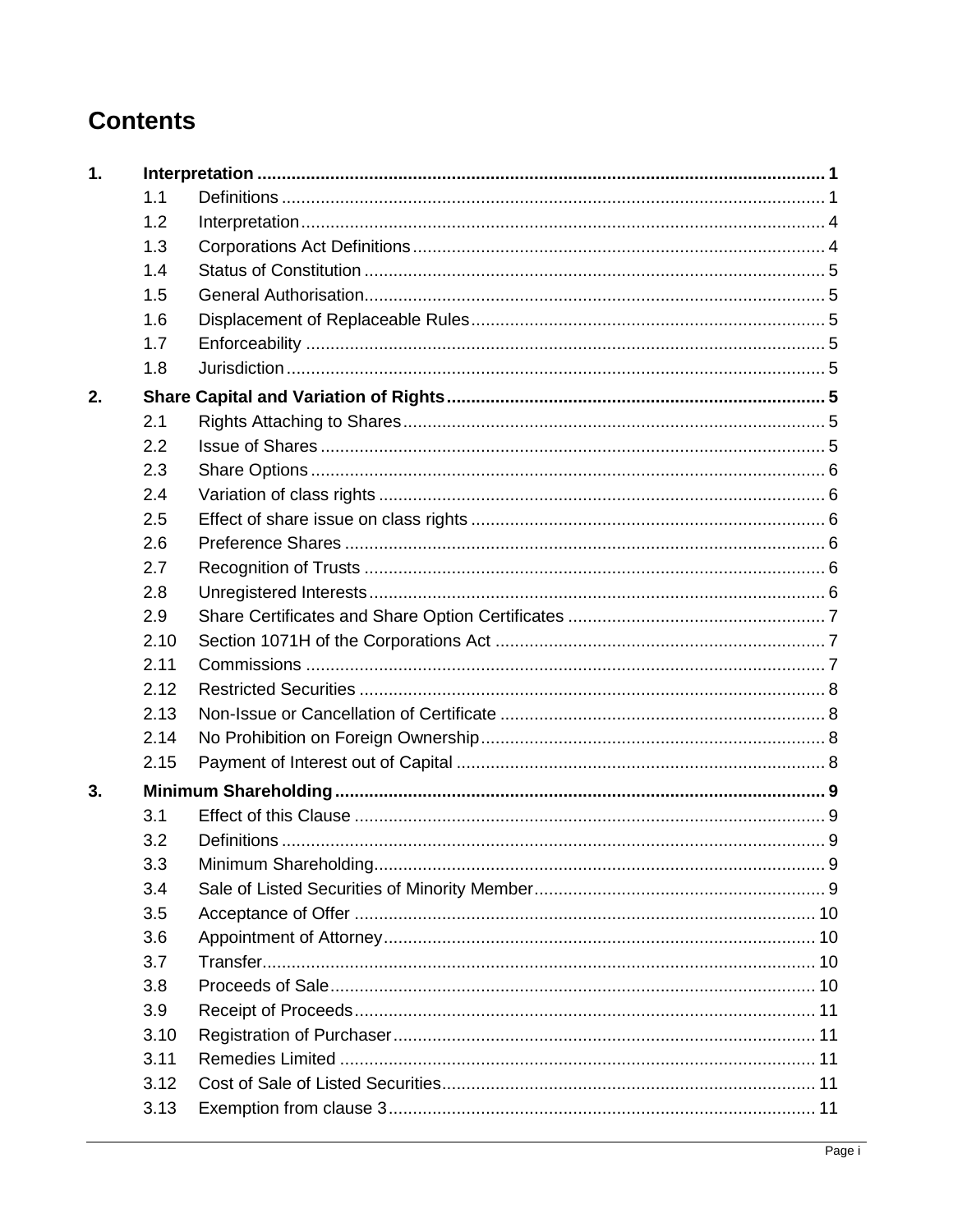# Contents

| | | | |
|---|---|---|---|
| **1.** | **Interpretation** | | **1** |
| | 1.1 | Definitions | 1 |
| | 1.2 | Interpretation | 4 |
| | 1.3 | Corporations Act Definitions | 4 |
| | 1.4 | Status of Constitution | 5 |
| | 1.5 | General Authorisation | 5 |
| | 1.6 | Displacement of Replaceable Rules | 5 |
| | 1.7 | Enforceability | 5 |
| | 1.8 | Jurisdiction | 5 |
| **2.** | **Share Capital and Variation of Rights** | | **5** |
| | 2.1 | Rights Attaching to Shares | 5 |
| | 2.2 | Issue of Shares | 5 |
| | 2.3 | Share Options | 6 |
| | 2.4 | Variation of class rights | 6 |
| | 2.5 | Effect of share issue on class rights | 6 |
| | 2.6 | Preference Shares | 6 |
| | 2.7 | Recognition of Trusts | 6 |
| | 2.8 | Unregistered Interests | 6 |
| | 2.9 | Share Certificates and Share Option Certificates | 7 |
| | 2.10 | Section 1071H of the Corporations Act | 7 |
| | 2.11 | Commissions | 7 |
| | 2.12 | Restricted Securities | 8 |
| | 2.13 | Non-Issue or Cancellation of Certificate | 8 |
| | 2.14 | No Prohibition on Foreign Ownership | 8 |
| | 2.15 | Payment of Interest out of Capital | 8 |
| **3.** | **Minimum Shareholding** | | **9** |
| | 3.1 | Effect of this Clause | 9 |
| | 3.2 | Definitions | 9 |
| | 3.3 | Minimum Shareholding | 9 |
| | 3.4 | Sale of Listed Securities of Minority Member | 9 |
| | 3.5 | Acceptance of Offer | 10 |
| | 3.6 | Appointment of Attorney | 10 |
| | 3.7 | Transfer | 10 |
| | 3.8 | Proceeds of Sale | 10 |
| | 3.9 | Receipt of Proceeds | 11 |
| | 3.10 | Registration of Purchaser | 11 |
| | 3.11 | Remedies Limited | 11 |
| | 3.12 | Cost of Sale of Listed Securities | 11 |
| | 3.13 | Exemption from clause 3 | 11 |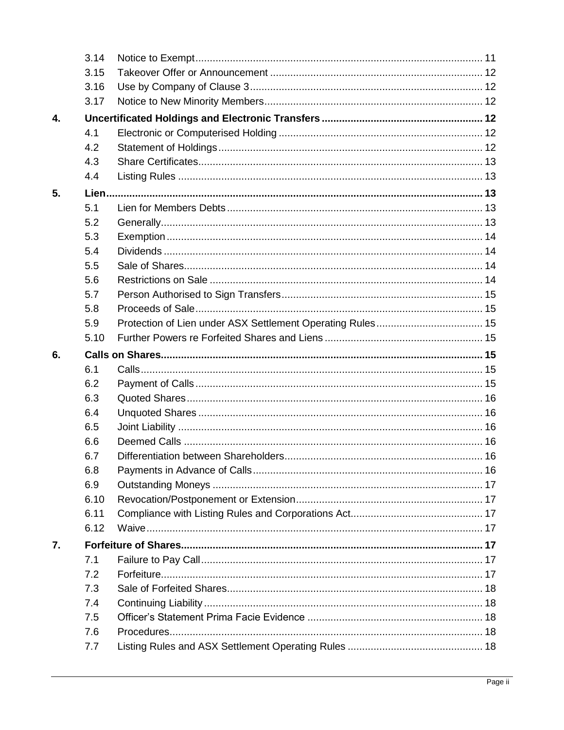| | | | |
|---|---|---|---|
| | 3.14 | Notice to Exempt | 11 |
| | 3.15 | Takeover Offer or Announcement | 12 |
| | 3.16 | Use by Company of Clause 3 | 12 |
| | 3.17 | Notice to New Minority Members | 12 |
| **4.** | **Uncertificated Holdings and Electronic Transfers** | | **12** |
| | 4.1 | Electronic or Computerised Holding | 12 |
| | 4.2 | Statement of Holdings | 12 |
| | 4.3 | Share Certificates | 13 |
| | 4.4 | Listing Rules | 13 |
| **5.** | **Lien** | | **13** |
| | 5.1 | Lien for Members Debts | 13 |
| | 5.2 | Generally | 13 |
| | 5.3 | Exemption | 14 |
| | 5.4 | Dividends | 14 |
| | 5.5 | Sale of Shares | 14 |
| | 5.6 | Restrictions on Sale | 14 |
| | 5.7 | Person Authorised to Sign Transfers | 15 |
| | 5.8 | Proceeds of Sale | 15 |
| | 5.9 | Protection of Lien under ASX Settlement Operating Rules | 15 |
| | 5.10 | Further Powers re Forfeited Shares and Liens | 15 |
| **6.** | **Calls on Shares** | | **15** |
| | 6.1 | Calls | 15 |
| | 6.2 | Payment of Calls | 15 |
| | 6.3 | Quoted Shares | 16 |
| | 6.4 | Unquoted Shares | 16 |
| | 6.5 | Joint Liability | 16 |
| | 6.6 | Deemed Calls | 16 |
| | 6.7 | Differentiation between Shareholders | 16 |
| | 6.8 | Payments in Advance of Calls | 16 |
| | 6.9 | Outstanding Moneys | 17 |
| | 6.10 | Revocation/Postponement or Extension | 17 |
| | 6.11 | Compliance with Listing Rules and Corporations Act | 17 |
| | 6.12 | Waive | 17 |
| **7.** | **Forfeiture of Shares** | | **17** |
| | 7.1 | Failure to Pay Call | 17 |
| | 7.2 | Forfeiture | 17 |
| | 7.3 | Sale of Forfeited Shares | 18 |
| | 7.4 | Continuing Liability | 18 |
| | 7.5 | Officer's Statement Prima Facie Evidence | 18 |
| | 7.6 | Procedures | 18 |
| | 7.7 | Listing Rules and ASX Settlement Operating Rules | 18 |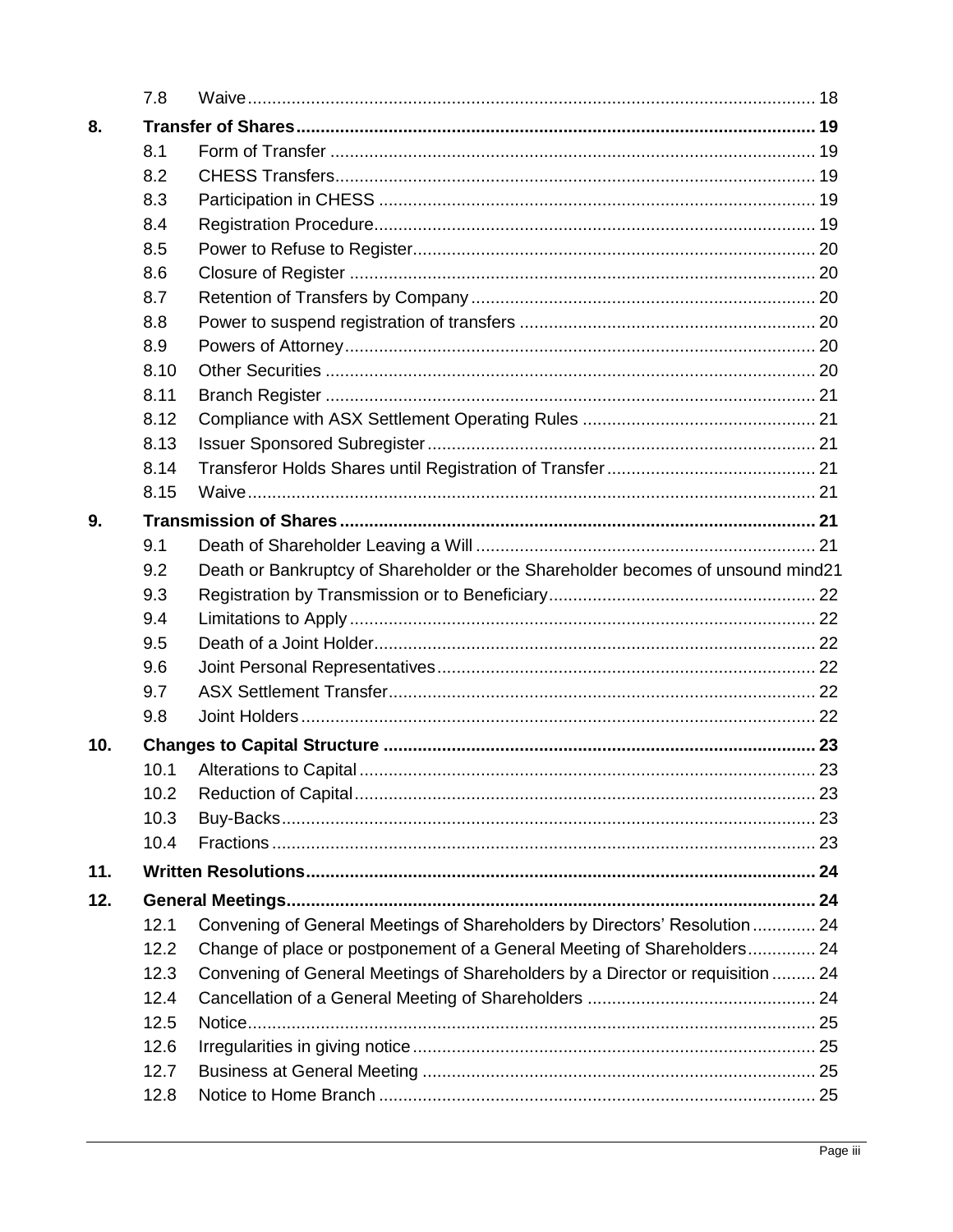| | | | |
|---|---|---|---|
| | 7.8 | Waive | 18 |
| **8.** | **Transfer of Shares** | | **19** |
| | 8.1 | Form of Transfer | 19 |
| | 8.2 | CHESS Transfers | 19 |
| | 8.3 | Participation in CHESS | 19 |
| | 8.4 | Registration Procedure | 19 |
| | 8.5 | Power to Refuse to Register | 20 |
| | 8.6 | Closure of Register | 20 |
| | 8.7 | Retention of Transfers by Company | 20 |
| | 8.8 | Power to suspend registration of transfers | 20 |
| | 8.9 | Powers of Attorney | 20 |
| | 8.10 | Other Securities | 20 |
| | 8.11 | Branch Register | 21 |
| | 8.12 | Compliance with ASX Settlement Operating Rules | 21 |
| | 8.13 | Issuer Sponsored Subregister | 21 |
| | 8.14 | Transferor Holds Shares until Registration of Transfer | 21 |
| | 8.15 | Waive | 21 |
| **9.** | **Transmission of Shares** | | **21** |
| | 9.1 | Death of Shareholder Leaving a Will | 21 |
| | 9.2 | Death or Bankruptcy of Shareholder or the Shareholder becomes of unsound mind | 21 |
| | 9.3 | Registration by Transmission or to Beneficiary | 22 |
| | 9.4 | Limitations to Apply | 22 |
| | 9.5 | Death of a Joint Holder | 22 |
| | 9.6 | Joint Personal Representatives | 22 |
| | 9.7 | ASX Settlement Transfer | 22 |
| | 9.8 | Joint Holders | 22 |
| **10.** | **Changes to Capital Structure** | | **23** |
| | 10.1 | Alterations to Capital | 23 |
| | 10.2 | Reduction of Capital | 23 |
| | 10.3 | Buy-Backs | 23 |
| | 10.4 | Fractions | 23 |
| **11.** | **Written Resolutions** | | **24** |
| **12.** | **General Meetings** | | **24** |
| | 12.1 | Convening of General Meetings of Shareholders by Directors' Resolution | 24 |
| | 12.2 | Change of place or postponement of a General Meeting of Shareholders | 24 |
| | 12.3 | Convening of General Meetings of Shareholders by a Director or requisition | 24 |
| | 12.4 | Cancellation of a General Meeting of Shareholders | 24 |
| | 12.5 | Notice | 25 |
| | 12.6 | Irregularities in giving notice | 25 |
| | 12.7 | Business at General Meeting | 25 |
| | 12.8 | Notice to Home Branch | 25 |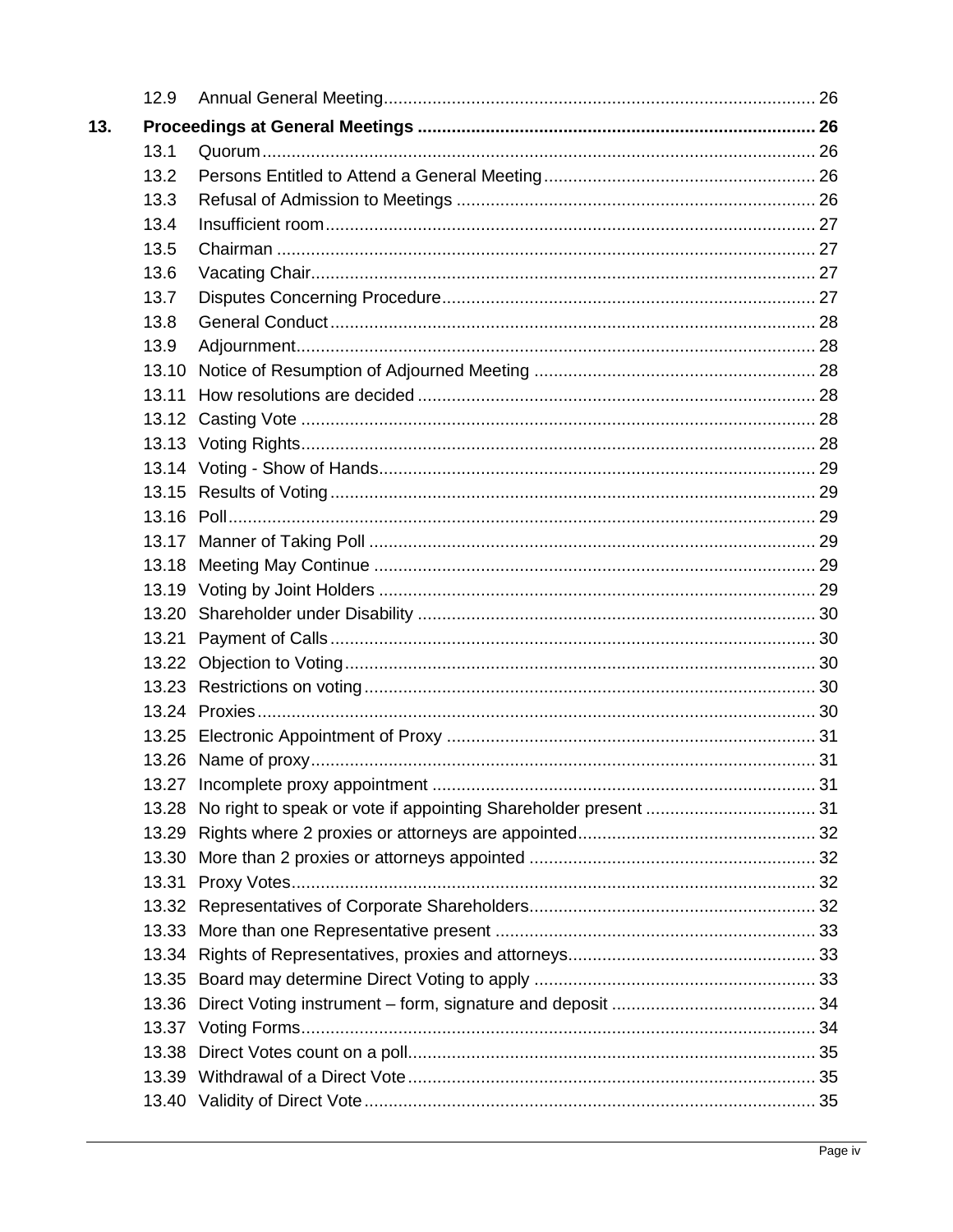| | | |
|---|---|---|
| 12.9 | Annual General Meeting | 26 |
| **13.** | **Proceedings at General Meetings** | **26** |
| 13.1 | Quorum | 26 |
| 13.2 | Persons Entitled to Attend a General Meeting | 26 |
| 13.3 | Refusal of Admission to Meetings | 26 |
| 13.4 | Insufficient room | 27 |
| 13.5 | Chairman | 27 |
| 13.6 | Vacating Chair | 27 |
| 13.7 | Disputes Concerning Procedure | 27 |
| 13.8 | General Conduct | 28 |
| 13.9 | Adjournment | 28 |
| 13.10 | Notice of Resumption of Adjourned Meeting | 28 |
| 13.11 | How resolutions are decided | 28 |
| 13.12 | Casting Vote | 28 |
| 13.13 | Voting Rights | 28 |
| 13.14 | Voting - Show of Hands | 29 |
| 13.15 | Results of Voting | 29 |
| 13.16 | Poll | 29 |
| 13.17 | Manner of Taking Poll | 29 |
| 13.18 | Meeting May Continue | 29 |
| 13.19 | Voting by Joint Holders | 29 |
| 13.20 | Shareholder under Disability | 30 |
| 13.21 | Payment of Calls | 30 |
| 13.22 | Objection to Voting | 30 |
| 13.23 | Restrictions on voting | 30 |
| 13.24 | Proxies | 30 |
| 13.25 | Electronic Appointment of Proxy | 31 |
| 13.26 | Name of proxy | 31 |
| 13.27 | Incomplete proxy appointment | 31 |
| 13.28 | No right to speak or vote if appointing Shareholder present | 31 |
| 13.29 | Rights where 2 proxies or attorneys are appointed | 32 |
| 13.30 | More than 2 proxies or attorneys appointed | 32 |
| 13.31 | Proxy Votes | 32 |
| 13.32 | Representatives of Corporate Shareholders | 32 |
| 13.33 | More than one Representative present | 33 |
| 13.34 | Rights of Representatives, proxies and attorneys | 33 |
| 13.35 | Board may determine Direct Voting to apply | 33 |
| 13.36 | Direct Voting instrument – form, signature and deposit | 34 |
| 13.37 | Voting Forms | 34 |
| 13.38 | Direct Votes count on a poll | 35 |
| 13.39 | Withdrawal of a Direct Vote | 35 |
| 13.40 | Validity of Direct Vote | 35 |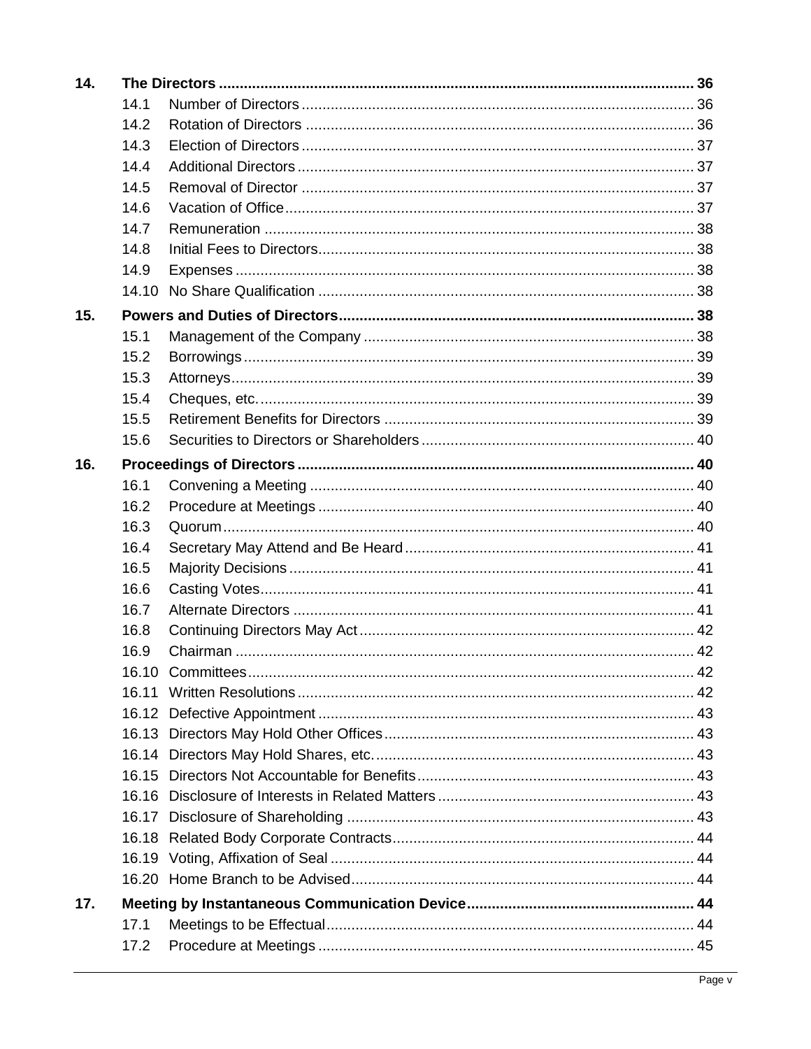| | | | |
|---|---|---|---|
| **14.** | **The Directors** | | **36** |
| | 14.1 | Number of Directors | 36 |
| | 14.2 | Rotation of Directors | 36 |
| | 14.3 | Election of Directors | 37 |
| | 14.4 | Additional Directors | 37 |
| | 14.5 | Removal of Director | 37 |
| | 14.6 | Vacation of Office | 37 |
| | 14.7 | Remuneration | 38 |
| | 14.8 | Initial Fees to Directors | 38 |
| | 14.9 | Expenses | 38 |
| | 14.10 | No Share Qualification | 38 |
| **15.** | **Powers and Duties of Directors** | | **38** |
| | 15.1 | Management of the Company | 38 |
| | 15.2 | Borrowings | 39 |
| | 15.3 | Attorneys | 39 |
| | 15.4 | Cheques, etc. | 39 |
| | 15.5 | Retirement Benefits for Directors | 39 |
| | 15.6 | Securities to Directors or Shareholders | 40 |
| **16.** | **Proceedings of Directors** | | **40** |
| | 16.1 | Convening a Meeting | 40 |
| | 16.2 | Procedure at Meetings | 40 |
| | 16.3 | Quorum | 40 |
| | 16.4 | Secretary May Attend and Be Heard | 41 |
| | 16.5 | Majority Decisions | 41 |
| | 16.6 | Casting Votes | 41 |
| | 16.7 | Alternate Directors | 41 |
| | 16.8 | Continuing Directors May Act | 42 |
| | 16.9 | Chairman | 42 |
| | 16.10 | Committees | 42 |
| | 16.11 | Written Resolutions | 42 |
| | 16.12 | Defective Appointment | 43 |
| | 16.13 | Directors May Hold Other Offices | 43 |
| | 16.14 | Directors May Hold Shares, etc. | 43 |
| | 16.15 | Directors Not Accountable for Benefits | 43 |
| | 16.16 | Disclosure of Interests in Related Matters | 43 |
| | 16.17 | Disclosure of Shareholding | 43 |
| | 16.18 | Related Body Corporate Contracts | 44 |
| | 16.19 | Voting, Affixation of Seal | 44 |
| | 16.20 | Home Branch to be Advised | 44 |
| **17.** | **Meeting by Instantaneous Communication Device** | | **44** |
| | 17.1 | Meetings to be Effectual | 44 |
| | 17.2 | Procedure at Meetings | 45 |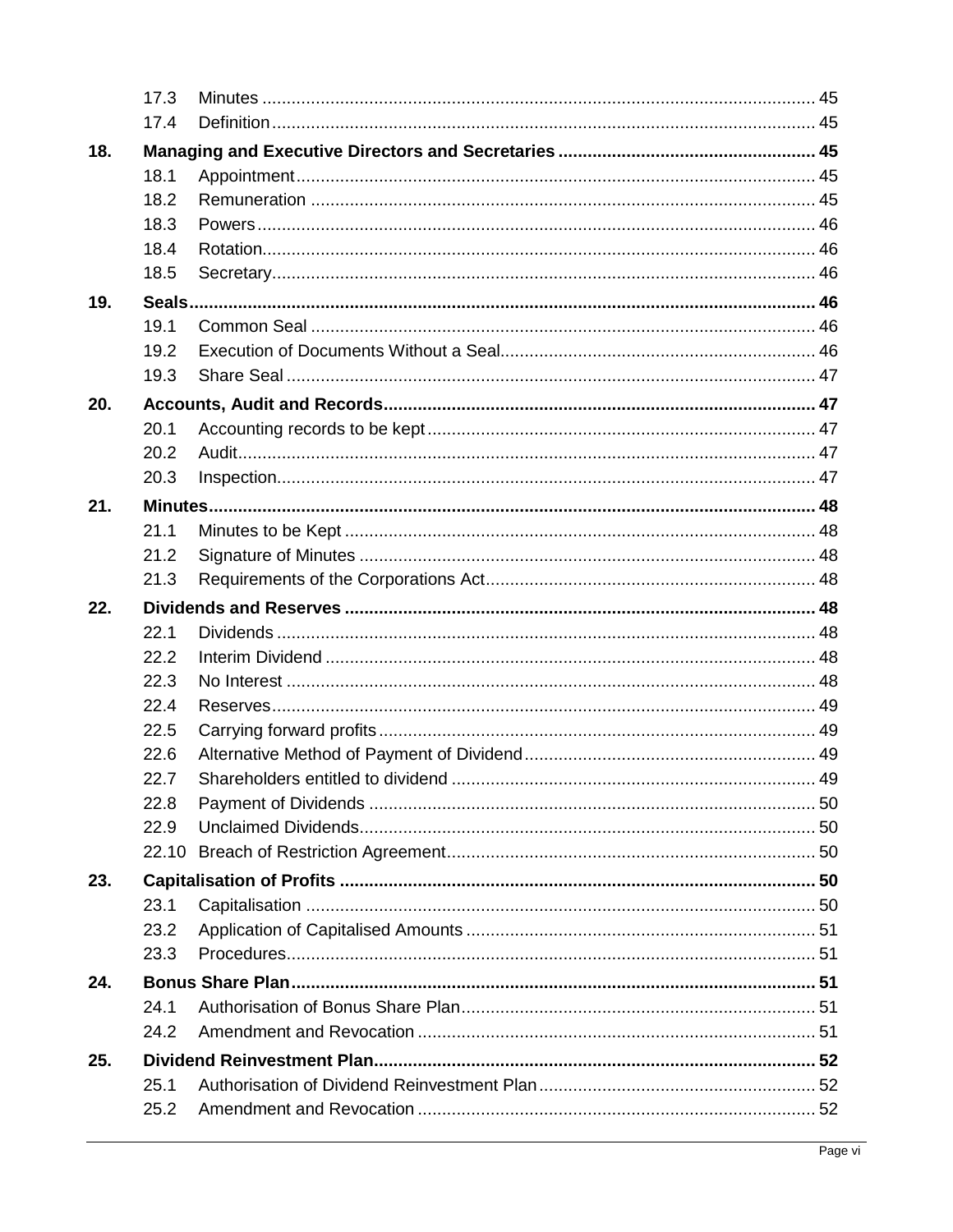| | | |
|---|---|---|
| 17.3 | Minutes | 45 |
| 17.4 | Definition | 45 |
| **18.** | **Managing and Executive Directors and Secretaries** | **45** |
| 18.1 | Appointment | 45 |
| 18.2 | Remuneration | 45 |
| 18.3 | Powers | 46 |
| 18.4 | Rotation | 46 |
| 18.5 | Secretary | 46 |
| **19.** | **Seals** | **46** |
| 19.1 | Common Seal | 46 |
| 19.2 | Execution of Documents Without a Seal | 46 |
| 19.3 | Share Seal | 47 |
| **20.** | **Accounts, Audit and Records** | **47** |
| 20.1 | Accounting records to be kept | 47 |
| 20.2 | Audit | 47 |
| 20.3 | Inspection | 47 |
| **21.** | **Minutes** | **48** |
| 21.1 | Minutes to be Kept | 48 |
| 21.2 | Signature of Minutes | 48 |
| 21.3 | Requirements of the Corporations Act | 48 |
| **22.** | **Dividends and Reserves** | **48** |
| 22.1 | Dividends | 48 |
| 22.2 | Interim Dividend | 48 |
| 22.3 | No Interest | 48 |
| 22.4 | Reserves | 49 |
| 22.5 | Carrying forward profits | 49 |
| 22.6 | Alternative Method of Payment of Dividend | 49 |
| 22.7 | Shareholders entitled to dividend | 49 |
| 22.8 | Payment of Dividends | 50 |
| 22.9 | Unclaimed Dividends | 50 |
| 22.10 | Breach of Restriction Agreement | 50 |
| **23.** | **Capitalisation of Profits** | **50** |
| 23.1 | Capitalisation | 50 |
| 23.2 | Application of Capitalised Amounts | 51 |
| 23.3 | Procedures | 51 |
| **24.** | **Bonus Share Plan** | **51** |
| 24.1 | Authorisation of Bonus Share Plan | 51 |
| 24.2 | Amendment and Revocation | 51 |
| **25.** | **Dividend Reinvestment Plan** | **52** |
| 25.1 | Authorisation of Dividend Reinvestment Plan | 52 |
| 25.2 | Amendment and Revocation | 52 |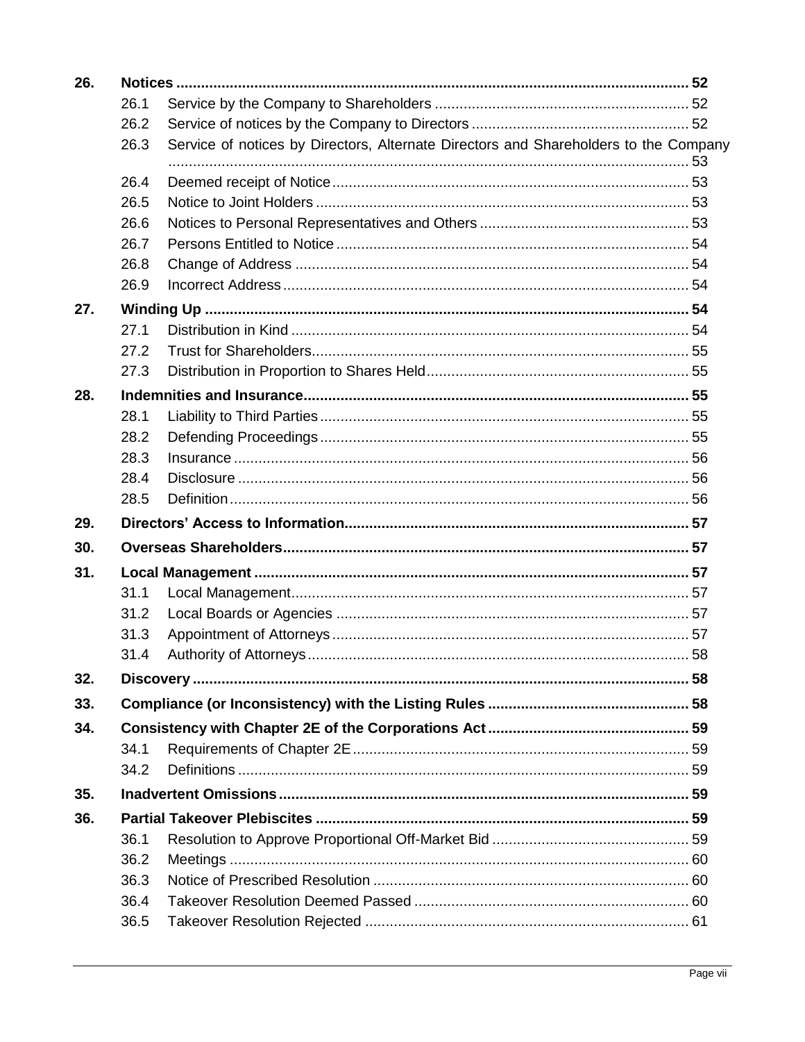| | | | |
|---|---|---|---|
| **26.** | **Notices** | | **52** |
| | 26.1 | Service by the Company to Shareholders | 52 |
| | 26.2 | Service of notices by the Company to Directors | 52 |
| | 26.3 | Service of notices by Directors, Alternate Directors and Shareholders to the Company | 53 |
| | 26.4 | Deemed receipt of Notice | 53 |
| | 26.5 | Notice to Joint Holders | 53 |
| | 26.6 | Notices to Personal Representatives and Others | 53 |
| | 26.7 | Persons Entitled to Notice | 54 |
| | 26.8 | Change of Address | 54 |
| | 26.9 | Incorrect Address | 54 |
| **27.** | **Winding Up** | | **54** |
| | 27.1 | Distribution in Kind | 54 |
| | 27.2 | Trust for Shareholders | 55 |
| | 27.3 | Distribution in Proportion to Shares Held | 55 |
| **28.** | **Indemnities and Insurance** | | **55** |
| | 28.1 | Liability to Third Parties | 55 |
| | 28.2 | Defending Proceedings | 55 |
| | 28.3 | Insurance | 56 |
| | 28.4 | Disclosure | 56 |
| | 28.5 | Definition | 56 |
| **29.** | **Directors' Access to Information** | | **57** |
| **30.** | **Overseas Shareholders** | | **57** |
| **31.** | **Local Management** | | **57** |
| | 31.1 | Local Management | 57 |
| | 31.2 | Local Boards or Agencies | 57 |
| | 31.3 | Appointment of Attorneys | 57 |
| | 31.4 | Authority of Attorneys | 58 |
| **32.** | **Discovery** | | **58** |
| **33.** | **Compliance (or Inconsistency) with the Listing Rules** | | **58** |
| **34.** | **Consistency with Chapter 2E of the Corporations Act** | | **59** |
| | 34.1 | Requirements of Chapter 2E | 59 |
| | 34.2 | Definitions | 59 |
| **35.** | **Inadvertent Omissions** | | **59** |
| **36.** | **Partial Takeover Plebiscites** | | **59** |
| | 36.1 | Resolution to Approve Proportional Off-Market Bid | 59 |
| | 36.2 | Meetings | 60 |
| | 36.3 | Notice of Prescribed Resolution | 60 |
| | 36.4 | Takeover Resolution Deemed Passed | 60 |
| | 36.5 | Takeover Resolution Rejected | 61 |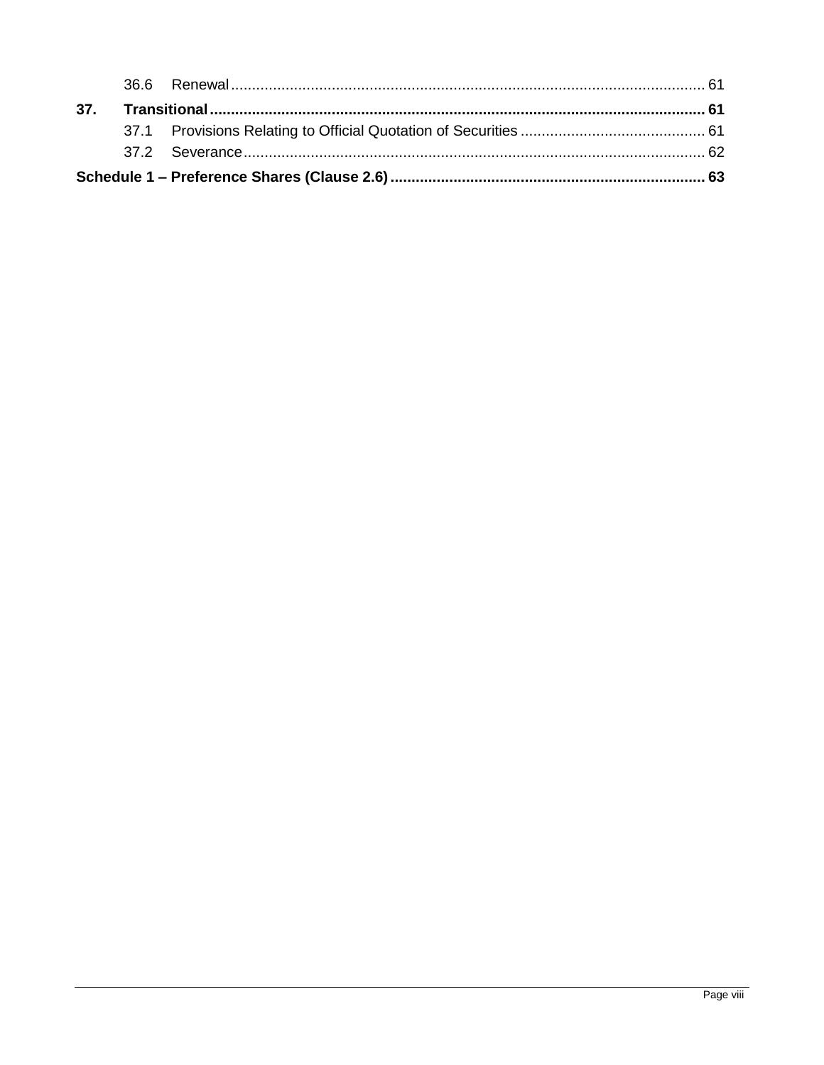36.6 Renewal ... 61

**37. Transitional ... 61**

37.1 Provisions Relating to Official Quotation of Securities ... 61

37.2 Severance ... 62

**Schedule 1 – Preference Shares (Clause 2.6) ... 63**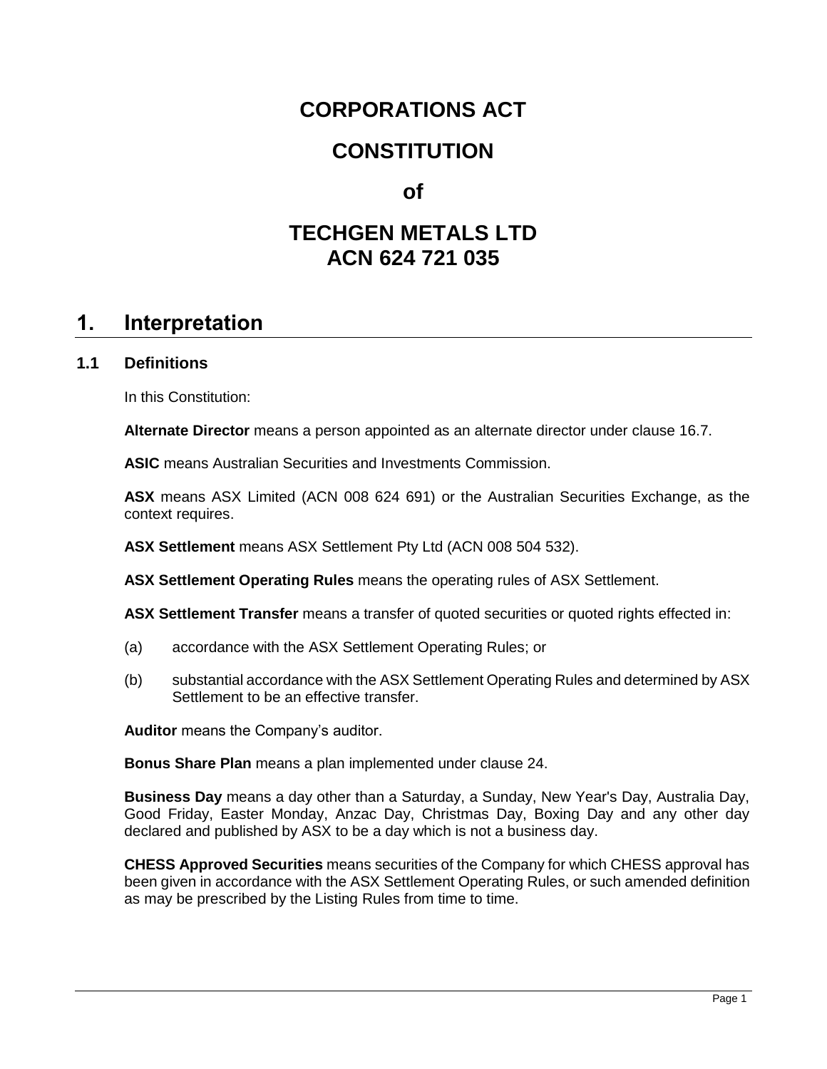# CORPORATIONS ACT

# CONSTITUTION

# of

# TECHGEN METALS LTD
# ACN 624 721 035

## 1. Interpretation

### 1.1 Definitions

In this Constitution:

**Alternate Director** means a person appointed as an alternate director under clause 16.7.

**ASIC** means Australian Securities and Investments Commission.

**ASX** means ASX Limited (ACN 008 624 691) or the Australian Securities Exchange, as the context requires.

**ASX Settlement** means ASX Settlement Pty Ltd (ACN 008 504 532).

**ASX Settlement Operating Rules** means the operating rules of ASX Settlement.

**ASX Settlement Transfer** means a transfer of quoted securities or quoted rights effected in:

(a) accordance with the ASX Settlement Operating Rules; or

(b) substantial accordance with the ASX Settlement Operating Rules and determined by ASX Settlement to be an effective transfer.

**Auditor** means the Company's auditor.

**Bonus Share Plan** means a plan implemented under clause 24.

**Business Day** means a day other than a Saturday, a Sunday, New Year's Day, Australia Day, Good Friday, Easter Monday, Anzac Day, Christmas Day, Boxing Day and any other day declared and published by ASX to be a day which is not a business day.

**CHESS Approved Securities** means securities of the Company for which CHESS approval has been given in accordance with the ASX Settlement Operating Rules, or such amended definition as may be prescribed by the Listing Rules from time to time.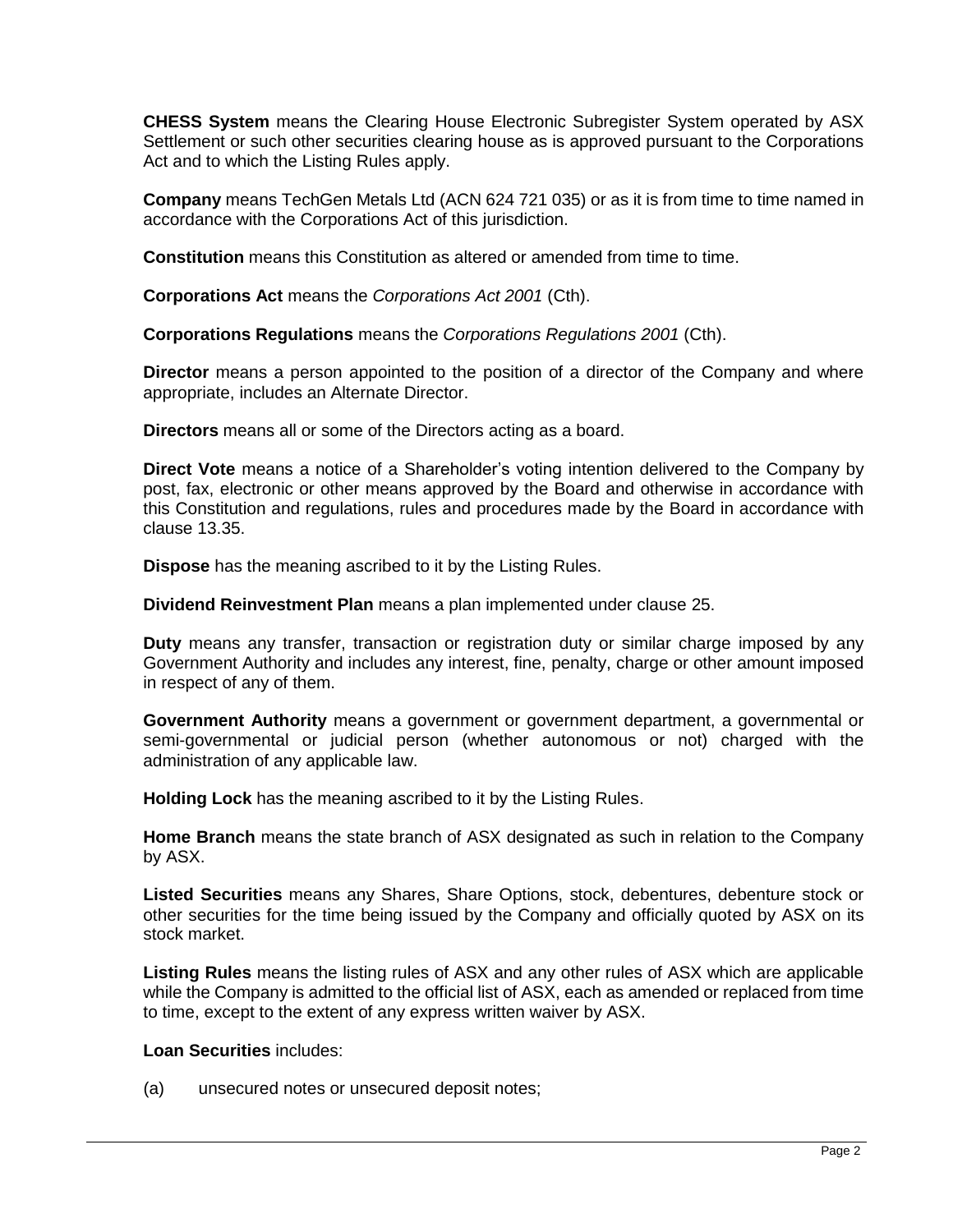**CHESS System** means the Clearing House Electronic Subregister System operated by ASX Settlement or such other securities clearing house as is approved pursuant to the Corporations Act and to which the Listing Rules apply.

**Company** means TechGen Metals Ltd (ACN 624 721 035) or as it is from time to time named in accordance with the Corporations Act of this jurisdiction.

**Constitution** means this Constitution as altered or amended from time to time.

**Corporations Act** means the *Corporations Act 2001* (Cth).

**Corporations Regulations** means the *Corporations Regulations 2001* (Cth).

**Director** means a person appointed to the position of a director of the Company and where appropriate, includes an Alternate Director.

**Directors** means all or some of the Directors acting as a board.

**Direct Vote** means a notice of a Shareholder's voting intention delivered to the Company by post, fax, electronic or other means approved by the Board and otherwise in accordance with this Constitution and regulations, rules and procedures made by the Board in accordance with clause 13.35.

**Dispose** has the meaning ascribed to it by the Listing Rules.

**Dividend Reinvestment Plan** means a plan implemented under clause 25.

**Duty** means any transfer, transaction or registration duty or similar charge imposed by any Government Authority and includes any interest, fine, penalty, charge or other amount imposed in respect of any of them.

**Government Authority** means a government or government department, a governmental or semi-governmental or judicial person (whether autonomous or not) charged with the administration of any applicable law.

**Holding Lock** has the meaning ascribed to it by the Listing Rules.

**Home Branch** means the state branch of ASX designated as such in relation to the Company by ASX.

**Listed Securities** means any Shares, Share Options, stock, debentures, debenture stock or other securities for the time being issued by the Company and officially quoted by ASX on its stock market.

**Listing Rules** means the listing rules of ASX and any other rules of ASX which are applicable while the Company is admitted to the official list of ASX, each as amended or replaced from time to time, except to the extent of any express written waiver by ASX.

**Loan Securities** includes:

(a) unsecured notes or unsecured deposit notes;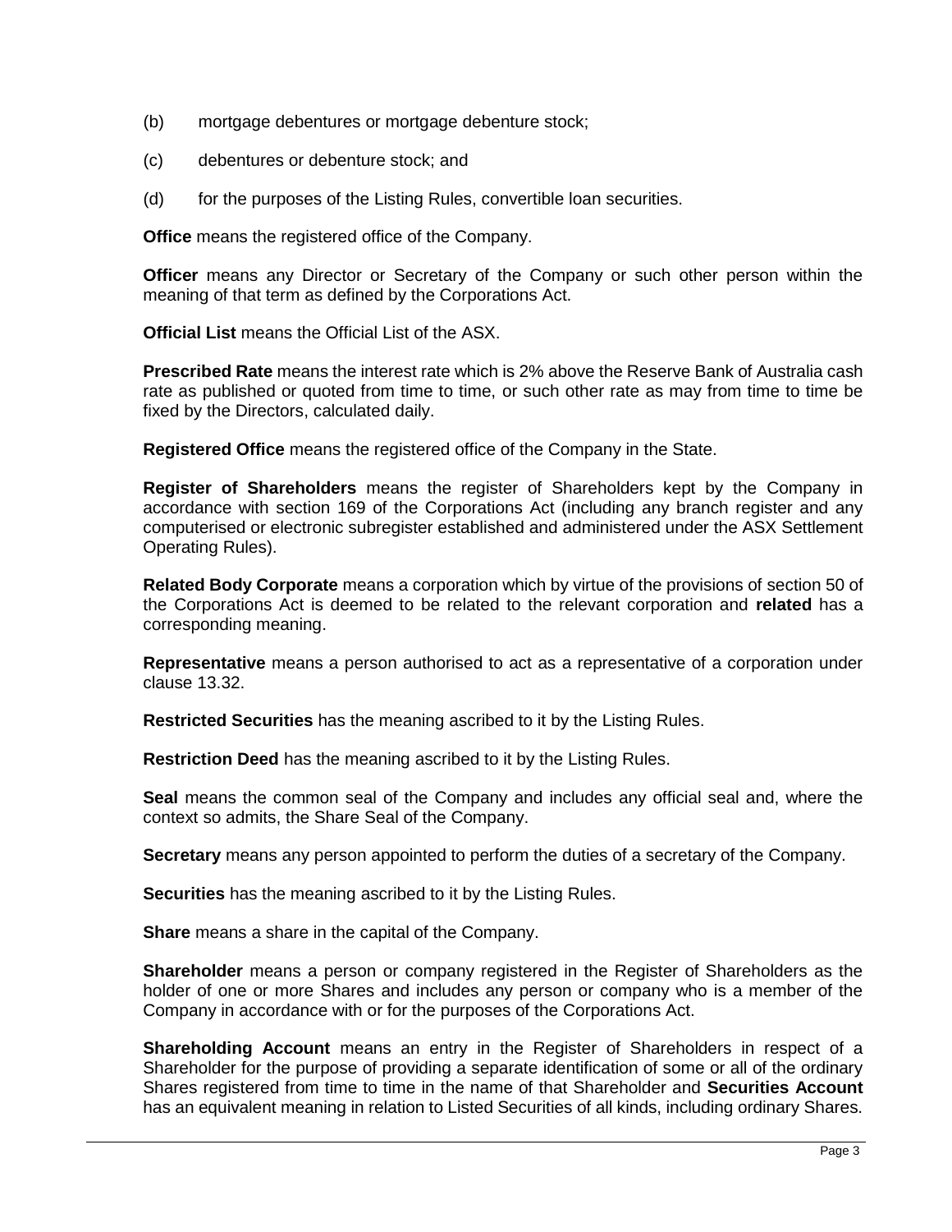(b) mortgage debentures or mortgage debenture stock;

(c) debentures or debenture stock; and

(d) for the purposes of the Listing Rules, convertible loan securities.

**Office** means the registered office of the Company.

**Officer** means any Director or Secretary of the Company or such other person within the meaning of that term as defined by the Corporations Act.

**Official List** means the Official List of the ASX.

**Prescribed Rate** means the interest rate which is 2% above the Reserve Bank of Australia cash rate as published or quoted from time to time, or such other rate as may from time to time be fixed by the Directors, calculated daily.

**Registered Office** means the registered office of the Company in the State.

**Register of Shareholders** means the register of Shareholders kept by the Company in accordance with section 169 of the Corporations Act (including any branch register and any computerised or electronic subregister established and administered under the ASX Settlement Operating Rules).

**Related Body Corporate** means a corporation which by virtue of the provisions of section 50 of the Corporations Act is deemed to be related to the relevant corporation and **related** has a corresponding meaning.

**Representative** means a person authorised to act as a representative of a corporation under clause 13.32.

**Restricted Securities** has the meaning ascribed to it by the Listing Rules.

**Restriction Deed** has the meaning ascribed to it by the Listing Rules.

**Seal** means the common seal of the Company and includes any official seal and, where the context so admits, the Share Seal of the Company.

**Secretary** means any person appointed to perform the duties of a secretary of the Company.

**Securities** has the meaning ascribed to it by the Listing Rules.

**Share** means a share in the capital of the Company.

**Shareholder** means a person or company registered in the Register of Shareholders as the holder of one or more Shares and includes any person or company who is a member of the Company in accordance with or for the purposes of the Corporations Act.

**Shareholding Account** means an entry in the Register of Shareholders in respect of a Shareholder for the purpose of providing a separate identification of some or all of the ordinary Shares registered from time to time in the name of that Shareholder and **Securities Account** has an equivalent meaning in relation to Listed Securities of all kinds, including ordinary Shares.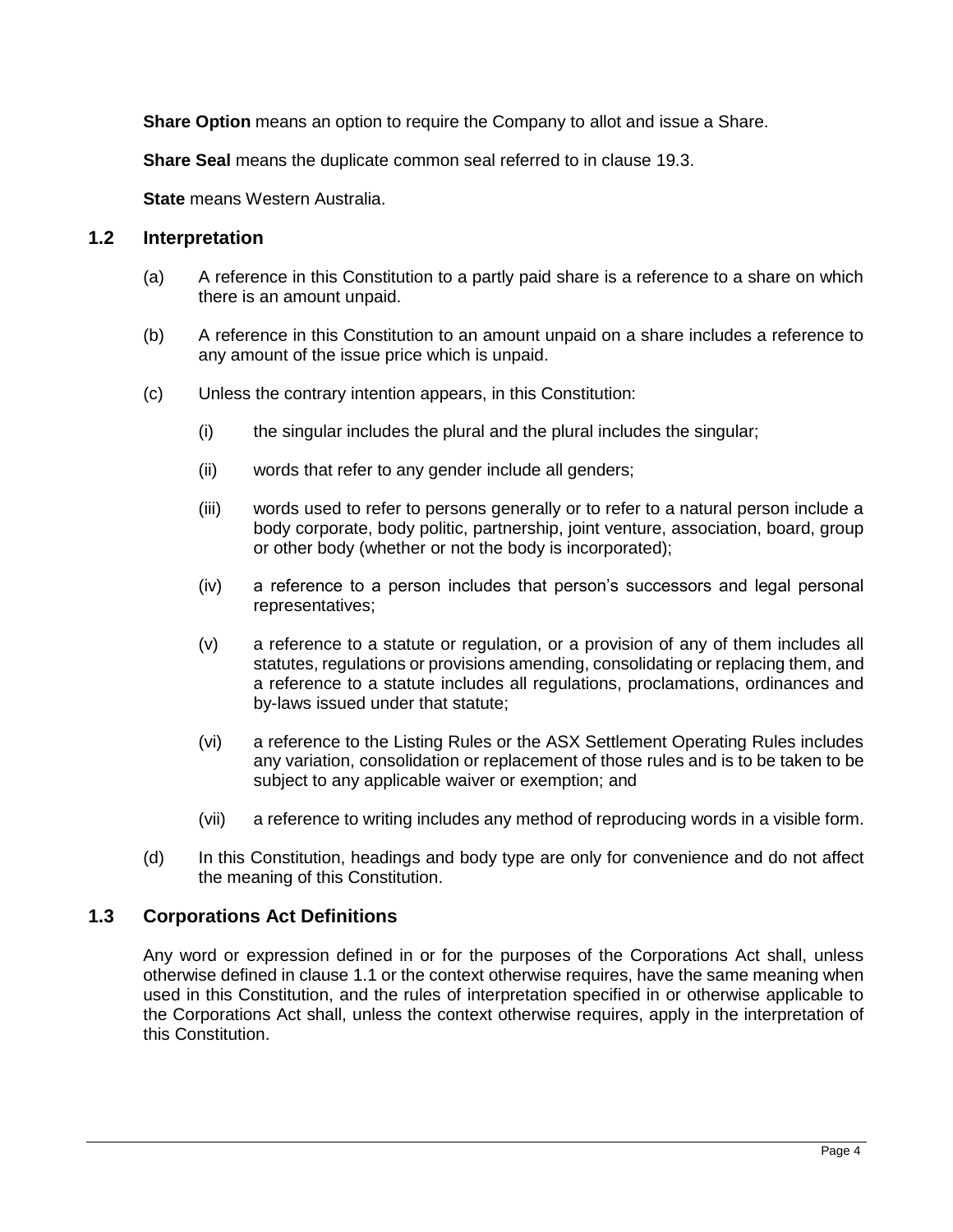**Share Option** means an option to require the Company to allot and issue a Share.

**Share Seal** means the duplicate common seal referred to in clause 19.3.

**State** means Western Australia.

## 1.2 Interpretation

(a) A reference in this Constitution to a partly paid share is a reference to a share on which there is an amount unpaid.

(b) A reference in this Constitution to an amount unpaid on a share includes a reference to any amount of the issue price which is unpaid.

(c) Unless the contrary intention appears, in this Constitution:

(i) the singular includes the plural and the plural includes the singular;

(ii) words that refer to any gender include all genders;

(iii) words used to refer to persons generally or to refer to a natural person include a body corporate, body politic, partnership, joint venture, association, board, group or other body (whether or not the body is incorporated);

(iv) a reference to a person includes that person's successors and legal personal representatives;

(v) a reference to a statute or regulation, or a provision of any of them includes all statutes, regulations or provisions amending, consolidating or replacing them, and a reference to a statute includes all regulations, proclamations, ordinances and by-laws issued under that statute;

(vi) a reference to the Listing Rules or the ASX Settlement Operating Rules includes any variation, consolidation or replacement of those rules and is to be taken to be subject to any applicable waiver or exemption; and

(vii) a reference to writing includes any method of reproducing words in a visible form.

(d) In this Constitution, headings and body type are only for convenience and do not affect the meaning of this Constitution.

## 1.3 Corporations Act Definitions

Any word or expression defined in or for the purposes of the Corporations Act shall, unless otherwise defined in clause 1.1 or the context otherwise requires, have the same meaning when used in this Constitution, and the rules of interpretation specified in or otherwise applicable to the Corporations Act shall, unless the context otherwise requires, apply in the interpretation of this Constitution.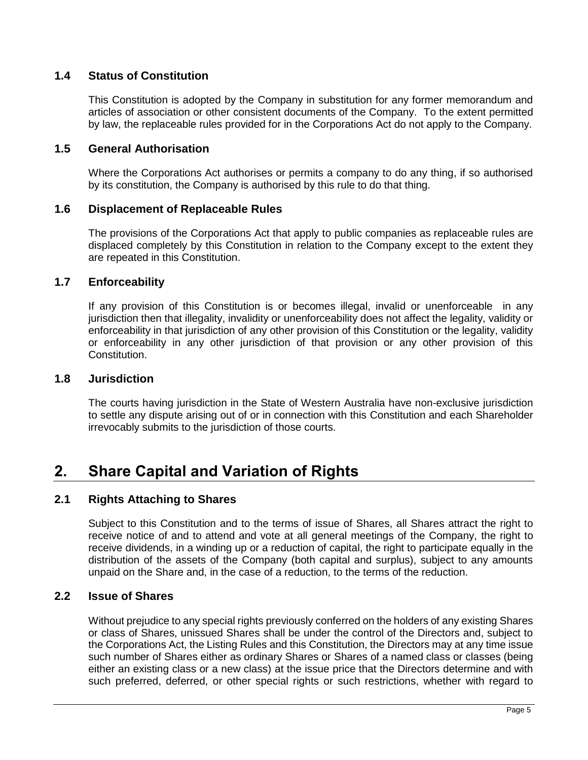### 1.4 Status of Constitution

This Constitution is adopted by the Company in substitution for any former memorandum and articles of association or other consistent documents of the Company. To the extent permitted by law, the replaceable rules provided for in the Corporations Act do not apply to the Company.

### 1.5 General Authorisation

Where the Corporations Act authorises or permits a company to do any thing, if so authorised by its constitution, the Company is authorised by this rule to do that thing.

### 1.6 Displacement of Replaceable Rules

The provisions of the Corporations Act that apply to public companies as replaceable rules are displaced completely by this Constitution in relation to the Company except to the extent they are repeated in this Constitution.

### 1.7 Enforceability

If any provision of this Constitution is or becomes illegal, invalid or unenforceable in any jurisdiction then that illegality, invalidity or unenforceability does not affect the legality, validity or enforceability in that jurisdiction of any other provision of this Constitution or the legality, validity or enforceability in any other jurisdiction of that provision or any other provision of this Constitution.

### 1.8 Jurisdiction

The courts having jurisdiction in the State of Western Australia have non-exclusive jurisdiction to settle any dispute arising out of or in connection with this Constitution and each Shareholder irrevocably submits to the jurisdiction of those courts.

## 2. Share Capital and Variation of Rights

### 2.1 Rights Attaching to Shares

Subject to this Constitution and to the terms of issue of Shares, all Shares attract the right to receive notice of and to attend and vote at all general meetings of the Company, the right to receive dividends, in a winding up or a reduction of capital, the right to participate equally in the distribution of the assets of the Company (both capital and surplus), subject to any amounts unpaid on the Share and, in the case of a reduction, to the terms of the reduction.

### 2.2 Issue of Shares

Without prejudice to any special rights previously conferred on the holders of any existing Shares or class of Shares, unissued Shares shall be under the control of the Directors and, subject to the Corporations Act, the Listing Rules and this Constitution, the Directors may at any time issue such number of Shares either as ordinary Shares or Shares of a named class or classes (being either an existing class or a new class) at the issue price that the Directors determine and with such preferred, deferred, or other special rights or such restrictions, whether with regard to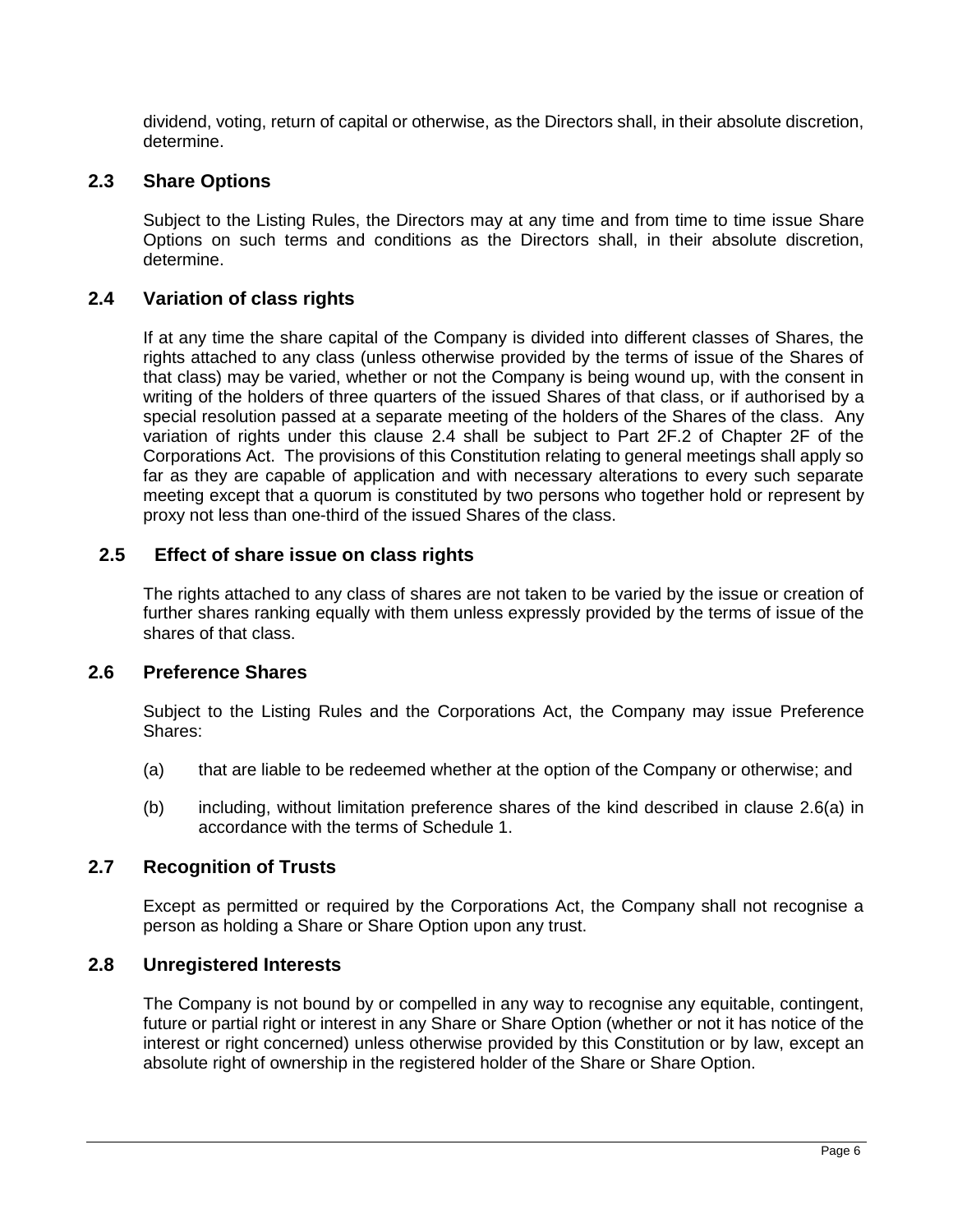dividend, voting, return of capital or otherwise, as the Directors shall, in their absolute discretion, determine.

## 2.3 Share Options

Subject to the Listing Rules, the Directors may at any time and from time to time issue Share Options on such terms and conditions as the Directors shall, in their absolute discretion, determine.

## 2.4 Variation of class rights

If at any time the share capital of the Company is divided into different classes of Shares, the rights attached to any class (unless otherwise provided by the terms of issue of the Shares of that class) may be varied, whether or not the Company is being wound up, with the consent in writing of the holders of three quarters of the issued Shares of that class, or if authorised by a special resolution passed at a separate meeting of the holders of the Shares of the class. Any variation of rights under this clause 2.4 shall be subject to Part 2F.2 of Chapter 2F of the Corporations Act. The provisions of this Constitution relating to general meetings shall apply so far as they are capable of application and with necessary alterations to every such separate meeting except that a quorum is constituted by two persons who together hold or represent by proxy not less than one-third of the issued Shares of the class.

## 2.5 Effect of share issue on class rights

The rights attached to any class of shares are not taken to be varied by the issue or creation of further shares ranking equally with them unless expressly provided by the terms of issue of the shares of that class.

## 2.6 Preference Shares

Subject to the Listing Rules and the Corporations Act, the Company may issue Preference Shares:

(a) that are liable to be redeemed whether at the option of the Company or otherwise; and

(b) including, without limitation preference shares of the kind described in clause 2.6(a) in accordance with the terms of Schedule 1.

## 2.7 Recognition of Trusts

Except as permitted or required by the Corporations Act, the Company shall not recognise a person as holding a Share or Share Option upon any trust.

## 2.8 Unregistered Interests

The Company is not bound by or compelled in any way to recognise any equitable, contingent, future or partial right or interest in any Share or Share Option (whether or not it has notice of the interest or right concerned) unless otherwise provided by this Constitution or by law, except an absolute right of ownership in the registered holder of the Share or Share Option.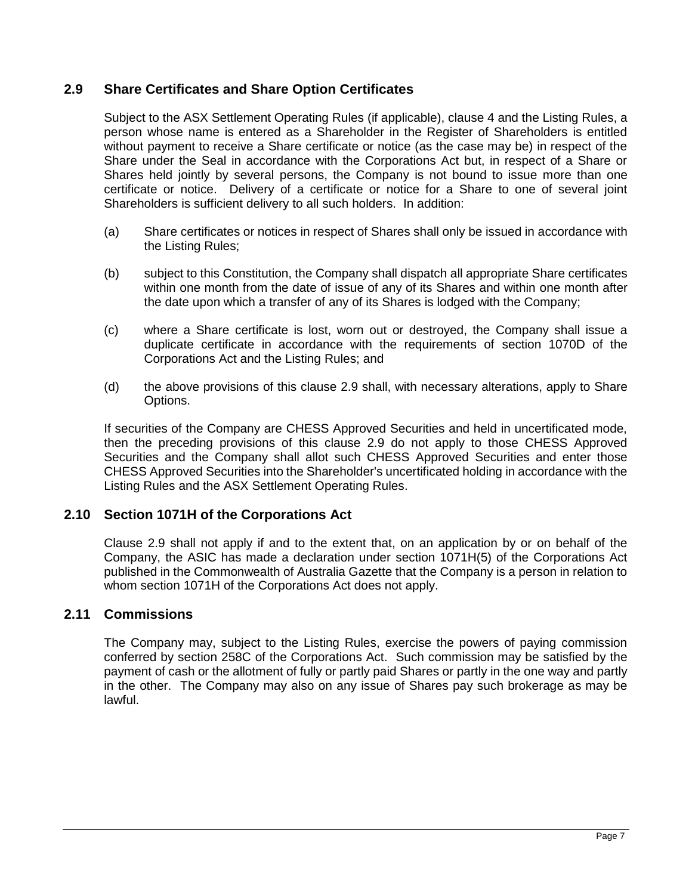## 2.9 Share Certificates and Share Option Certificates

Subject to the ASX Settlement Operating Rules (if applicable), clause 4 and the Listing Rules, a person whose name is entered as a Shareholder in the Register of Shareholders is entitled without payment to receive a Share certificate or notice (as the case may be) in respect of the Share under the Seal in accordance with the Corporations Act but, in respect of a Share or Shares held jointly by several persons, the Company is not bound to issue more than one certificate or notice. Delivery of a certificate or notice for a Share to one of several joint Shareholders is sufficient delivery to all such holders. In addition:

(a) Share certificates or notices in respect of Shares shall only be issued in accordance with the Listing Rules;

(b) subject to this Constitution, the Company shall dispatch all appropriate Share certificates within one month from the date of issue of any of its Shares and within one month after the date upon which a transfer of any of its Shares is lodged with the Company;

(c) where a Share certificate is lost, worn out or destroyed, the Company shall issue a duplicate certificate in accordance with the requirements of section 1070D of the Corporations Act and the Listing Rules; and

(d) the above provisions of this clause 2.9 shall, with necessary alterations, apply to Share Options.

If securities of the Company are CHESS Approved Securities and held in uncertificated mode, then the preceding provisions of this clause 2.9 do not apply to those CHESS Approved Securities and the Company shall allot such CHESS Approved Securities and enter those CHESS Approved Securities into the Shareholder's uncertificated holding in accordance with the Listing Rules and the ASX Settlement Operating Rules.

## 2.10 Section 1071H of the Corporations Act

Clause 2.9 shall not apply if and to the extent that, on an application by or on behalf of the Company, the ASIC has made a declaration under section 1071H(5) of the Corporations Act published in the Commonwealth of Australia Gazette that the Company is a person in relation to whom section 1071H of the Corporations Act does not apply.

## 2.11 Commissions

The Company may, subject to the Listing Rules, exercise the powers of paying commission conferred by section 258C of the Corporations Act. Such commission may be satisfied by the payment of cash or the allotment of fully or partly paid Shares or partly in the one way and partly in the other. The Company may also on any issue of Shares pay such brokerage as may be lawful.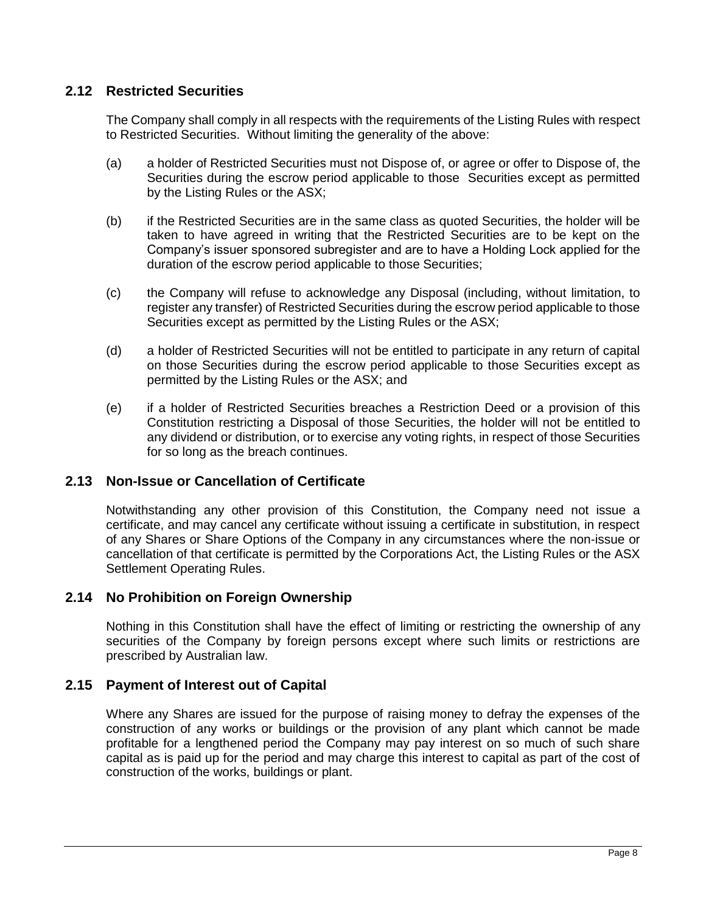## 2.12 Restricted Securities

The Company shall comply in all respects with the requirements of the Listing Rules with respect to Restricted Securities. Without limiting the generality of the above:

(a) a holder of Restricted Securities must not Dispose of, or agree or offer to Dispose of, the Securities during the escrow period applicable to those Securities except as permitted by the Listing Rules or the ASX;

(b) if the Restricted Securities are in the same class as quoted Securities, the holder will be taken to have agreed in writing that the Restricted Securities are to be kept on the Company's issuer sponsored subregister and are to have a Holding Lock applied for the duration of the escrow period applicable to those Securities;

(c) the Company will refuse to acknowledge any Disposal (including, without limitation, to register any transfer) of Restricted Securities during the escrow period applicable to those Securities except as permitted by the Listing Rules or the ASX;

(d) a holder of Restricted Securities will not be entitled to participate in any return of capital on those Securities during the escrow period applicable to those Securities except as permitted by the Listing Rules or the ASX; and

(e) if a holder of Restricted Securities breaches a Restriction Deed or a provision of this Constitution restricting a Disposal of those Securities, the holder will not be entitled to any dividend or distribution, or to exercise any voting rights, in respect of those Securities for so long as the breach continues.

## 2.13 Non-Issue or Cancellation of Certificate

Notwithstanding any other provision of this Constitution, the Company need not issue a certificate, and may cancel any certificate without issuing a certificate in substitution, in respect of any Shares or Share Options of the Company in any circumstances where the non-issue or cancellation of that certificate is permitted by the Corporations Act, the Listing Rules or the ASX Settlement Operating Rules.

## 2.14 No Prohibition on Foreign Ownership

Nothing in this Constitution shall have the effect of limiting or restricting the ownership of any securities of the Company by foreign persons except where such limits or restrictions are prescribed by Australian law.

## 2.15 Payment of Interest out of Capital

Where any Shares are issued for the purpose of raising money to defray the expenses of the construction of any works or buildings or the provision of any plant which cannot be made profitable for a lengthened period the Company may pay interest on so much of such share capital as is paid up for the period and may charge this interest to capital as part of the cost of construction of the works, buildings or plant.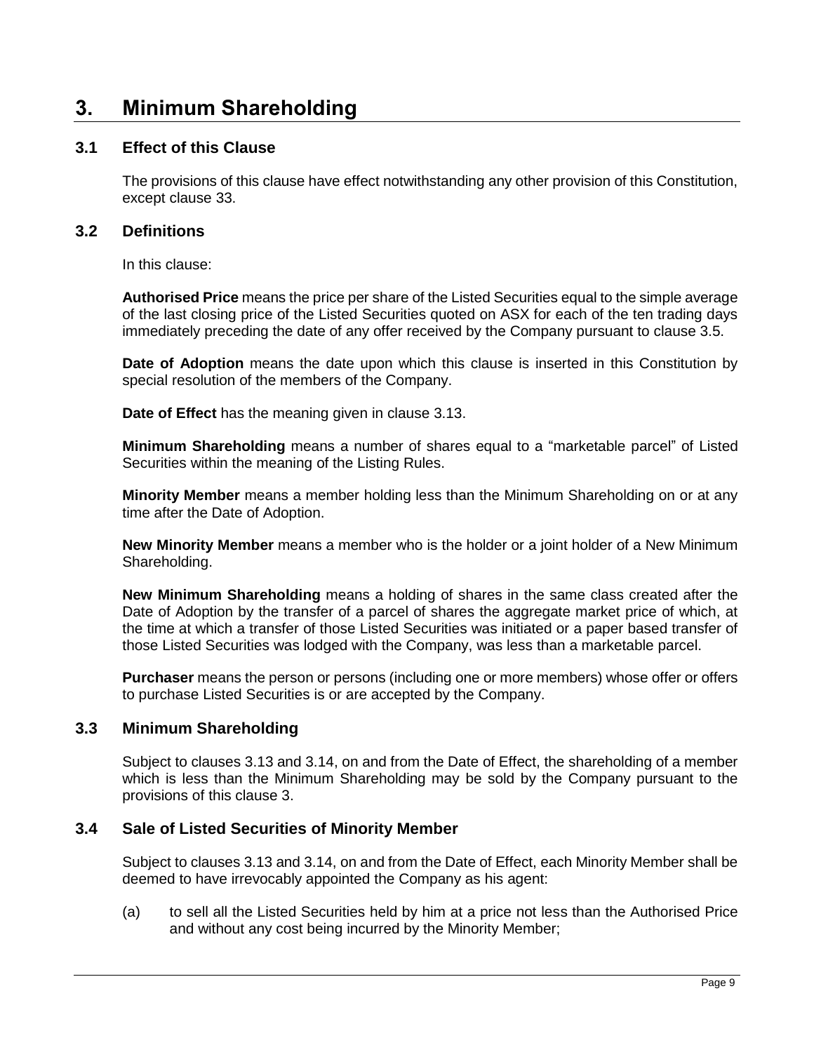# 3. Minimum Shareholding

## 3.1 Effect of this Clause

The provisions of this clause have effect notwithstanding any other provision of this Constitution, except clause 33.

## 3.2 Definitions

In this clause:

**Authorised Price** means the price per share of the Listed Securities equal to the simple average of the last closing price of the Listed Securities quoted on ASX for each of the ten trading days immediately preceding the date of any offer received by the Company pursuant to clause 3.5.

**Date of Adoption** means the date upon which this clause is inserted in this Constitution by special resolution of the members of the Company.

**Date of Effect** has the meaning given in clause 3.13.

**Minimum Shareholding** means a number of shares equal to a "marketable parcel" of Listed Securities within the meaning of the Listing Rules.

**Minority Member** means a member holding less than the Minimum Shareholding on or at any time after the Date of Adoption.

**New Minority Member** means a member who is the holder or a joint holder of a New Minimum Shareholding.

**New Minimum Shareholding** means a holding of shares in the same class created after the Date of Adoption by the transfer of a parcel of shares the aggregate market price of which, at the time at which a transfer of those Listed Securities was initiated or a paper based transfer of those Listed Securities was lodged with the Company, was less than a marketable parcel.

**Purchaser** means the person or persons (including one or more members) whose offer or offers to purchase Listed Securities is or are accepted by the Company.

## 3.3 Minimum Shareholding

Subject to clauses 3.13 and 3.14, on and from the Date of Effect, the shareholding of a member which is less than the Minimum Shareholding may be sold by the Company pursuant to the provisions of this clause 3.

## 3.4 Sale of Listed Securities of Minority Member

Subject to clauses 3.13 and 3.14, on and from the Date of Effect, each Minority Member shall be deemed to have irrevocably appointed the Company as his agent:

(a) to sell all the Listed Securities held by him at a price not less than the Authorised Price and without any cost being incurred by the Minority Member;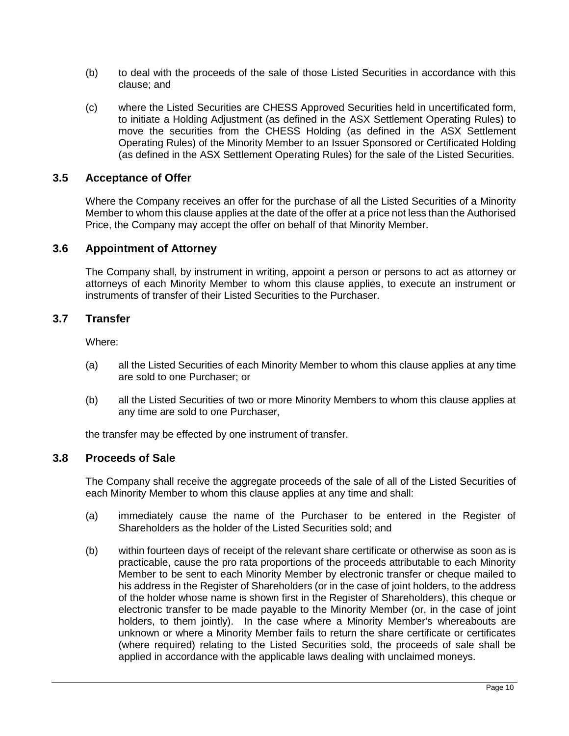(b) to deal with the proceeds of the sale of those Listed Securities in accordance with this clause; and

(c) where the Listed Securities are CHESS Approved Securities held in uncertificated form, to initiate a Holding Adjustment (as defined in the ASX Settlement Operating Rules) to move the securities from the CHESS Holding (as defined in the ASX Settlement Operating Rules) of the Minority Member to an Issuer Sponsored or Certificated Holding (as defined in the ASX Settlement Operating Rules) for the sale of the Listed Securities.

### 3.5 Acceptance of Offer

Where the Company receives an offer for the purchase of all the Listed Securities of a Minority Member to whom this clause applies at the date of the offer at a price not less than the Authorised Price, the Company may accept the offer on behalf of that Minority Member.

### 3.6 Appointment of Attorney

The Company shall, by instrument in writing, appoint a person or persons to act as attorney or attorneys of each Minority Member to whom this clause applies, to execute an instrument or instruments of transfer of their Listed Securities to the Purchaser.

### 3.7 Transfer

Where:

(a) all the Listed Securities of each Minority Member to whom this clause applies at any time are sold to one Purchaser; or

(b) all the Listed Securities of two or more Minority Members to whom this clause applies at any time are sold to one Purchaser,

the transfer may be effected by one instrument of transfer.

### 3.8 Proceeds of Sale

The Company shall receive the aggregate proceeds of the sale of all of the Listed Securities of each Minority Member to whom this clause applies at any time and shall:

(a) immediately cause the name of the Purchaser to be entered in the Register of Shareholders as the holder of the Listed Securities sold; and

(b) within fourteen days of receipt of the relevant share certificate or otherwise as soon as is practicable, cause the pro rata proportions of the proceeds attributable to each Minority Member to be sent to each Minority Member by electronic transfer or cheque mailed to his address in the Register of Shareholders (or in the case of joint holders, to the address of the holder whose name is shown first in the Register of Shareholders), this cheque or electronic transfer to be made payable to the Minority Member (or, in the case of joint holders, to them jointly). In the case where a Minority Member's whereabouts are unknown or where a Minority Member fails to return the share certificate or certificates (where required) relating to the Listed Securities sold, the proceeds of sale shall be applied in accordance with the applicable laws dealing with unclaimed moneys.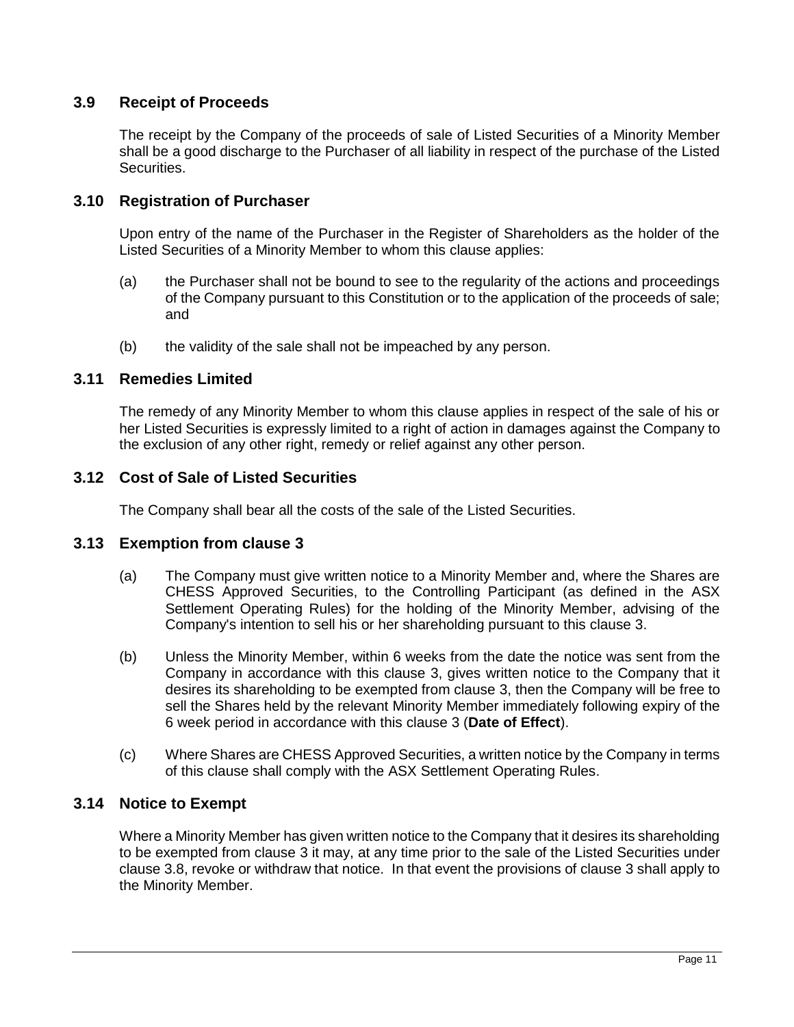### 3.9 Receipt of Proceeds

The receipt by the Company of the proceeds of sale of Listed Securities of a Minority Member shall be a good discharge to the Purchaser of all liability in respect of the purchase of the Listed Securities.

### 3.10 Registration of Purchaser

Upon entry of the name of the Purchaser in the Register of Shareholders as the holder of the Listed Securities of a Minority Member to whom this clause applies:

(a) the Purchaser shall not be bound to see to the regularity of the actions and proceedings of the Company pursuant to this Constitution or to the application of the proceeds of sale; and

(b) the validity of the sale shall not be impeached by any person.

### 3.11 Remedies Limited

The remedy of any Minority Member to whom this clause applies in respect of the sale of his or her Listed Securities is expressly limited to a right of action in damages against the Company to the exclusion of any other right, remedy or relief against any other person.

### 3.12 Cost of Sale of Listed Securities

The Company shall bear all the costs of the sale of the Listed Securities.

### 3.13 Exemption from clause 3

(a) The Company must give written notice to a Minority Member and, where the Shares are CHESS Approved Securities, to the Controlling Participant (as defined in the ASX Settlement Operating Rules) for the holding of the Minority Member, advising of the Company's intention to sell his or her shareholding pursuant to this clause 3.

(b) Unless the Minority Member, within 6 weeks from the date the notice was sent from the Company in accordance with this clause 3, gives written notice to the Company that it desires its shareholding to be exempted from clause 3, then the Company will be free to sell the Shares held by the relevant Minority Member immediately following expiry of the 6 week period in accordance with this clause 3 (**Date of Effect**).

(c) Where Shares are CHESS Approved Securities, a written notice by the Company in terms of this clause shall comply with the ASX Settlement Operating Rules.

### 3.14 Notice to Exempt

Where a Minority Member has given written notice to the Company that it desires its shareholding to be exempted from clause 3 it may, at any time prior to the sale of the Listed Securities under clause 3.8, revoke or withdraw that notice. In that event the provisions of clause 3 shall apply to the Minority Member.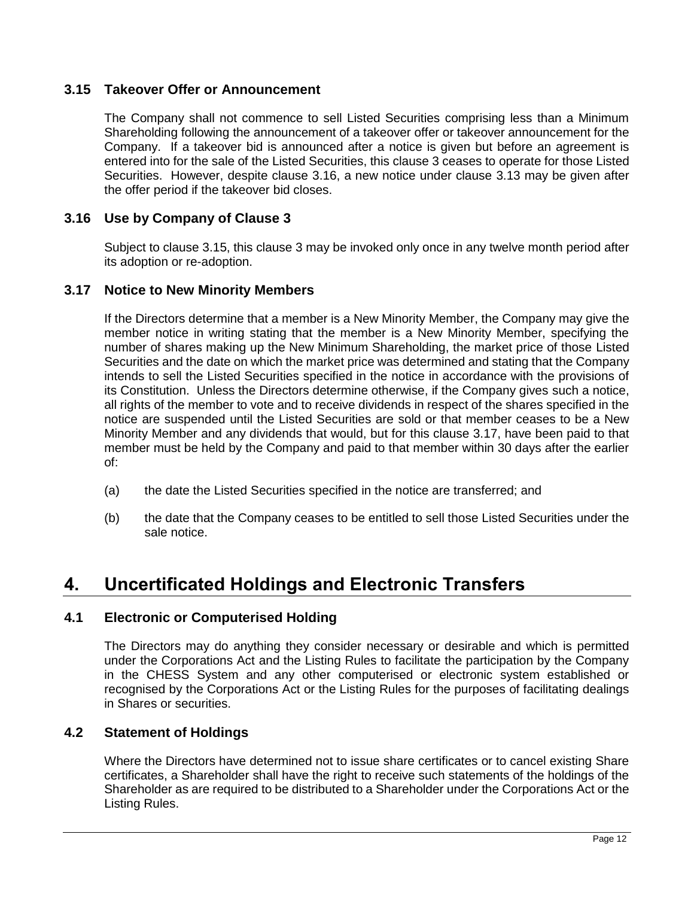### 3.15 Takeover Offer or Announcement

The Company shall not commence to sell Listed Securities comprising less than a Minimum Shareholding following the announcement of a takeover offer or takeover announcement for the Company. If a takeover bid is announced after a notice is given but before an agreement is entered into for the sale of the Listed Securities, this clause 3 ceases to operate for those Listed Securities. However, despite clause 3.16, a new notice under clause 3.13 may be given after the offer period if the takeover bid closes.

### 3.16 Use by Company of Clause 3

Subject to clause 3.15, this clause 3 may be invoked only once in any twelve month period after its adoption or re-adoption.

### 3.17 Notice to New Minority Members

If the Directors determine that a member is a New Minority Member, the Company may give the member notice in writing stating that the member is a New Minority Member, specifying the number of shares making up the New Minimum Shareholding, the market price of those Listed Securities and the date on which the market price was determined and stating that the Company intends to sell the Listed Securities specified in the notice in accordance with the provisions of its Constitution. Unless the Directors determine otherwise, if the Company gives such a notice, all rights of the member to vote and to receive dividends in respect of the shares specified in the notice are suspended until the Listed Securities are sold or that member ceases to be a New Minority Member and any dividends that would, but for this clause 3.17, have been paid to that member must be held by the Company and paid to that member within 30 days after the earlier of:

(a) the date the Listed Securities specified in the notice are transferred; and

(b) the date that the Company ceases to be entitled to sell those Listed Securities under the sale notice.

## 4. Uncertificated Holdings and Electronic Transfers

### 4.1 Electronic or Computerised Holding

The Directors may do anything they consider necessary or desirable and which is permitted under the Corporations Act and the Listing Rules to facilitate the participation by the Company in the CHESS System and any other computerised or electronic system established or recognised by the Corporations Act or the Listing Rules for the purposes of facilitating dealings in Shares or securities.

### 4.2 Statement of Holdings

Where the Directors have determined not to issue share certificates or to cancel existing Share certificates, a Shareholder shall have the right to receive such statements of the holdings of the Shareholder as are required to be distributed to a Shareholder under the Corporations Act or the Listing Rules.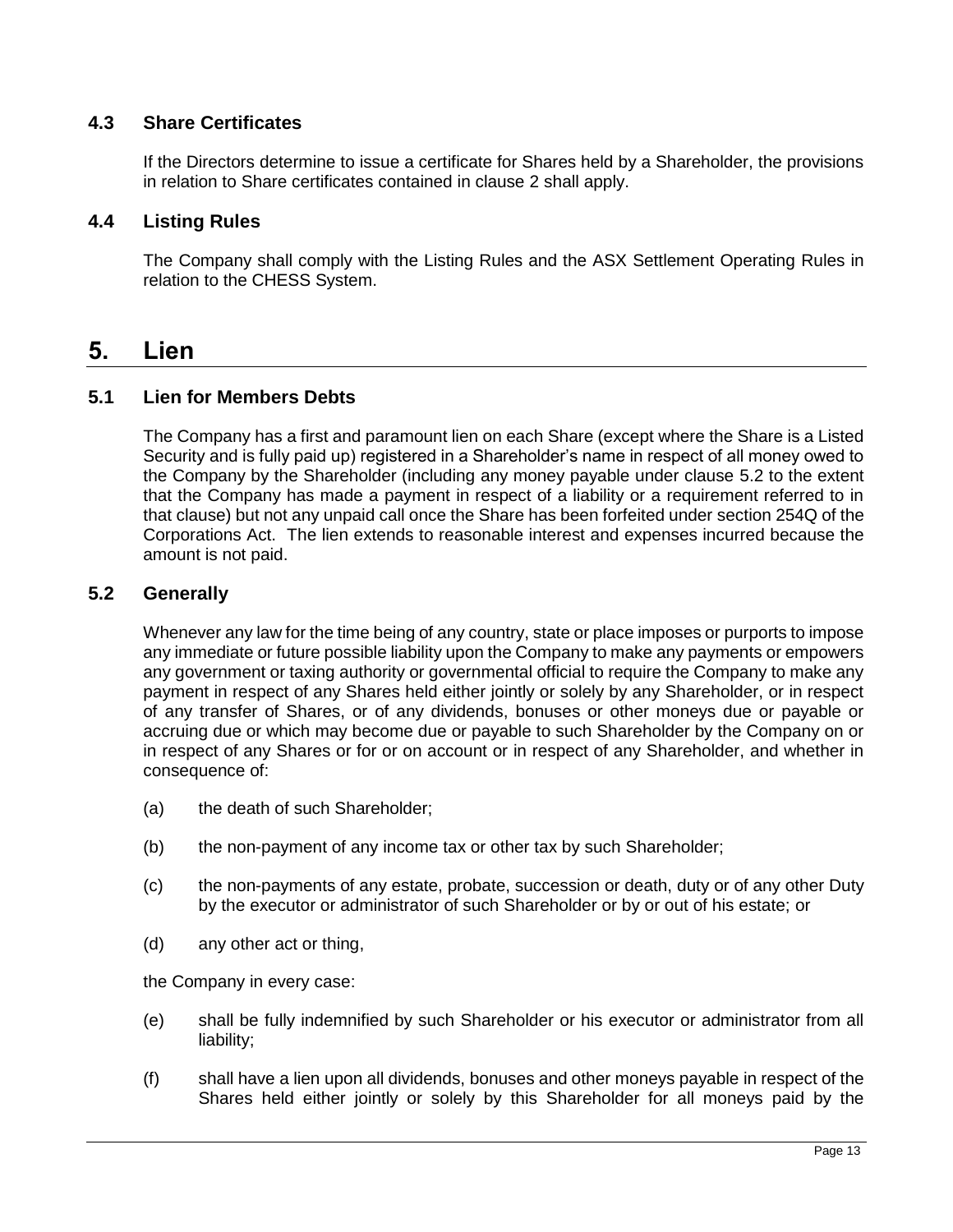### 4.3 Share Certificates

If the Directors determine to issue a certificate for Shares held by a Shareholder, the provisions in relation to Share certificates contained in clause 2 shall apply.

### 4.4 Listing Rules

The Company shall comply with the Listing Rules and the ASX Settlement Operating Rules in relation to the CHESS System.

## 5. Lien

### 5.1 Lien for Members Debts

The Company has a first and paramount lien on each Share (except where the Share is a Listed Security and is fully paid up) registered in a Shareholder's name in respect of all money owed to the Company by the Shareholder (including any money payable under clause 5.2 to the extent that the Company has made a payment in respect of a liability or a requirement referred to in that clause) but not any unpaid call once the Share has been forfeited under section 254Q of the Corporations Act. The lien extends to reasonable interest and expenses incurred because the amount is not paid.

### 5.2 Generally

Whenever any law for the time being of any country, state or place imposes or purports to impose any immediate or future possible liability upon the Company to make any payments or empowers any government or taxing authority or governmental official to require the Company to make any payment in respect of any Shares held either jointly or solely by any Shareholder, or in respect of any transfer of Shares, or of any dividends, bonuses or other moneys due or payable or accruing due or which may become due or payable to such Shareholder by the Company on or in respect of any Shares or for or on account or in respect of any Shareholder, and whether in consequence of:

(a) the death of such Shareholder;

(b) the non-payment of any income tax or other tax by such Shareholder;

(c) the non-payments of any estate, probate, succession or death, duty or of any other Duty by the executor or administrator of such Shareholder or by or out of his estate; or

(d) any other act or thing,

the Company in every case:

(e) shall be fully indemnified by such Shareholder or his executor or administrator from all liability;

(f) shall have a lien upon all dividends, bonuses and other moneys payable in respect of the Shares held either jointly or solely by this Shareholder for all moneys paid by the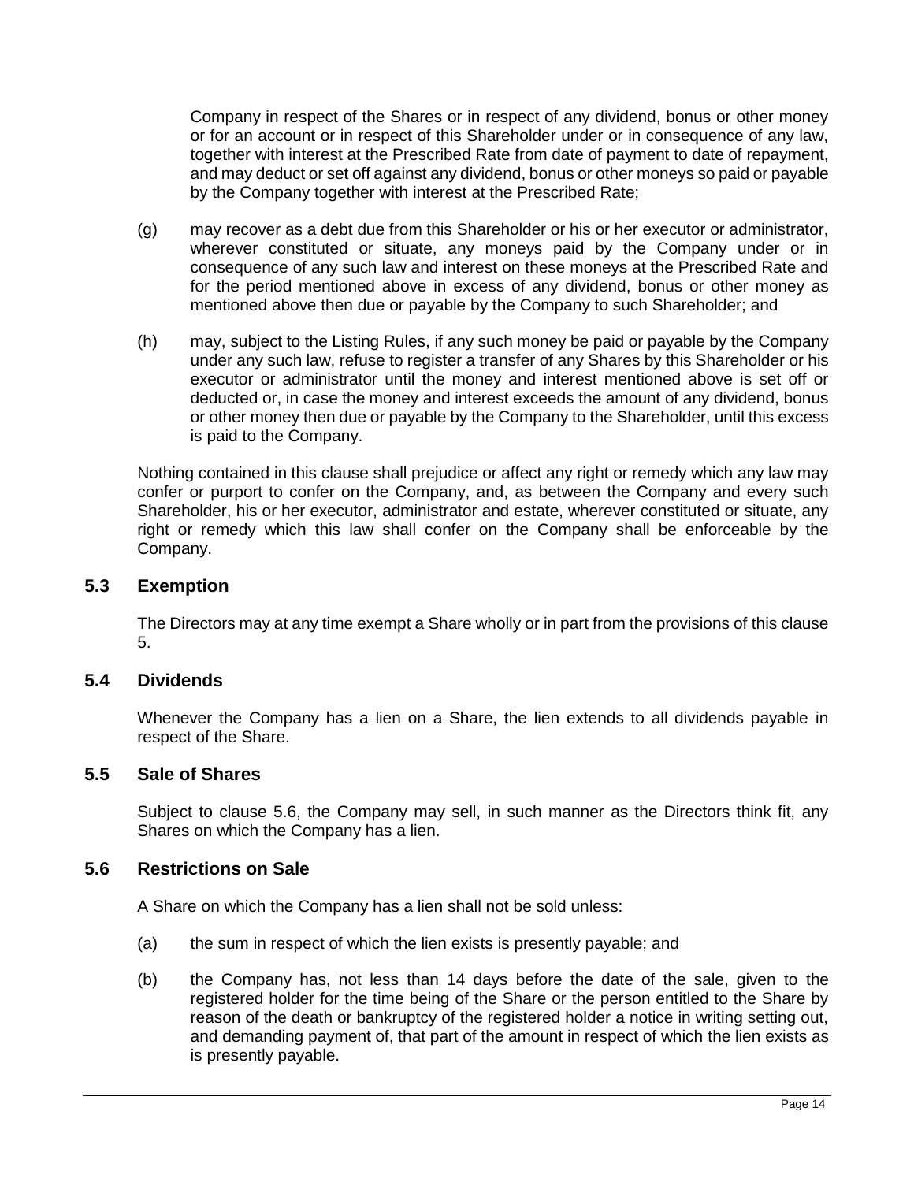Company in respect of the Shares or in respect of any dividend, bonus or other money or for an account or in respect of this Shareholder under or in consequence of any law, together with interest at the Prescribed Rate from date of payment to date of repayment, and may deduct or set off against any dividend, bonus or other moneys so paid or payable by the Company together with interest at the Prescribed Rate;

(g) may recover as a debt due from this Shareholder or his or her executor or administrator, wherever constituted or situate, any moneys paid by the Company under or in consequence of any such law and interest on these moneys at the Prescribed Rate and for the period mentioned above in excess of any dividend, bonus or other money as mentioned above then due or payable by the Company to such Shareholder; and

(h) may, subject to the Listing Rules, if any such money be paid or payable by the Company under any such law, refuse to register a transfer of any Shares by this Shareholder or his executor or administrator until the money and interest mentioned above is set off or deducted or, in case the money and interest exceeds the amount of any dividend, bonus or other money then due or payable by the Company to the Shareholder, until this excess is paid to the Company.

Nothing contained in this clause shall prejudice or affect any right or remedy which any law may confer or purport to confer on the Company, and, as between the Company and every such Shareholder, his or her executor, administrator and estate, wherever constituted or situate, any right or remedy which this law shall confer on the Company shall be enforceable by the Company.

## 5.3 Exemption

The Directors may at any time exempt a Share wholly or in part from the provisions of this clause 5.

## 5.4 Dividends

Whenever the Company has a lien on a Share, the lien extends to all dividends payable in respect of the Share.

## 5.5 Sale of Shares

Subject to clause 5.6, the Company may sell, in such manner as the Directors think fit, any Shares on which the Company has a lien.

## 5.6 Restrictions on Sale

A Share on which the Company has a lien shall not be sold unless:

(a) the sum in respect of which the lien exists is presently payable; and

(b) the Company has, not less than 14 days before the date of the sale, given to the registered holder for the time being of the Share or the person entitled to the Share by reason of the death or bankruptcy of the registered holder a notice in writing setting out, and demanding payment of, that part of the amount in respect of which the lien exists as is presently payable.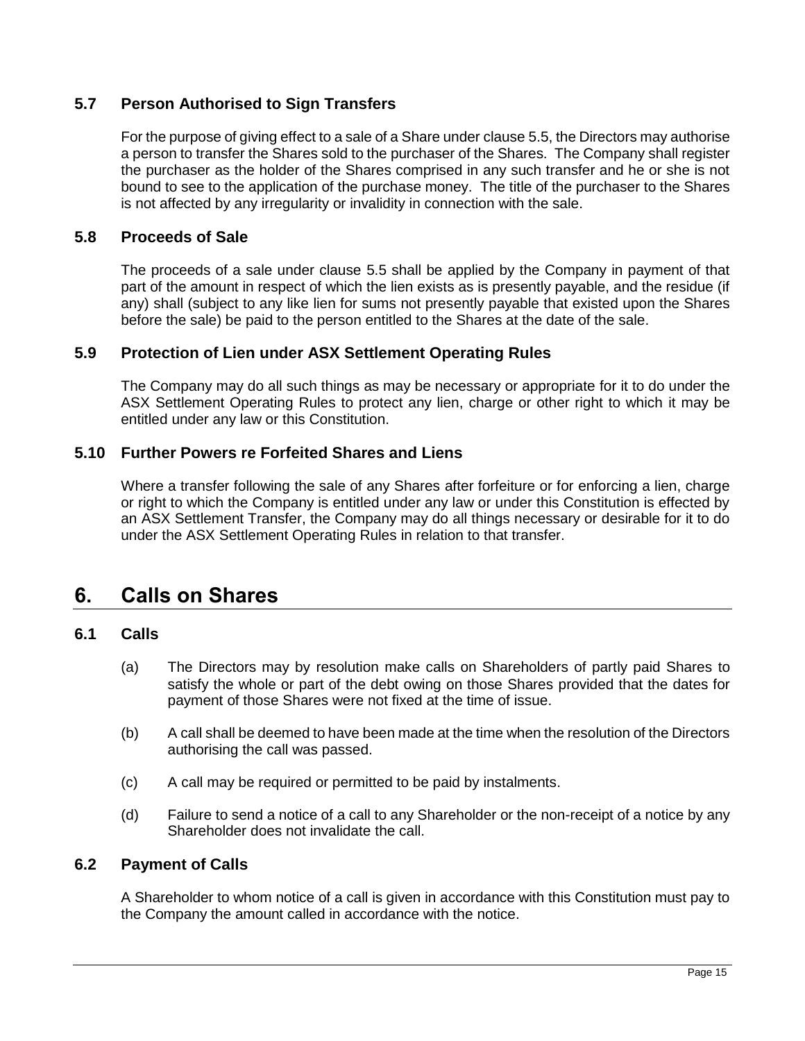### 5.7 Person Authorised to Sign Transfers

For the purpose of giving effect to a sale of a Share under clause 5.5, the Directors may authorise a person to transfer the Shares sold to the purchaser of the Shares. The Company shall register the purchaser as the holder of the Shares comprised in any such transfer and he or she is not bound to see to the application of the purchase money. The title of the purchaser to the Shares is not affected by any irregularity or invalidity in connection with the sale.

### 5.8 Proceeds of Sale

The proceeds of a sale under clause 5.5 shall be applied by the Company in payment of that part of the amount in respect of which the lien exists as is presently payable, and the residue (if any) shall (subject to any like lien for sums not presently payable that existed upon the Shares before the sale) be paid to the person entitled to the Shares at the date of the sale.

### 5.9 Protection of Lien under ASX Settlement Operating Rules

The Company may do all such things as may be necessary or appropriate for it to do under the ASX Settlement Operating Rules to protect any lien, charge or other right to which it may be entitled under any law or this Constitution.

### 5.10 Further Powers re Forfeited Shares and Liens

Where a transfer following the sale of any Shares after forfeiture or for enforcing a lien, charge or right to which the Company is entitled under any law or under this Constitution is effected by an ASX Settlement Transfer, the Company may do all things necessary or desirable for it to do under the ASX Settlement Operating Rules in relation to that transfer.

## 6. Calls on Shares

### 6.1 Calls

(a) The Directors may by resolution make calls on Shareholders of partly paid Shares to satisfy the whole or part of the debt owing on those Shares provided that the dates for payment of those Shares were not fixed at the time of issue.

(b) A call shall be deemed to have been made at the time when the resolution of the Directors authorising the call was passed.

(c) A call may be required or permitted to be paid by instalments.

(d) Failure to send a notice of a call to any Shareholder or the non-receipt of a notice by any Shareholder does not invalidate the call.

### 6.2 Payment of Calls

A Shareholder to whom notice of a call is given in accordance with this Constitution must pay to the Company the amount called in accordance with the notice.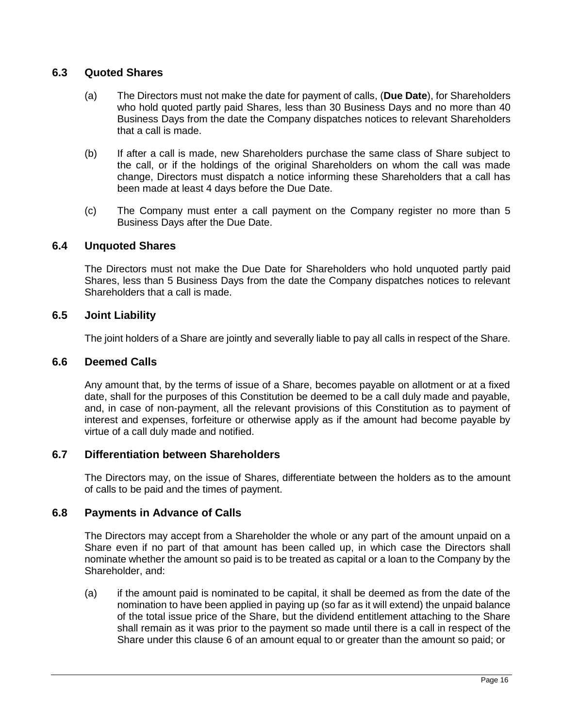## 6.3 Quoted Shares

(a) The Directors must not make the date for payment of calls, (**Due Date**), for Shareholders who hold quoted partly paid Shares, less than 30 Business Days and no more than 40 Business Days from the date the Company dispatches notices to relevant Shareholders that a call is made.

(b) If after a call is made, new Shareholders purchase the same class of Share subject to the call, or if the holdings of the original Shareholders on whom the call was made change, Directors must dispatch a notice informing these Shareholders that a call has been made at least 4 days before the Due Date.

(c) The Company must enter a call payment on the Company register no more than 5 Business Days after the Due Date.

## 6.4 Unquoted Shares

The Directors must not make the Due Date for Shareholders who hold unquoted partly paid Shares, less than 5 Business Days from the date the Company dispatches notices to relevant Shareholders that a call is made.

## 6.5 Joint Liability

The joint holders of a Share are jointly and severally liable to pay all calls in respect of the Share.

## 6.6 Deemed Calls

Any amount that, by the terms of issue of a Share, becomes payable on allotment or at a fixed date, shall for the purposes of this Constitution be deemed to be a call duly made and payable, and, in case of non-payment, all the relevant provisions of this Constitution as to payment of interest and expenses, forfeiture or otherwise apply as if the amount had become payable by virtue of a call duly made and notified.

## 6.7 Differentiation between Shareholders

The Directors may, on the issue of Shares, differentiate between the holders as to the amount of calls to be paid and the times of payment.

## 6.8 Payments in Advance of Calls

The Directors may accept from a Shareholder the whole or any part of the amount unpaid on a Share even if no part of that amount has been called up, in which case the Directors shall nominate whether the amount so paid is to be treated as capital or a loan to the Company by the Shareholder, and:

(a) if the amount paid is nominated to be capital, it shall be deemed as from the date of the nomination to have been applied in paying up (so far as it will extend) the unpaid balance of the total issue price of the Share, but the dividend entitlement attaching to the Share shall remain as it was prior to the payment so made until there is a call in respect of the Share under this clause 6 of an amount equal to or greater than the amount so paid; or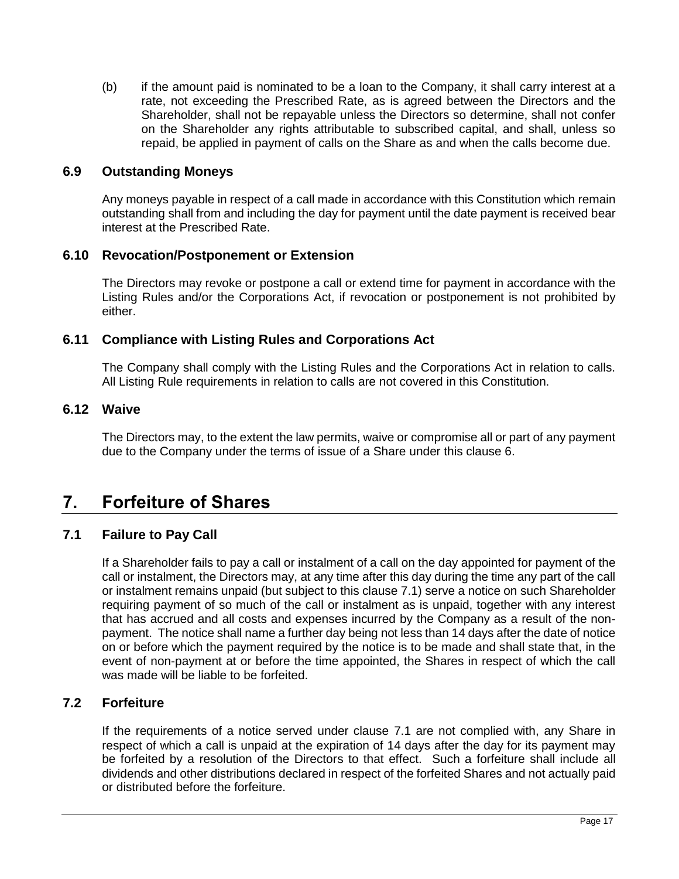(b) if the amount paid is nominated to be a loan to the Company, it shall carry interest at a rate, not exceeding the Prescribed Rate, as is agreed between the Directors and the Shareholder, shall not be repayable unless the Directors so determine, shall not confer on the Shareholder any rights attributable to subscribed capital, and shall, unless so repaid, be applied in payment of calls on the Share as and when the calls become due.

### 6.9 Outstanding Moneys

Any moneys payable in respect of a call made in accordance with this Constitution which remain outstanding shall from and including the day for payment until the date payment is received bear interest at the Prescribed Rate.

### 6.10 Revocation/Postponement or Extension

The Directors may revoke or postpone a call or extend time for payment in accordance with the Listing Rules and/or the Corporations Act, if revocation or postponement is not prohibited by either.

### 6.11 Compliance with Listing Rules and Corporations Act

The Company shall comply with the Listing Rules and the Corporations Act in relation to calls. All Listing Rule requirements in relation to calls are not covered in this Constitution.

### 6.12 Waive

The Directors may, to the extent the law permits, waive or compromise all or part of any payment due to the Company under the terms of issue of a Share under this clause 6.

## 7. Forfeiture of Shares

### 7.1 Failure to Pay Call

If a Shareholder fails to pay a call or instalment of a call on the day appointed for payment of the call or instalment, the Directors may, at any time after this day during the time any part of the call or instalment remains unpaid (but subject to this clause 7.1) serve a notice on such Shareholder requiring payment of so much of the call or instalment as is unpaid, together with any interest that has accrued and all costs and expenses incurred by the Company as a result of the non-payment. The notice shall name a further day being not less than 14 days after the date of notice on or before which the payment required by the notice is to be made and shall state that, in the event of non-payment at or before the time appointed, the Shares in respect of which the call was made will be liable to be forfeited.

### 7.2 Forfeiture

If the requirements of a notice served under clause 7.1 are not complied with, any Share in respect of which a call is unpaid at the expiration of 14 days after the day for its payment may be forfeited by a resolution of the Directors to that effect. Such a forfeiture shall include all dividends and other distributions declared in respect of the forfeited Shares and not actually paid or distributed before the forfeiture.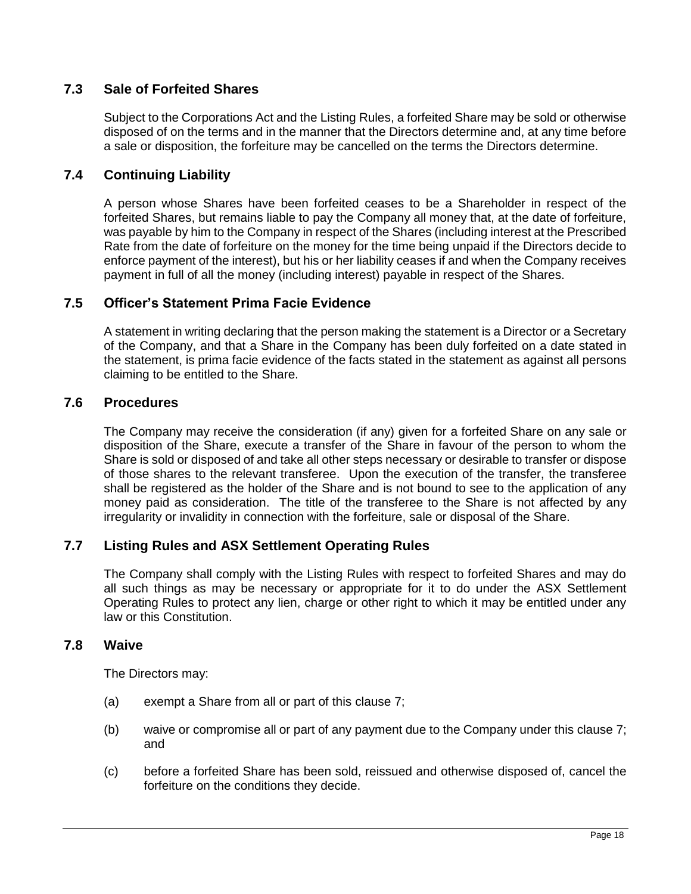## 7.3 Sale of Forfeited Shares

Subject to the Corporations Act and the Listing Rules, a forfeited Share may be sold or otherwise disposed of on the terms and in the manner that the Directors determine and, at any time before a sale or disposition, the forfeiture may be cancelled on the terms the Directors determine.

## 7.4 Continuing Liability

A person whose Shares have been forfeited ceases to be a Shareholder in respect of the forfeited Shares, but remains liable to pay the Company all money that, at the date of forfeiture, was payable by him to the Company in respect of the Shares (including interest at the Prescribed Rate from the date of forfeiture on the money for the time being unpaid if the Directors decide to enforce payment of the interest), but his or her liability ceases if and when the Company receives payment in full of all the money (including interest) payable in respect of the Shares.

## 7.5 Officer's Statement Prima Facie Evidence

A statement in writing declaring that the person making the statement is a Director or a Secretary of the Company, and that a Share in the Company has been duly forfeited on a date stated in the statement, is prima facie evidence of the facts stated in the statement as against all persons claiming to be entitled to the Share.

## 7.6 Procedures

The Company may receive the consideration (if any) given for a forfeited Share on any sale or disposition of the Share, execute a transfer of the Share in favour of the person to whom the Share is sold or disposed of and take all other steps necessary or desirable to transfer or dispose of those shares to the relevant transferee. Upon the execution of the transfer, the transferee shall be registered as the holder of the Share and is not bound to see to the application of any money paid as consideration. The title of the transferee to the Share is not affected by any irregularity or invalidity in connection with the forfeiture, sale or disposal of the Share.

## 7.7 Listing Rules and ASX Settlement Operating Rules

The Company shall comply with the Listing Rules with respect to forfeited Shares and may do all such things as may be necessary or appropriate for it to do under the ASX Settlement Operating Rules to protect any lien, charge or other right to which it may be entitled under any law or this Constitution.

## 7.8 Waive

The Directors may:

(a) exempt a Share from all or part of this clause 7;

(b) waive or compromise all or part of any payment due to the Company under this clause 7; and

(c) before a forfeited Share has been sold, reissued and otherwise disposed of, cancel the forfeiture on the conditions they decide.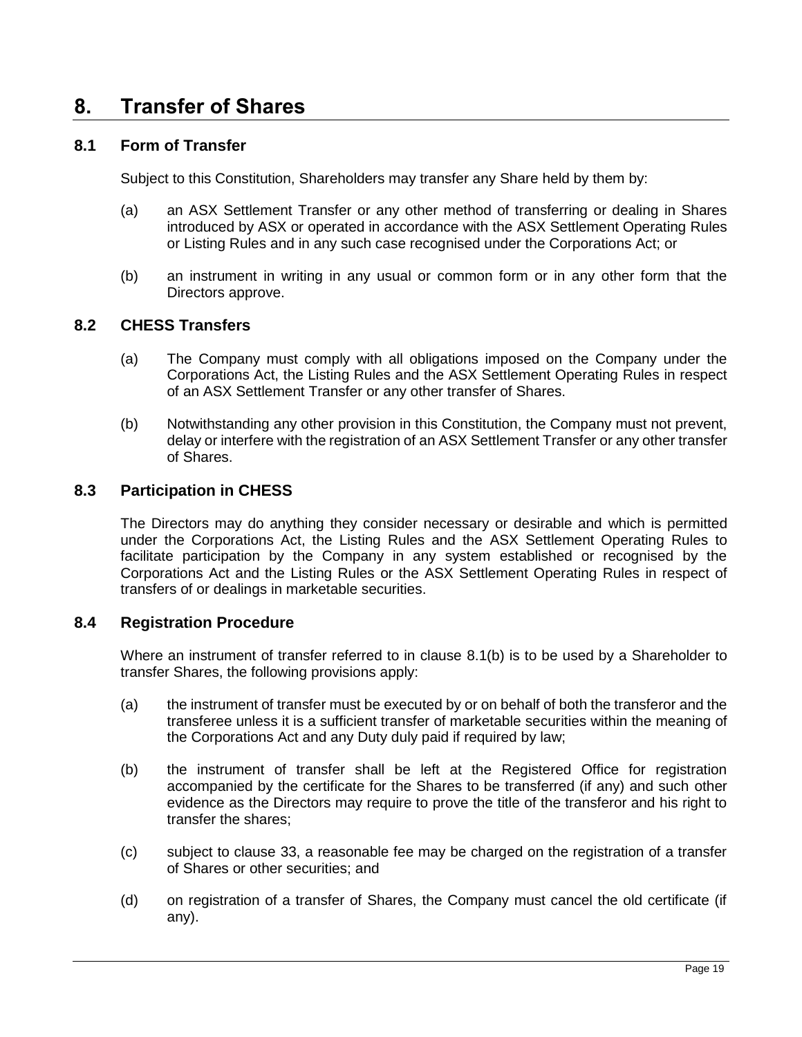# 8. Transfer of Shares

## 8.1 Form of Transfer

Subject to this Constitution, Shareholders may transfer any Share held by them by:

(a) an ASX Settlement Transfer or any other method of transferring or dealing in Shares introduced by ASX or operated in accordance with the ASX Settlement Operating Rules or Listing Rules and in any such case recognised under the Corporations Act; or

(b) an instrument in writing in any usual or common form or in any other form that the Directors approve.

## 8.2 CHESS Transfers

(a) The Company must comply with all obligations imposed on the Company under the Corporations Act, the Listing Rules and the ASX Settlement Operating Rules in respect of an ASX Settlement Transfer or any other transfer of Shares.

(b) Notwithstanding any other provision in this Constitution, the Company must not prevent, delay or interfere with the registration of an ASX Settlement Transfer or any other transfer of Shares.

## 8.3 Participation in CHESS

The Directors may do anything they consider necessary or desirable and which is permitted under the Corporations Act, the Listing Rules and the ASX Settlement Operating Rules to facilitate participation by the Company in any system established or recognised by the Corporations Act and the Listing Rules or the ASX Settlement Operating Rules in respect of transfers of or dealings in marketable securities.

## 8.4 Registration Procedure

Where an instrument of transfer referred to in clause 8.1(b) is to be used by a Shareholder to transfer Shares, the following provisions apply:

(a) the instrument of transfer must be executed by or on behalf of both the transferor and the transferee unless it is a sufficient transfer of marketable securities within the meaning of the Corporations Act and any Duty duly paid if required by law;

(b) the instrument of transfer shall be left at the Registered Office for registration accompanied by the certificate for the Shares to be transferred (if any) and such other evidence as the Directors may require to prove the title of the transferor and his right to transfer the shares;

(c) subject to clause 33, a reasonable fee may be charged on the registration of a transfer of Shares or other securities; and

(d) on registration of a transfer of Shares, the Company must cancel the old certificate (if any).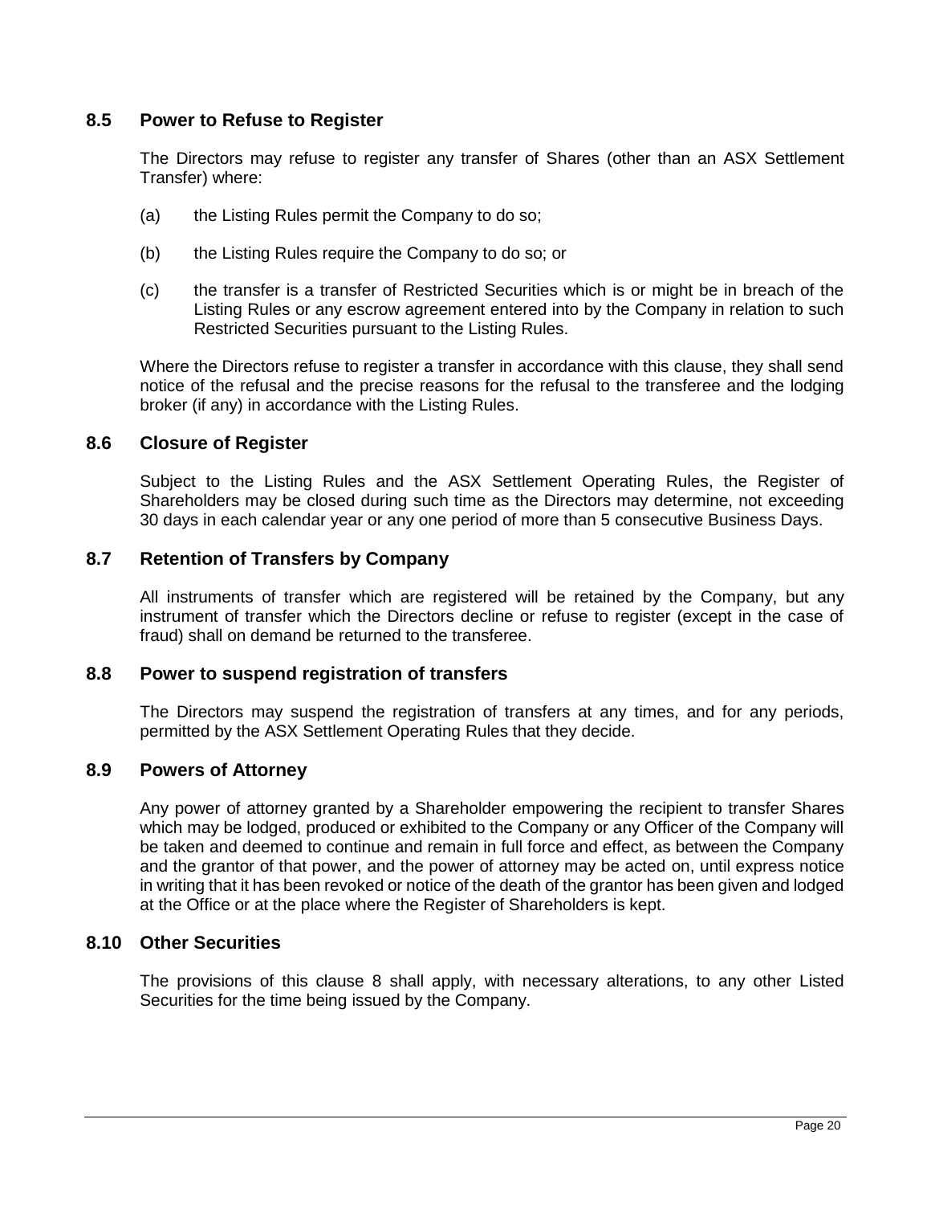### 8.5 Power to Refuse to Register

The Directors may refuse to register any transfer of Shares (other than an ASX Settlement Transfer) where:

(a) the Listing Rules permit the Company to do so;

(b) the Listing Rules require the Company to do so; or

(c) the transfer is a transfer of Restricted Securities which is or might be in breach of the Listing Rules or any escrow agreement entered into by the Company in relation to such Restricted Securities pursuant to the Listing Rules.

Where the Directors refuse to register a transfer in accordance with this clause, they shall send notice of the refusal and the precise reasons for the refusal to the transferee and the lodging broker (if any) in accordance with the Listing Rules.

### 8.6 Closure of Register

Subject to the Listing Rules and the ASX Settlement Operating Rules, the Register of Shareholders may be closed during such time as the Directors may determine, not exceeding 30 days in each calendar year or any one period of more than 5 consecutive Business Days.

### 8.7 Retention of Transfers by Company

All instruments of transfer which are registered will be retained by the Company, but any instrument of transfer which the Directors decline or refuse to register (except in the case of fraud) shall on demand be returned to the transferee.

### 8.8 Power to suspend registration of transfers

The Directors may suspend the registration of transfers at any times, and for any periods, permitted by the ASX Settlement Operating Rules that they decide.

### 8.9 Powers of Attorney

Any power of attorney granted by a Shareholder empowering the recipient to transfer Shares which may be lodged, produced or exhibited to the Company or any Officer of the Company will be taken and deemed to continue and remain in full force and effect, as between the Company and the grantor of that power, and the power of attorney may be acted on, until express notice in writing that it has been revoked or notice of the death of the grantor has been given and lodged at the Office or at the place where the Register of Shareholders is kept.

### 8.10 Other Securities

The provisions of this clause 8 shall apply, with necessary alterations, to any other Listed Securities for the time being issued by the Company.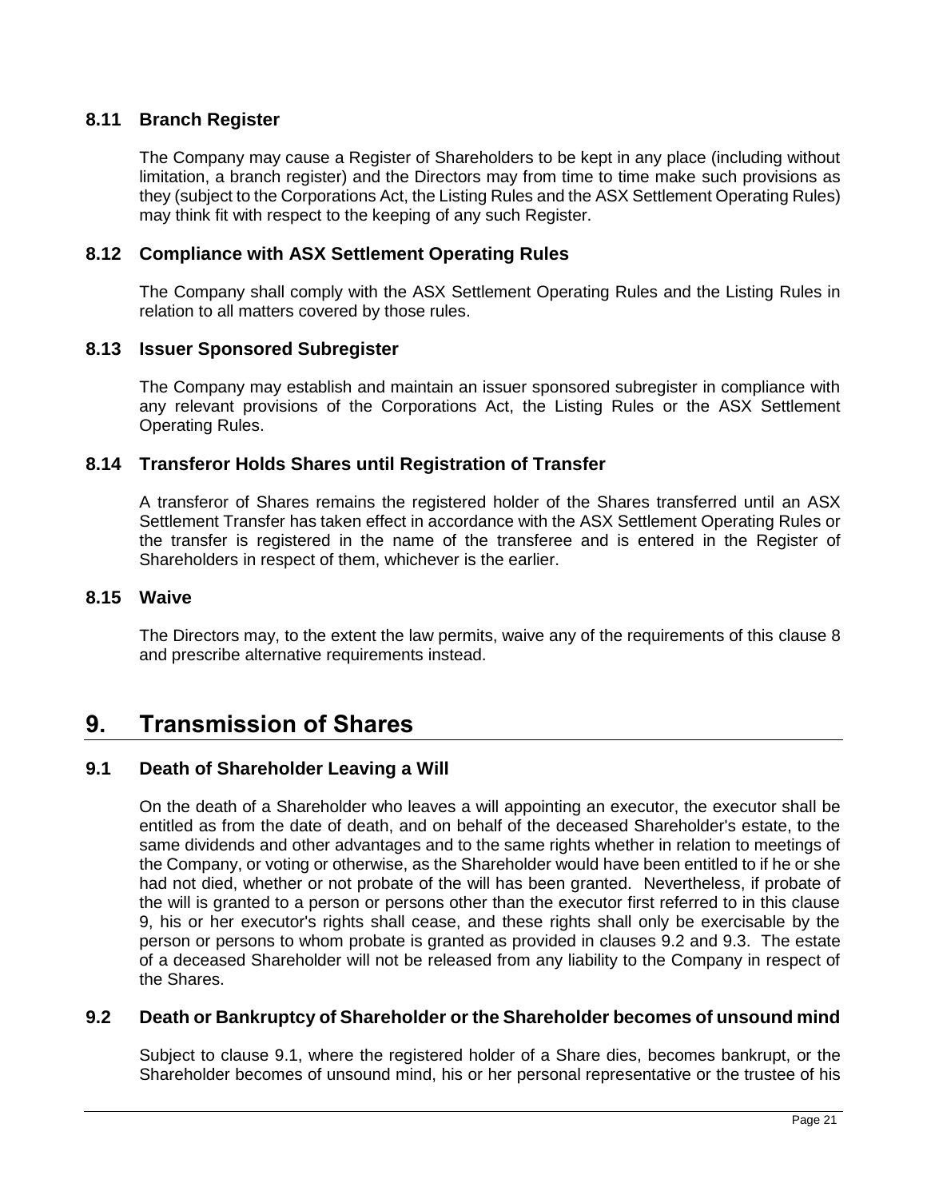### 8.11 Branch Register

The Company may cause a Register of Shareholders to be kept in any place (including without limitation, a branch register) and the Directors may from time to time make such provisions as they (subject to the Corporations Act, the Listing Rules and the ASX Settlement Operating Rules) may think fit with respect to the keeping of any such Register.

### 8.12 Compliance with ASX Settlement Operating Rules

The Company shall comply with the ASX Settlement Operating Rules and the Listing Rules in relation to all matters covered by those rules.

### 8.13 Issuer Sponsored Subregister

The Company may establish and maintain an issuer sponsored subregister in compliance with any relevant provisions of the Corporations Act, the Listing Rules or the ASX Settlement Operating Rules.

### 8.14 Transferor Holds Shares until Registration of Transfer

A transferor of Shares remains the registered holder of the Shares transferred until an ASX Settlement Transfer has taken effect in accordance with the ASX Settlement Operating Rules or the transfer is registered in the name of the transferee and is entered in the Register of Shareholders in respect of them, whichever is the earlier.

### 8.15 Waive

The Directors may, to the extent the law permits, waive any of the requirements of this clause 8 and prescribe alternative requirements instead.

## 9. Transmission of Shares

### 9.1 Death of Shareholder Leaving a Will

On the death of a Shareholder who leaves a will appointing an executor, the executor shall be entitled as from the date of death, and on behalf of the deceased Shareholder's estate, to the same dividends and other advantages and to the same rights whether in relation to meetings of the Company, or voting or otherwise, as the Shareholder would have been entitled to if he or she had not died, whether or not probate of the will has been granted. Nevertheless, if probate of the will is granted to a person or persons other than the executor first referred to in this clause 9, his or her executor's rights shall cease, and these rights shall only be exercisable by the person or persons to whom probate is granted as provided in clauses 9.2 and 9.3. The estate of a deceased Shareholder will not be released from any liability to the Company in respect of the Shares.

### 9.2 Death or Bankruptcy of Shareholder or the Shareholder becomes of unsound mind

Subject to clause 9.1, where the registered holder of a Share dies, becomes bankrupt, or the Shareholder becomes of unsound mind, his or her personal representative or the trustee of his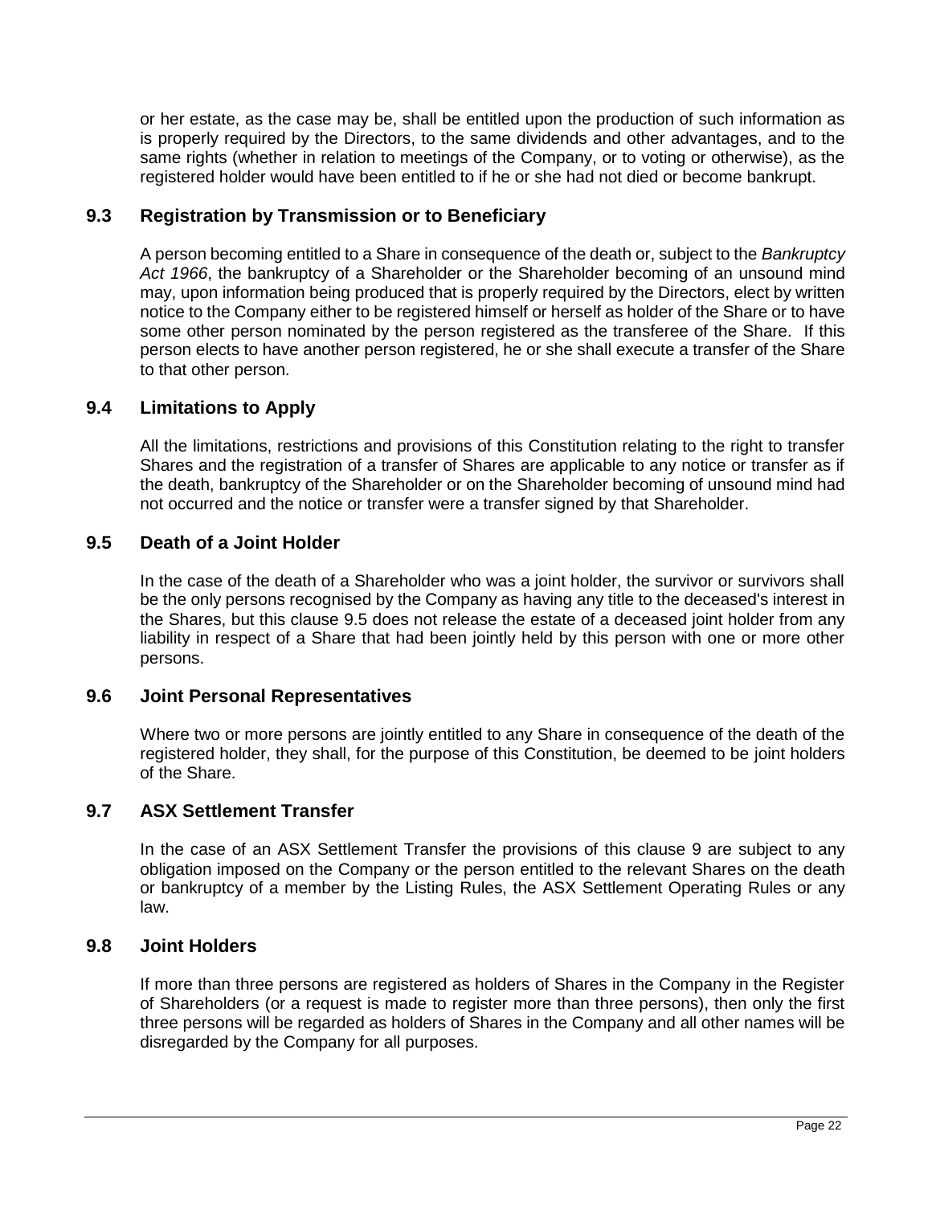or her estate, as the case may be, shall be entitled upon the production of such information as is properly required by the Directors, to the same dividends and other advantages, and to the same rights (whether in relation to meetings of the Company, or to voting or otherwise), as the registered holder would have been entitled to if he or she had not died or become bankrupt.

### 9.3 Registration by Transmission or to Beneficiary

A person becoming entitled to a Share in consequence of the death or, subject to the *Bankruptcy Act 1966*, the bankruptcy of a Shareholder or the Shareholder becoming of an unsound mind may, upon information being produced that is properly required by the Directors, elect by written notice to the Company either to be registered himself or herself as holder of the Share or to have some other person nominated by the person registered as the transferee of the Share. If this person elects to have another person registered, he or she shall execute a transfer of the Share to that other person.

### 9.4 Limitations to Apply

All the limitations, restrictions and provisions of this Constitution relating to the right to transfer Shares and the registration of a transfer of Shares are applicable to any notice or transfer as if the death, bankruptcy of the Shareholder or on the Shareholder becoming of unsound mind had not occurred and the notice or transfer were a transfer signed by that Shareholder.

### 9.5 Death of a Joint Holder

In the case of the death of a Shareholder who was a joint holder, the survivor or survivors shall be the only persons recognised by the Company as having any title to the deceased's interest in the Shares, but this clause 9.5 does not release the estate of a deceased joint holder from any liability in respect of a Share that had been jointly held by this person with one or more other persons.

### 9.6 Joint Personal Representatives

Where two or more persons are jointly entitled to any Share in consequence of the death of the registered holder, they shall, for the purpose of this Constitution, be deemed to be joint holders of the Share.

### 9.7 ASX Settlement Transfer

In the case of an ASX Settlement Transfer the provisions of this clause 9 are subject to any obligation imposed on the Company or the person entitled to the relevant Shares on the death or bankruptcy of a member by the Listing Rules, the ASX Settlement Operating Rules or any law.

### 9.8 Joint Holders

If more than three persons are registered as holders of Shares in the Company in the Register of Shareholders (or a request is made to register more than three persons), then only the first three persons will be regarded as holders of Shares in the Company and all other names will be disregarded by the Company for all purposes.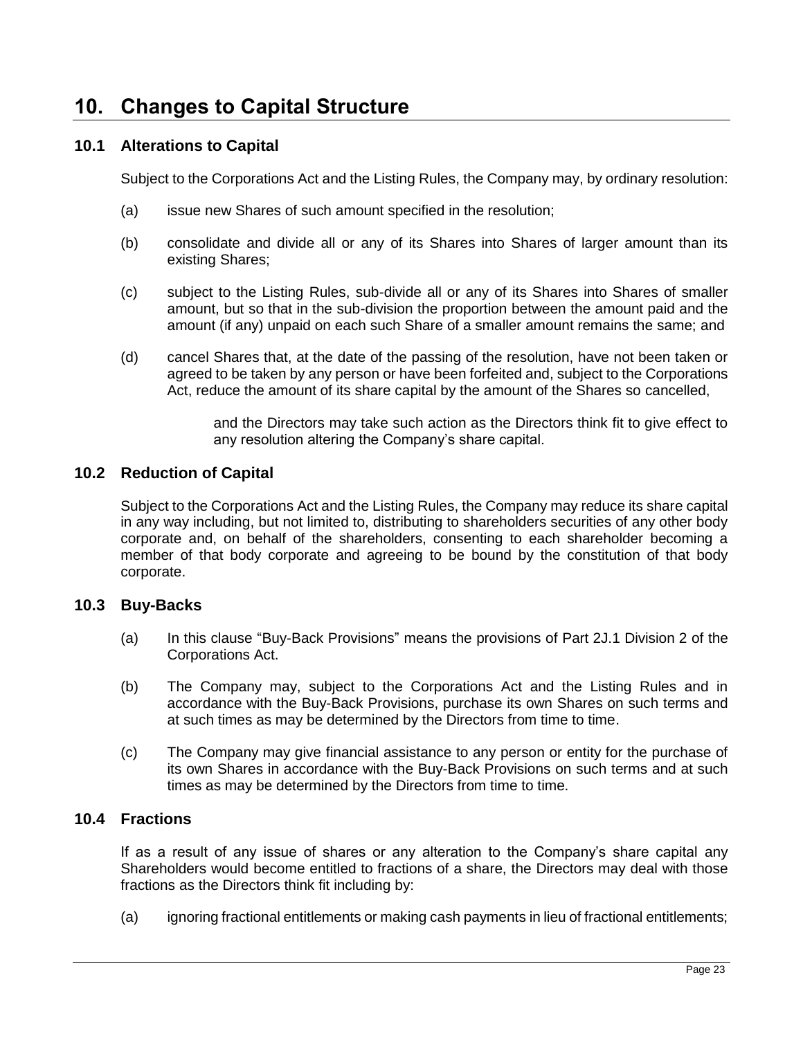# 10. Changes to Capital Structure

## 10.1 Alterations to Capital

Subject to the Corporations Act and the Listing Rules, the Company may, by ordinary resolution:

(a) issue new Shares of such amount specified in the resolution;

(b) consolidate and divide all or any of its Shares into Shares of larger amount than its existing Shares;

(c) subject to the Listing Rules, sub-divide all or any of its Shares into Shares of smaller amount, but so that in the sub-division the proportion between the amount paid and the amount (if any) unpaid on each such Share of a smaller amount remains the same; and

(d) cancel Shares that, at the date of the passing of the resolution, have not been taken or agreed to be taken by any person or have been forfeited and, subject to the Corporations Act, reduce the amount of its share capital by the amount of the Shares so cancelled,

and the Directors may take such action as the Directors think fit to give effect to any resolution altering the Company's share capital.

## 10.2 Reduction of Capital

Subject to the Corporations Act and the Listing Rules, the Company may reduce its share capital in any way including, but not limited to, distributing to shareholders securities of any other body corporate and, on behalf of the shareholders, consenting to each shareholder becoming a member of that body corporate and agreeing to be bound by the constitution of that body corporate.

## 10.3 Buy-Backs

(a) In this clause "Buy-Back Provisions" means the provisions of Part 2J.1 Division 2 of the Corporations Act.

(b) The Company may, subject to the Corporations Act and the Listing Rules and in accordance with the Buy-Back Provisions, purchase its own Shares on such terms and at such times as may be determined by the Directors from time to time.

(c) The Company may give financial assistance to any person or entity for the purchase of its own Shares in accordance with the Buy-Back Provisions on such terms and at such times as may be determined by the Directors from time to time.

## 10.4 Fractions

If as a result of any issue of shares or any alteration to the Company's share capital any Shareholders would become entitled to fractions of a share, the Directors may deal with those fractions as the Directors think fit including by:

(a) ignoring fractional entitlements or making cash payments in lieu of fractional entitlements;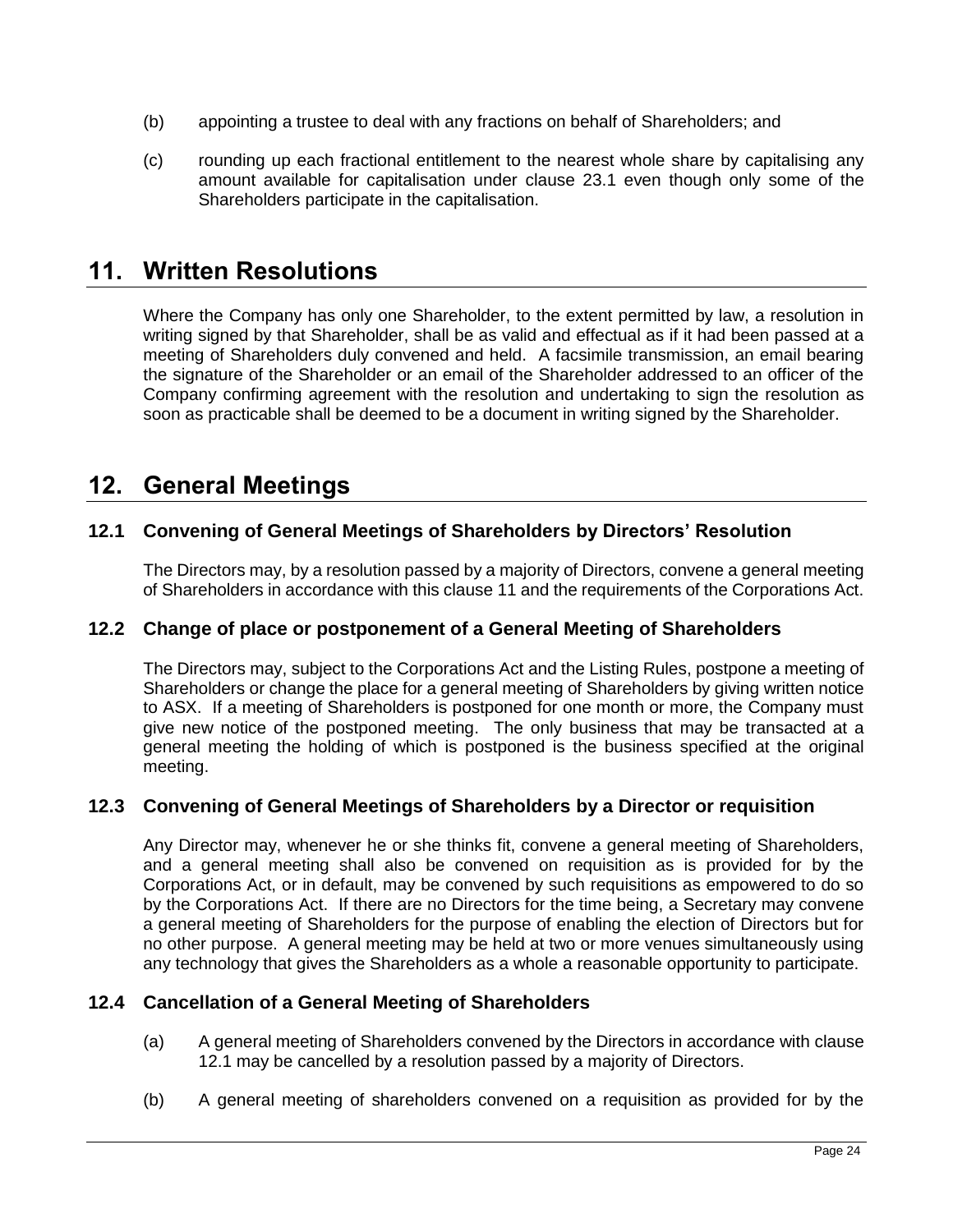(b) appointing a trustee to deal with any fractions on behalf of Shareholders; and

(c) rounding up each fractional entitlement to the nearest whole share by capitalising any amount available for capitalisation under clause 23.1 even though only some of the Shareholders participate in the capitalisation.

# 11. Written Resolutions

Where the Company has only one Shareholder, to the extent permitted by law, a resolution in writing signed by that Shareholder, shall be as valid and effectual as if it had been passed at a meeting of Shareholders duly convened and held. A facsimile transmission, an email bearing the signature of the Shareholder or an email of the Shareholder addressed to an officer of the Company confirming agreement with the resolution and undertaking to sign the resolution as soon as practicable shall be deemed to be a document in writing signed by the Shareholder.

# 12. General Meetings

## 12.1 Convening of General Meetings of Shareholders by Directors' Resolution

The Directors may, by a resolution passed by a majority of Directors, convene a general meeting of Shareholders in accordance with this clause 11 and the requirements of the Corporations Act.

## 12.2 Change of place or postponement of a General Meeting of Shareholders

The Directors may, subject to the Corporations Act and the Listing Rules, postpone a meeting of Shareholders or change the place for a general meeting of Shareholders by giving written notice to ASX. If a meeting of Shareholders is postponed for one month or more, the Company must give new notice of the postponed meeting. The only business that may be transacted at a general meeting the holding of which is postponed is the business specified at the original meeting.

## 12.3 Convening of General Meetings of Shareholders by a Director or requisition

Any Director may, whenever he or she thinks fit, convene a general meeting of Shareholders, and a general meeting shall also be convened on requisition as is provided for by the Corporations Act, or in default, may be convened by such requisitions as empowered to do so by the Corporations Act. If there are no Directors for the time being, a Secretary may convene a general meeting of Shareholders for the purpose of enabling the election of Directors but for no other purpose. A general meeting may be held at two or more venues simultaneously using any technology that gives the Shareholders as a whole a reasonable opportunity to participate.

## 12.4 Cancellation of a General Meeting of Shareholders

(a) A general meeting of Shareholders convened by the Directors in accordance with clause 12.1 may be cancelled by a resolution passed by a majority of Directors.

(b) A general meeting of shareholders convened on a requisition as provided for by the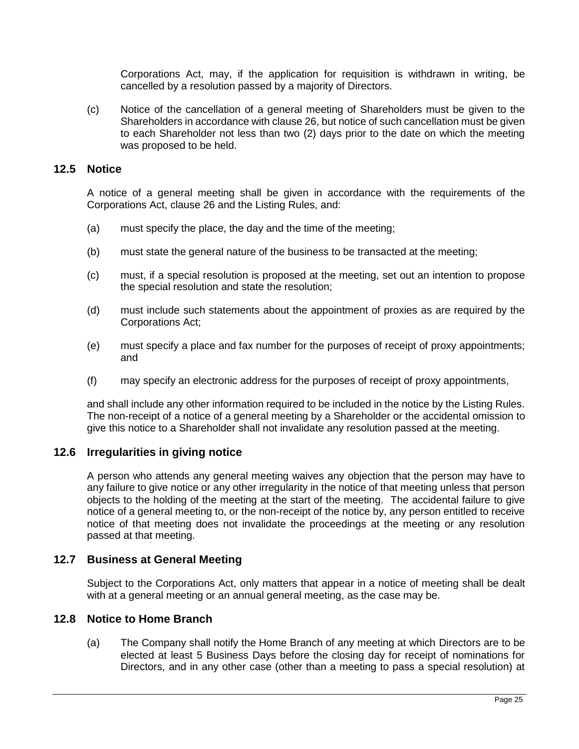Corporations Act, may, if the application for requisition is withdrawn in writing, be cancelled by a resolution passed by a majority of Directors.

(c) Notice of the cancellation of a general meeting of Shareholders must be given to the Shareholders in accordance with clause 26, but notice of such cancellation must be given to each Shareholder not less than two (2) days prior to the date on which the meeting was proposed to be held.

## 12.5 Notice

A notice of a general meeting shall be given in accordance with the requirements of the Corporations Act, clause 26 and the Listing Rules, and:

(a) must specify the place, the day and the time of the meeting;

(b) must state the general nature of the business to be transacted at the meeting;

(c) must, if a special resolution is proposed at the meeting, set out an intention to propose the special resolution and state the resolution;

(d) must include such statements about the appointment of proxies as are required by the Corporations Act;

(e) must specify a place and fax number for the purposes of receipt of proxy appointments; and

(f) may specify an electronic address for the purposes of receipt of proxy appointments,

and shall include any other information required to be included in the notice by the Listing Rules. The non-receipt of a notice of a general meeting by a Shareholder or the accidental omission to give this notice to a Shareholder shall not invalidate any resolution passed at the meeting.

## 12.6 Irregularities in giving notice

A person who attends any general meeting waives any objection that the person may have to any failure to give notice or any other irregularity in the notice of that meeting unless that person objects to the holding of the meeting at the start of the meeting. The accidental failure to give notice of a general meeting to, or the non-receipt of the notice by, any person entitled to receive notice of that meeting does not invalidate the proceedings at the meeting or any resolution passed at that meeting.

## 12.7 Business at General Meeting

Subject to the Corporations Act, only matters that appear in a notice of meeting shall be dealt with at a general meeting or an annual general meeting, as the case may be.

## 12.8 Notice to Home Branch

(a) The Company shall notify the Home Branch of any meeting at which Directors are to be elected at least 5 Business Days before the closing day for receipt of nominations for Directors, and in any other case (other than a meeting to pass a special resolution) at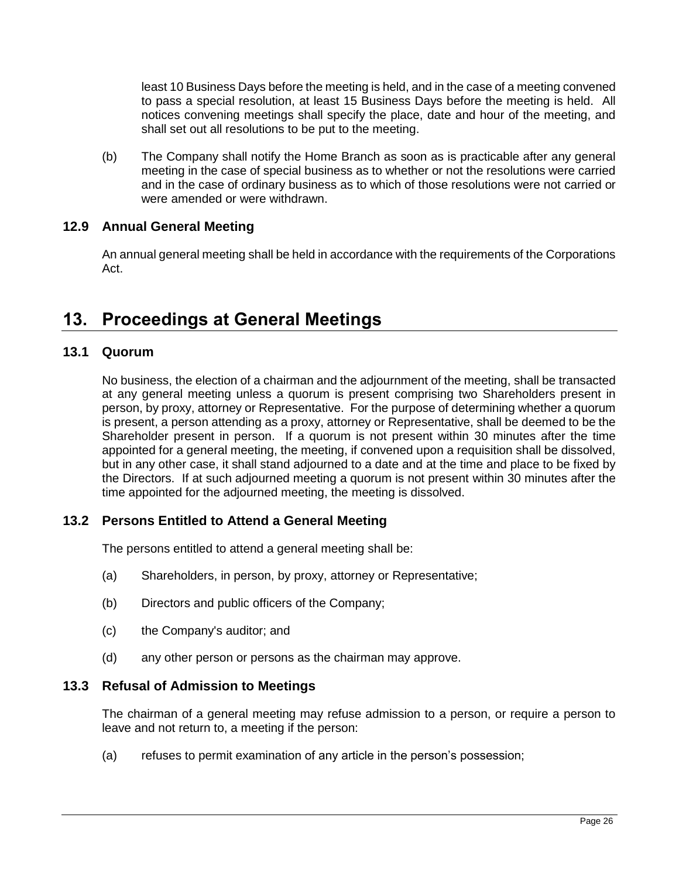least 10 Business Days before the meeting is held, and in the case of a meeting convened to pass a special resolution, at least 15 Business Days before the meeting is held. All notices convening meetings shall specify the place, date and hour of the meeting, and shall set out all resolutions to be put to the meeting.

(b) The Company shall notify the Home Branch as soon as is practicable after any general meeting in the case of special business as to whether or not the resolutions were carried and in the case of ordinary business as to which of those resolutions were not carried or were amended or were withdrawn.

### 12.9 Annual General Meeting

An annual general meeting shall be held in accordance with the requirements of the Corporations Act.

## 13. Proceedings at General Meetings

### 13.1 Quorum

No business, the election of a chairman and the adjournment of the meeting, shall be transacted at any general meeting unless a quorum is present comprising two Shareholders present in person, by proxy, attorney or Representative. For the purpose of determining whether a quorum is present, a person attending as a proxy, attorney or Representative, shall be deemed to be the Shareholder present in person. If a quorum is not present within 30 minutes after the time appointed for a general meeting, the meeting, if convened upon a requisition shall be dissolved, but in any other case, it shall stand adjourned to a date and at the time and place to be fixed by the Directors. If at such adjourned meeting a quorum is not present within 30 minutes after the time appointed for the adjourned meeting, the meeting is dissolved.

### 13.2 Persons Entitled to Attend a General Meeting

The persons entitled to attend a general meeting shall be:

(a) Shareholders, in person, by proxy, attorney or Representative;

(b) Directors and public officers of the Company;

(c) the Company's auditor; and

(d) any other person or persons as the chairman may approve.

### 13.3 Refusal of Admission to Meetings

The chairman of a general meeting may refuse admission to a person, or require a person to leave and not return to, a meeting if the person:

(a) refuses to permit examination of any article in the person's possession;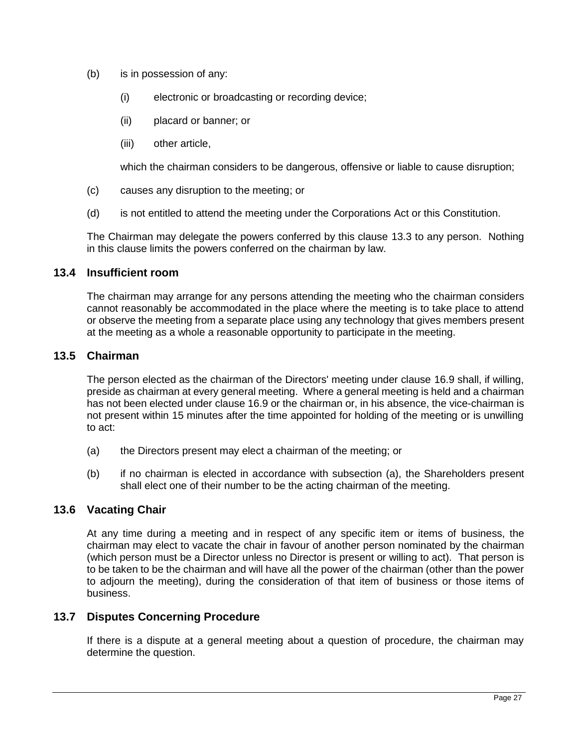(b) is in possession of any:

  (i) electronic or broadcasting or recording device;

  (ii) placard or banner; or

  (iii) other article,

  which the chairman considers to be dangerous, offensive or liable to cause disruption;

(c) causes any disruption to the meeting; or

(d) is not entitled to attend the meeting under the Corporations Act or this Constitution.

The Chairman may delegate the powers conferred by this clause 13.3 to any person. Nothing in this clause limits the powers conferred on the chairman by law.

### 13.4 Insufficient room

The chairman may arrange for any persons attending the meeting who the chairman considers cannot reasonably be accommodated in the place where the meeting is to take place to attend or observe the meeting from a separate place using any technology that gives members present at the meeting as a whole a reasonable opportunity to participate in the meeting.

### 13.5 Chairman

The person elected as the chairman of the Directors' meeting under clause 16.9 shall, if willing, preside as chairman at every general meeting. Where a general meeting is held and a chairman has not been elected under clause 16.9 or the chairman or, in his absence, the vice-chairman is not present within 15 minutes after the time appointed for holding of the meeting or is unwilling to act:

(a) the Directors present may elect a chairman of the meeting; or

(b) if no chairman is elected in accordance with subsection (a), the Shareholders present shall elect one of their number to be the acting chairman of the meeting.

### 13.6 Vacating Chair

At any time during a meeting and in respect of any specific item or items of business, the chairman may elect to vacate the chair in favour of another person nominated by the chairman (which person must be a Director unless no Director is present or willing to act). That person is to be taken to be the chairman and will have all the power of the chairman (other than the power to adjourn the meeting), during the consideration of that item of business or those items of business.

### 13.7 Disputes Concerning Procedure

If there is a dispute at a general meeting about a question of procedure, the chairman may determine the question.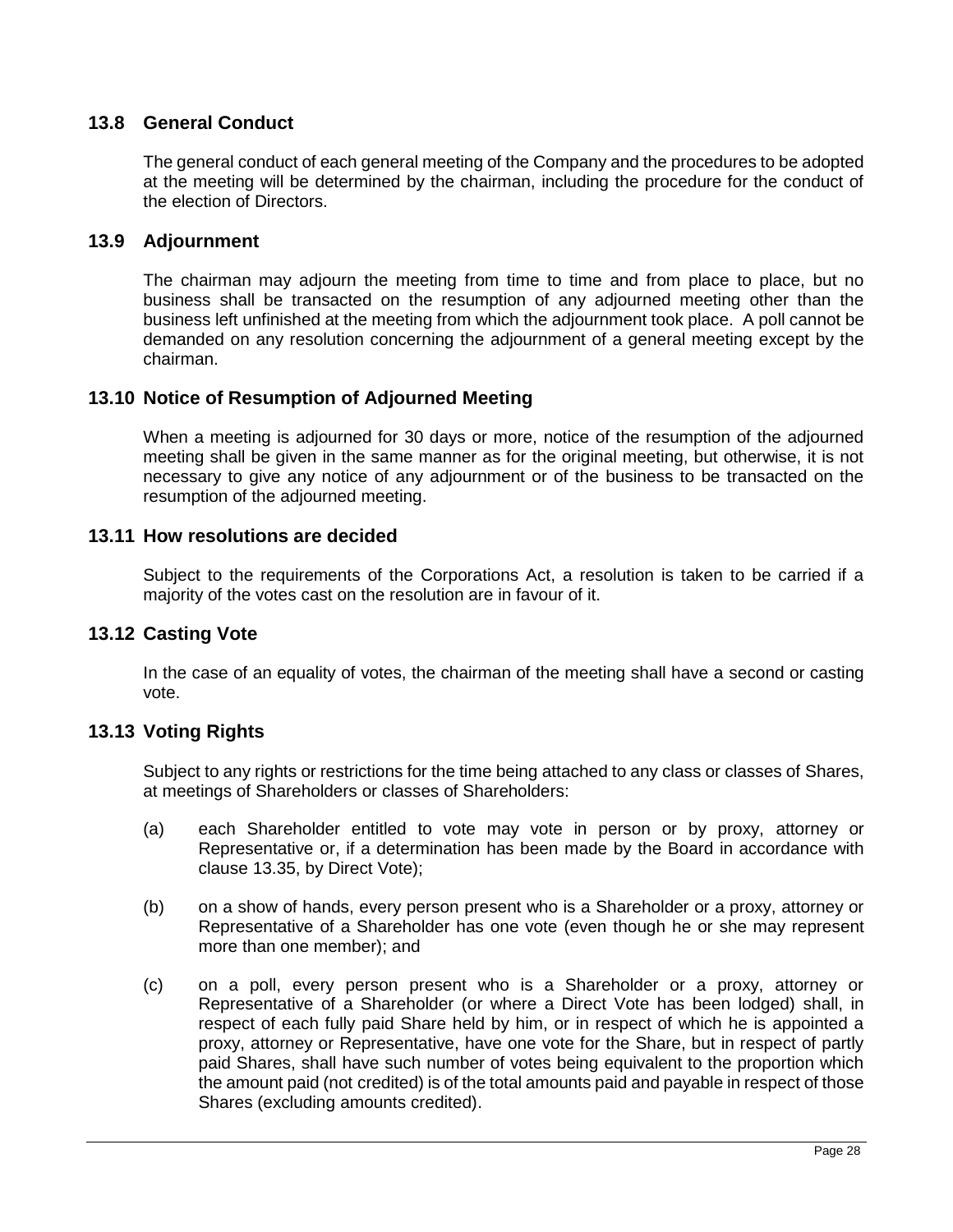### 13.8 General Conduct

The general conduct of each general meeting of the Company and the procedures to be adopted at the meeting will be determined by the chairman, including the procedure for the conduct of the election of Directors.

### 13.9 Adjournment

The chairman may adjourn the meeting from time to time and from place to place, but no business shall be transacted on the resumption of any adjourned meeting other than the business left unfinished at the meeting from which the adjournment took place. A poll cannot be demanded on any resolution concerning the adjournment of a general meeting except by the chairman.

### 13.10 Notice of Resumption of Adjourned Meeting

When a meeting is adjourned for 30 days or more, notice of the resumption of the adjourned meeting shall be given in the same manner as for the original meeting, but otherwise, it is not necessary to give any notice of any adjournment or of the business to be transacted on the resumption of the adjourned meeting.

### 13.11 How resolutions are decided

Subject to the requirements of the Corporations Act, a resolution is taken to be carried if a majority of the votes cast on the resolution are in favour of it.

### 13.12 Casting Vote

In the case of an equality of votes, the chairman of the meeting shall have a second or casting vote.

### 13.13 Voting Rights

Subject to any rights or restrictions for the time being attached to any class or classes of Shares, at meetings of Shareholders or classes of Shareholders:

(a) each Shareholder entitled to vote may vote in person or by proxy, attorney or Representative or, if a determination has been made by the Board in accordance with clause 13.35, by Direct Vote);

(b) on a show of hands, every person present who is a Shareholder or a proxy, attorney or Representative of a Shareholder has one vote (even though he or she may represent more than one member); and

(c) on a poll, every person present who is a Shareholder or a proxy, attorney or Representative of a Shareholder (or where a Direct Vote has been lodged) shall, in respect of each fully paid Share held by him, or in respect of which he is appointed a proxy, attorney or Representative, have one vote for the Share, but in respect of partly paid Shares, shall have such number of votes being equivalent to the proportion which the amount paid (not credited) is of the total amounts paid and payable in respect of those Shares (excluding amounts credited).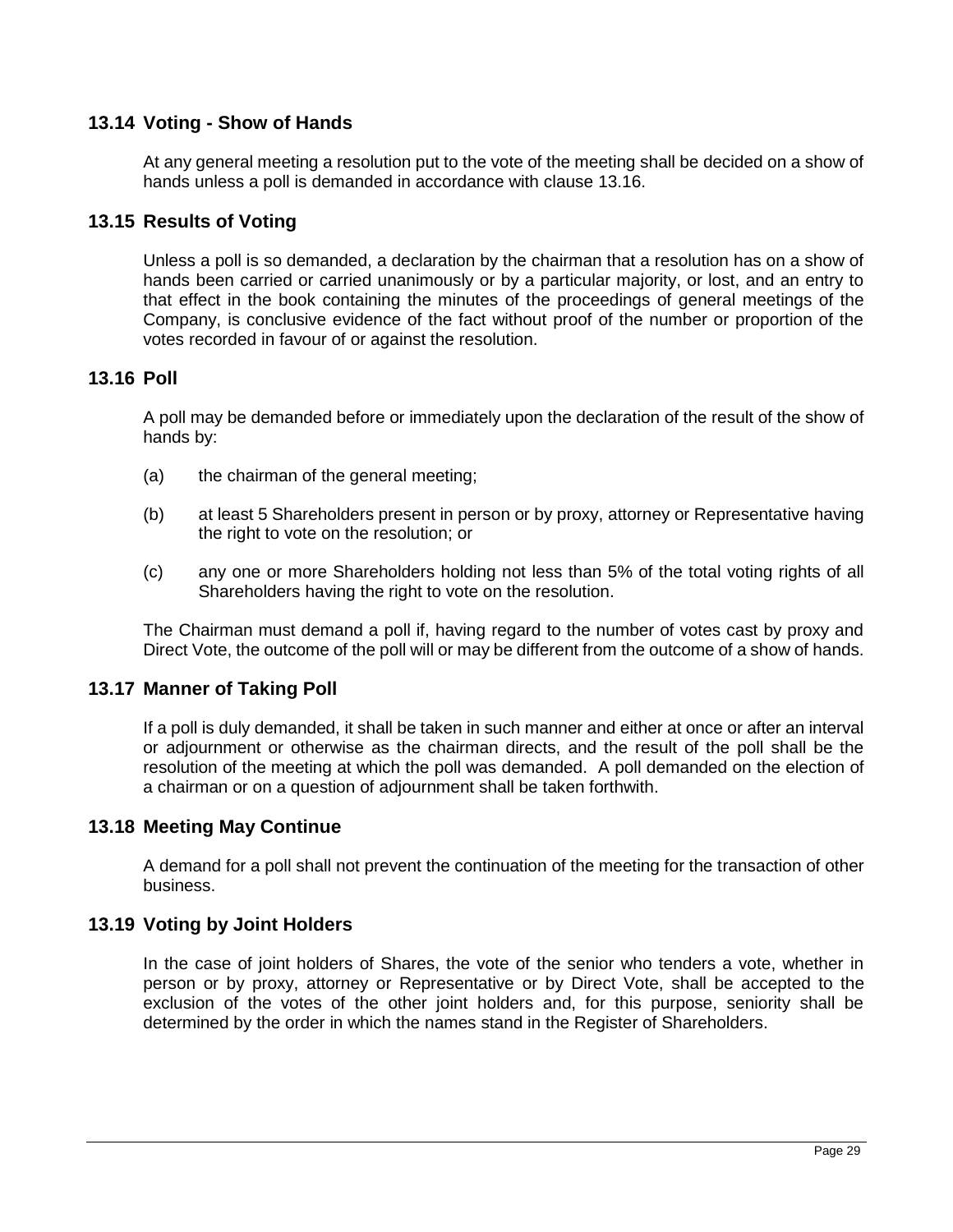### 13.14 Voting - Show of Hands

At any general meeting a resolution put to the vote of the meeting shall be decided on a show of hands unless a poll is demanded in accordance with clause 13.16.

### 13.15 Results of Voting

Unless a poll is so demanded, a declaration by the chairman that a resolution has on a show of hands been carried or carried unanimously or by a particular majority, or lost, and an entry to that effect in the book containing the minutes of the proceedings of general meetings of the Company, is conclusive evidence of the fact without proof of the number or proportion of the votes recorded in favour of or against the resolution.

### 13.16 Poll

A poll may be demanded before or immediately upon the declaration of the result of the show of hands by:

(a) the chairman of the general meeting;

(b) at least 5 Shareholders present in person or by proxy, attorney or Representative having the right to vote on the resolution; or

(c) any one or more Shareholders holding not less than 5% of the total voting rights of all Shareholders having the right to vote on the resolution.

The Chairman must demand a poll if, having regard to the number of votes cast by proxy and Direct Vote, the outcome of the poll will or may be different from the outcome of a show of hands.

### 13.17 Manner of Taking Poll

If a poll is duly demanded, it shall be taken in such manner and either at once or after an interval or adjournment or otherwise as the chairman directs, and the result of the poll shall be the resolution of the meeting at which the poll was demanded. A poll demanded on the election of a chairman or on a question of adjournment shall be taken forthwith.

### 13.18 Meeting May Continue

A demand for a poll shall not prevent the continuation of the meeting for the transaction of other business.

### 13.19 Voting by Joint Holders

In the case of joint holders of Shares, the vote of the senior who tenders a vote, whether in person or by proxy, attorney or Representative or by Direct Vote, shall be accepted to the exclusion of the votes of the other joint holders and, for this purpose, seniority shall be determined by the order in which the names stand in the Register of Shareholders.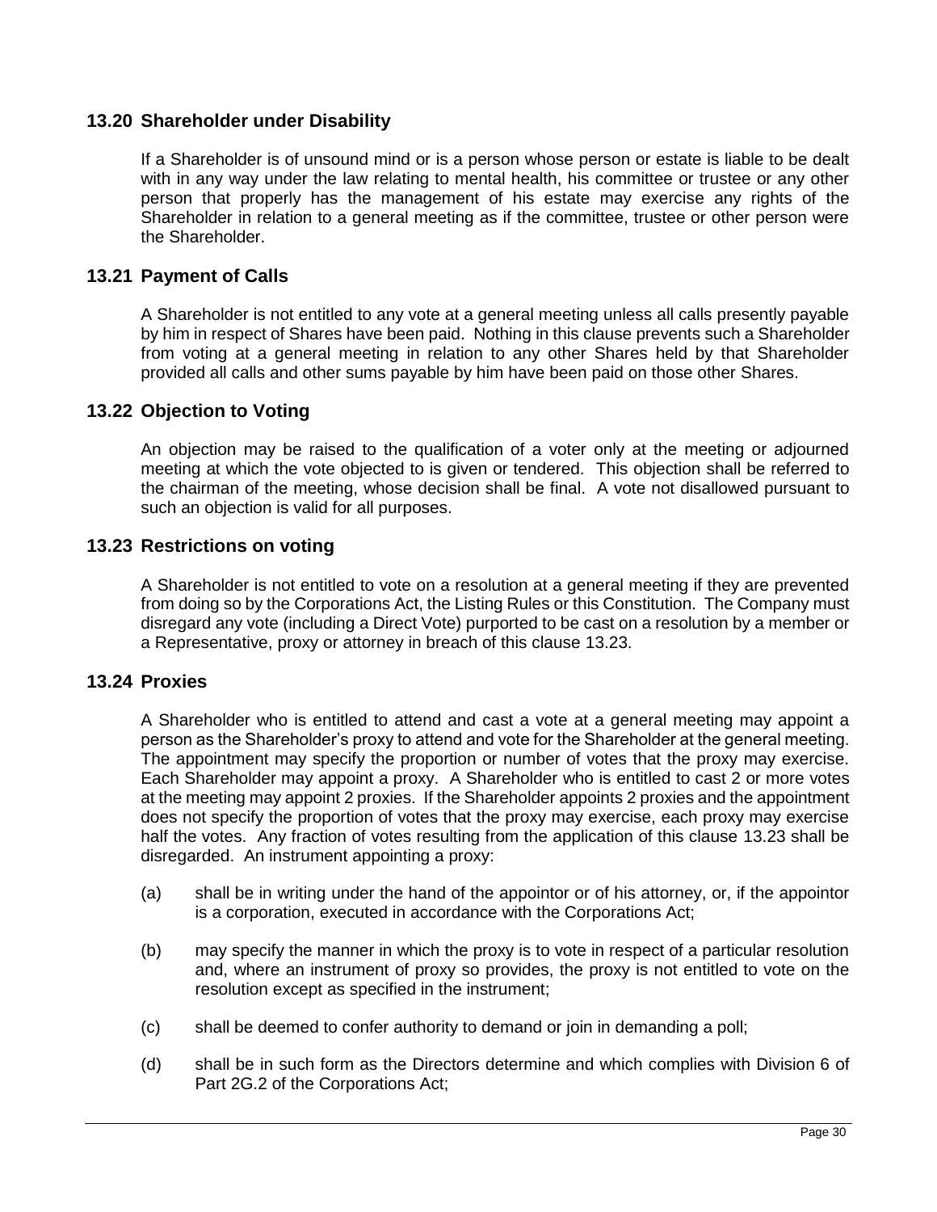## 13.20 Shareholder under Disability

If a Shareholder is of unsound mind or is a person whose person or estate is liable to be dealt with in any way under the law relating to mental health, his committee or trustee or any other person that properly has the management of his estate may exercise any rights of the Shareholder in relation to a general meeting as if the committee, trustee or other person were the Shareholder.

## 13.21 Payment of Calls

A Shareholder is not entitled to any vote at a general meeting unless all calls presently payable by him in respect of Shares have been paid. Nothing in this clause prevents such a Shareholder from voting at a general meeting in relation to any other Shares held by that Shareholder provided all calls and other sums payable by him have been paid on those other Shares.

## 13.22 Objection to Voting

An objection may be raised to the qualification of a voter only at the meeting or adjourned meeting at which the vote objected to is given or tendered. This objection shall be referred to the chairman of the meeting, whose decision shall be final. A vote not disallowed pursuant to such an objection is valid for all purposes.

## 13.23 Restrictions on voting

A Shareholder is not entitled to vote on a resolution at a general meeting if they are prevented from doing so by the Corporations Act, the Listing Rules or this Constitution. The Company must disregard any vote (including a Direct Vote) purported to be cast on a resolution by a member or a Representative, proxy or attorney in breach of this clause 13.23.

## 13.24 Proxies

A Shareholder who is entitled to attend and cast a vote at a general meeting may appoint a person as the Shareholder's proxy to attend and vote for the Shareholder at the general meeting. The appointment may specify the proportion or number of votes that the proxy may exercise. Each Shareholder may appoint a proxy. A Shareholder who is entitled to cast 2 or more votes at the meeting may appoint 2 proxies. If the Shareholder appoints 2 proxies and the appointment does not specify the proportion of votes that the proxy may exercise, each proxy may exercise half the votes. Any fraction of votes resulting from the application of this clause 13.23 shall be disregarded. An instrument appointing a proxy:

(a) shall be in writing under the hand of the appointor or of his attorney, or, if the appointor is a corporation, executed in accordance with the Corporations Act;

(b) may specify the manner in which the proxy is to vote in respect of a particular resolution and, where an instrument of proxy so provides, the proxy is not entitled to vote on the resolution except as specified in the instrument;

(c) shall be deemed to confer authority to demand or join in demanding a poll;

(d) shall be in such form as the Directors determine and which complies with Division 6 of Part 2G.2 of the Corporations Act;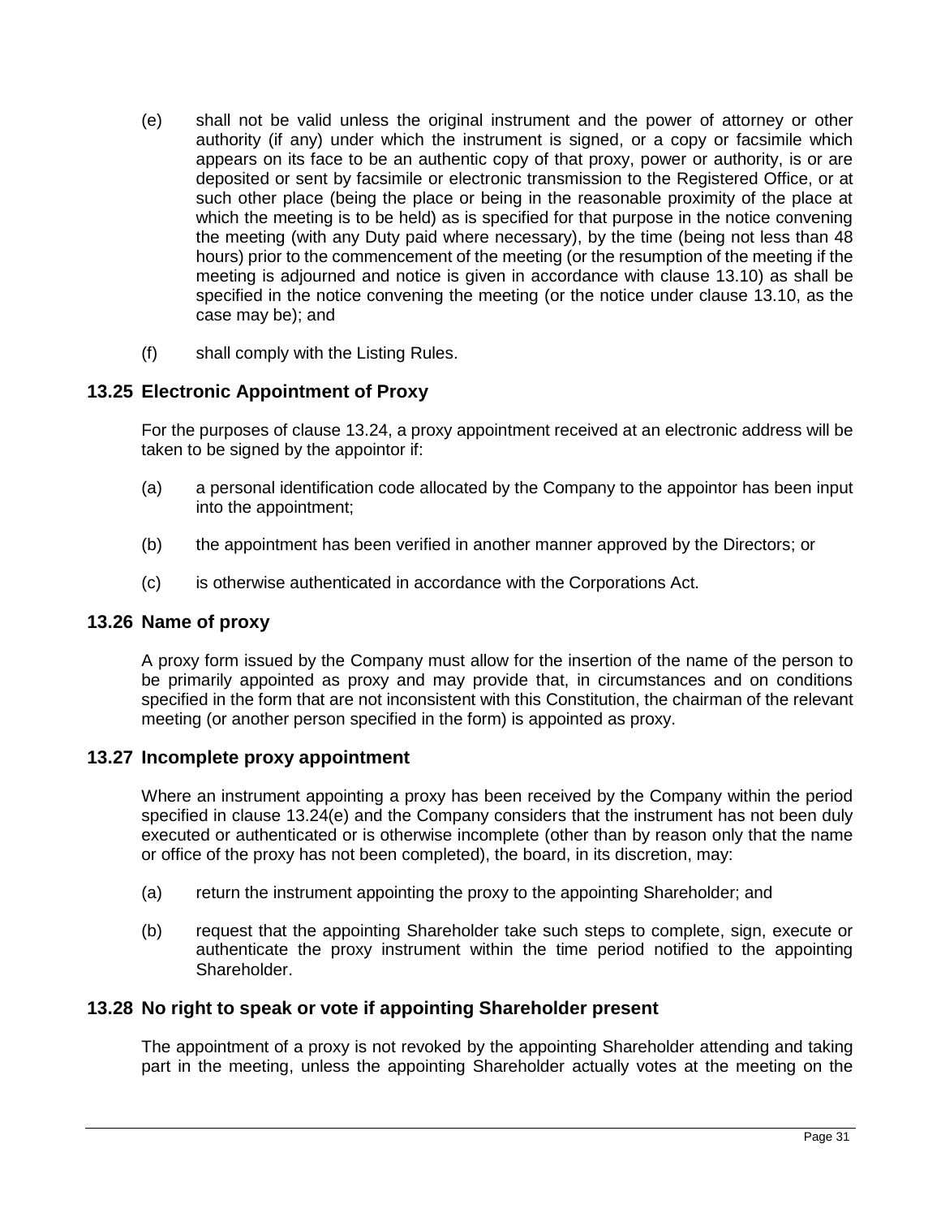(e) shall not be valid unless the original instrument and the power of attorney or other authority (if any) under which the instrument is signed, or a copy or facsimile which appears on its face to be an authentic copy of that proxy, power or authority, is or are deposited or sent by facsimile or electronic transmission to the Registered Office, or at such other place (being the place or being in the reasonable proximity of the place at which the meeting is to be held) as is specified for that purpose in the notice convening the meeting (with any Duty paid where necessary), by the time (being not less than 48 hours) prior to the commencement of the meeting (or the resumption of the meeting if the meeting is adjourned and notice is given in accordance with clause 13.10) as shall be specified in the notice convening the meeting (or the notice under clause 13.10, as the case may be); and

(f) shall comply with the Listing Rules.

## 13.25 Electronic Appointment of Proxy

For the purposes of clause 13.24, a proxy appointment received at an electronic address will be taken to be signed by the appointor if:

(a) a personal identification code allocated by the Company to the appointor has been input into the appointment;

(b) the appointment has been verified in another manner approved by the Directors; or

(c) is otherwise authenticated in accordance with the Corporations Act.

## 13.26 Name of proxy

A proxy form issued by the Company must allow for the insertion of the name of the person to be primarily appointed as proxy and may provide that, in circumstances and on conditions specified in the form that are not inconsistent with this Constitution, the chairman of the relevant meeting (or another person specified in the form) is appointed as proxy.

## 13.27 Incomplete proxy appointment

Where an instrument appointing a proxy has been received by the Company within the period specified in clause 13.24(e) and the Company considers that the instrument has not been duly executed or authenticated or is otherwise incomplete (other than by reason only that the name or office of the proxy has not been completed), the board, in its discretion, may:

(a) return the instrument appointing the proxy to the appointing Shareholder; and

(b) request that the appointing Shareholder take such steps to complete, sign, execute or authenticate the proxy instrument within the time period notified to the appointing Shareholder.

## 13.28 No right to speak or vote if appointing Shareholder present

The appointment of a proxy is not revoked by the appointing Shareholder attending and taking part in the meeting, unless the appointing Shareholder actually votes at the meeting on the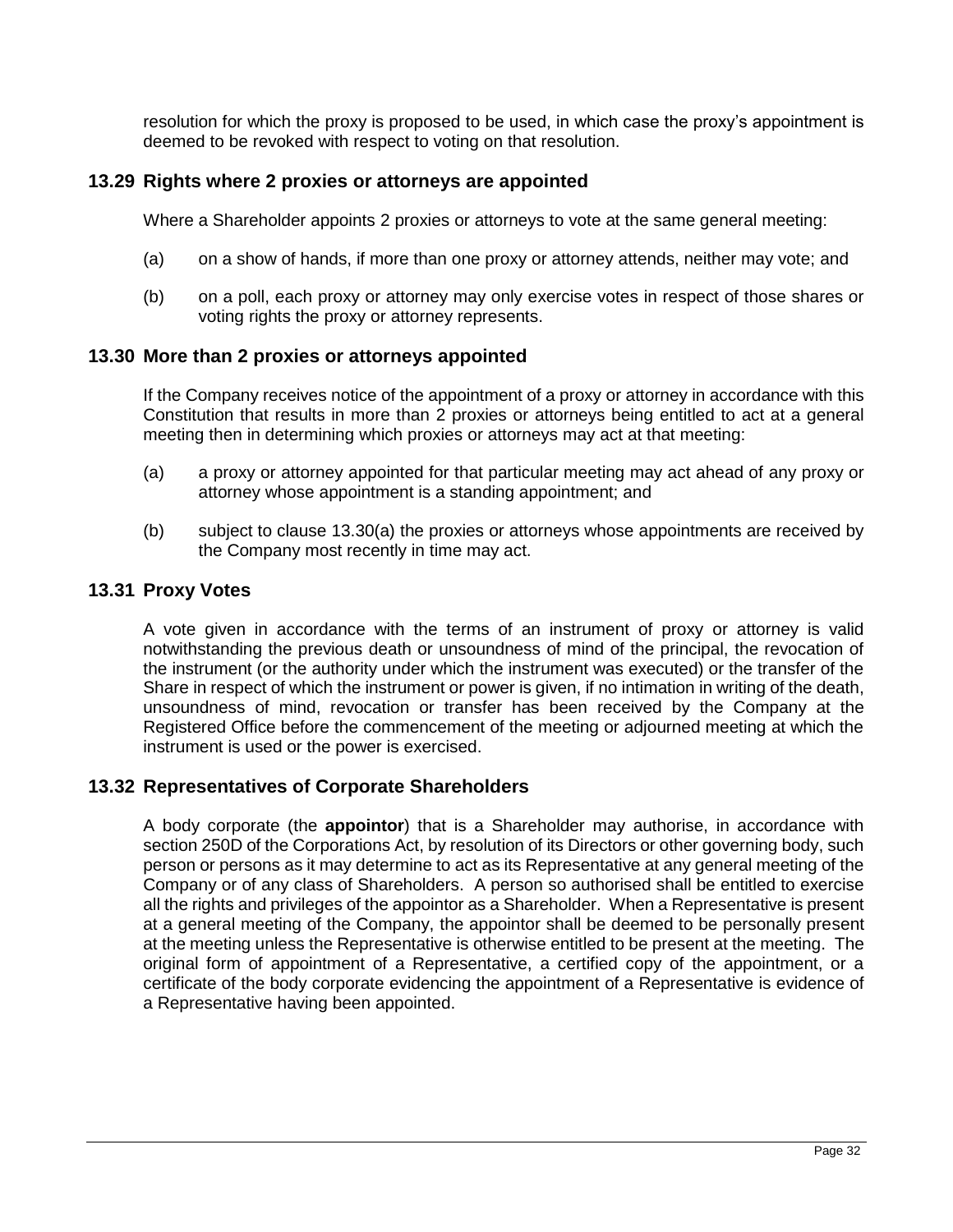resolution for which the proxy is proposed to be used, in which case the proxy's appointment is deemed to be revoked with respect to voting on that resolution.

### 13.29 Rights where 2 proxies or attorneys are appointed

Where a Shareholder appoints 2 proxies or attorneys to vote at the same general meeting:

(a) on a show of hands, if more than one proxy or attorney attends, neither may vote; and

(b) on a poll, each proxy or attorney may only exercise votes in respect of those shares or voting rights the proxy or attorney represents.

### 13.30 More than 2 proxies or attorneys appointed

If the Company receives notice of the appointment of a proxy or attorney in accordance with this Constitution that results in more than 2 proxies or attorneys being entitled to act at a general meeting then in determining which proxies or attorneys may act at that meeting:

(a) a proxy or attorney appointed for that particular meeting may act ahead of any proxy or attorney whose appointment is a standing appointment; and

(b) subject to clause 13.30(a) the proxies or attorneys whose appointments are received by the Company most recently in time may act.

### 13.31 Proxy Votes

A vote given in accordance with the terms of an instrument of proxy or attorney is valid notwithstanding the previous death or unsoundness of mind of the principal, the revocation of the instrument (or the authority under which the instrument was executed) or the transfer of the Share in respect of which the instrument or power is given, if no intimation in writing of the death, unsoundness of mind, revocation or transfer has been received by the Company at the Registered Office before the commencement of the meeting or adjourned meeting at which the instrument is used or the power is exercised.

### 13.32 Representatives of Corporate Shareholders

A body corporate (the **appointor**) that is a Shareholder may authorise, in accordance with section 250D of the Corporations Act, by resolution of its Directors or other governing body, such person or persons as it may determine to act as its Representative at any general meeting of the Company or of any class of Shareholders. A person so authorised shall be entitled to exercise all the rights and privileges of the appointor as a Shareholder. When a Representative is present at a general meeting of the Company, the appointor shall be deemed to be personally present at the meeting unless the Representative is otherwise entitled to be present at the meeting. The original form of appointment of a Representative, a certified copy of the appointment, or a certificate of the body corporate evidencing the appointment of a Representative is evidence of a Representative having been appointed.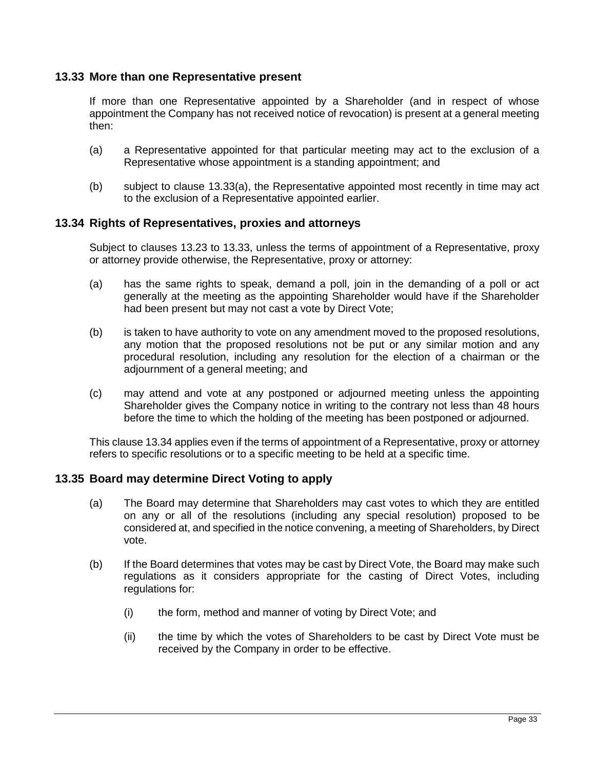## 13.33 More than one Representative present

If more than one Representative appointed by a Shareholder (and in respect of whose appointment the Company has not received notice of revocation) is present at a general meeting then:

(a) a Representative appointed for that particular meeting may act to the exclusion of a Representative whose appointment is a standing appointment; and

(b) subject to clause 13.33(a), the Representative appointed most recently in time may act to the exclusion of a Representative appointed earlier.

## 13.34 Rights of Representatives, proxies and attorneys

Subject to clauses 13.23 to 13.33, unless the terms of appointment of a Representative, proxy or attorney provide otherwise, the Representative, proxy or attorney:

(a) has the same rights to speak, demand a poll, join in the demanding of a poll or act generally at the meeting as the appointing Shareholder would have if the Shareholder had been present but may not cast a vote by Direct Vote;

(b) is taken to have authority to vote on any amendment moved to the proposed resolutions, any motion that the proposed resolutions not be put or any similar motion and any procedural resolution, including any resolution for the election of a chairman or the adjournment of a general meeting; and

(c) may attend and vote at any postponed or adjourned meeting unless the appointing Shareholder gives the Company notice in writing to the contrary not less than 48 hours before the time to which the holding of the meeting has been postponed or adjourned.

This clause 13.34 applies even if the terms of appointment of a Representative, proxy or attorney refers to specific resolutions or to a specific meeting to be held at a specific time.

## 13.35 Board may determine Direct Voting to apply

(a) The Board may determine that Shareholders may cast votes to which they are entitled on any or all of the resolutions (including any special resolution) proposed to be considered at, and specified in the notice convening, a meeting of Shareholders, by Direct vote.

(b) If the Board determines that votes may be cast by Direct Vote, the Board may make such regulations as it considers appropriate for the casting of Direct Votes, including regulations for:

(i) the form, method and manner of voting by Direct Vote; and

(ii) the time by which the votes of Shareholders to be cast by Direct Vote must be received by the Company in order to be effective.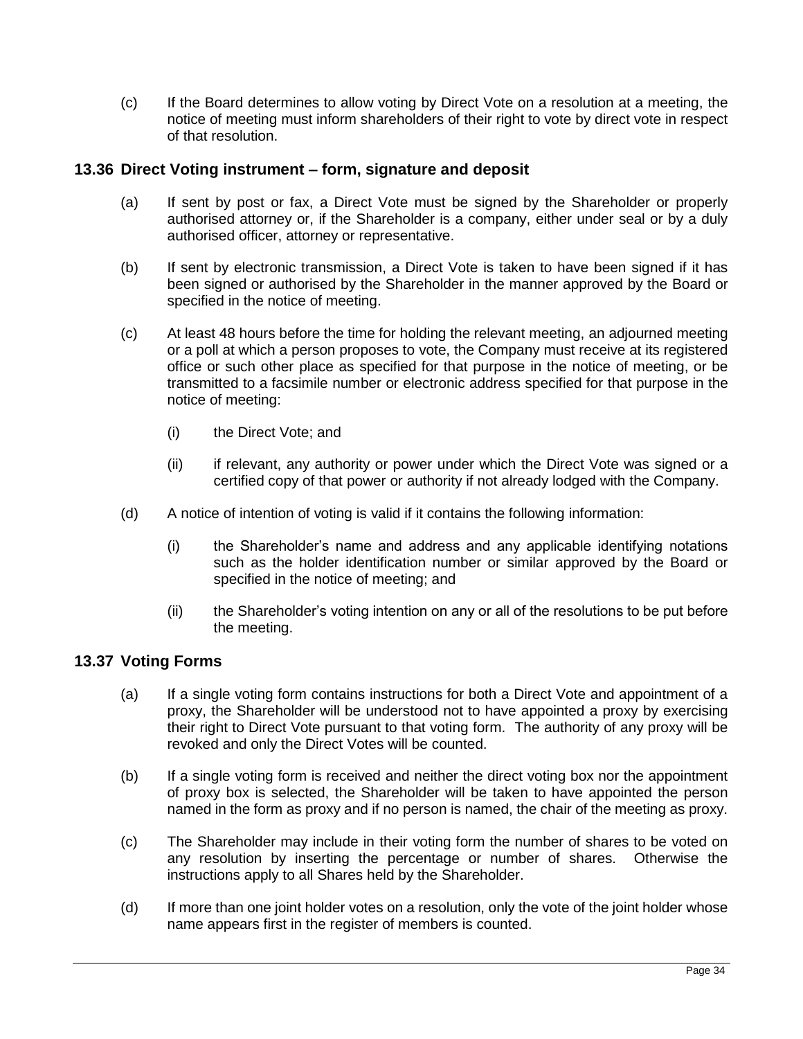(c) If the Board determines to allow voting by Direct Vote on a resolution at a meeting, the notice of meeting must inform shareholders of their right to vote by direct vote in respect of that resolution.

## 13.36 Direct Voting instrument – form, signature and deposit

(a) If sent by post or fax, a Direct Vote must be signed by the Shareholder or properly authorised attorney or, if the Shareholder is a company, either under seal or by a duly authorised officer, attorney or representative.

(b) If sent by electronic transmission, a Direct Vote is taken to have been signed if it has been signed or authorised by the Shareholder in the manner approved by the Board or specified in the notice of meeting.

(c) At least 48 hours before the time for holding the relevant meeting, an adjourned meeting or a poll at which a person proposes to vote, the Company must receive at its registered office or such other place as specified for that purpose in the notice of meeting, or be transmitted to a facsimile number or electronic address specified for that purpose in the notice of meeting:

(i) the Direct Vote; and

(ii) if relevant, any authority or power under which the Direct Vote was signed or a certified copy of that power or authority if not already lodged with the Company.

(d) A notice of intention of voting is valid if it contains the following information:

(i) the Shareholder's name and address and any applicable identifying notations such as the holder identification number or similar approved by the Board or specified in the notice of meeting; and

(ii) the Shareholder's voting intention on any or all of the resolutions to be put before the meeting.

## 13.37 Voting Forms

(a) If a single voting form contains instructions for both a Direct Vote and appointment of a proxy, the Shareholder will be understood not to have appointed a proxy by exercising their right to Direct Vote pursuant to that voting form. The authority of any proxy will be revoked and only the Direct Votes will be counted.

(b) If a single voting form is received and neither the direct voting box nor the appointment of proxy box is selected, the Shareholder will be taken to have appointed the person named in the form as proxy and if no person is named, the chair of the meeting as proxy.

(c) The Shareholder may include in their voting form the number of shares to be voted on any resolution by inserting the percentage or number of shares. Otherwise the instructions apply to all Shares held by the Shareholder.

(d) If more than one joint holder votes on a resolution, only the vote of the joint holder whose name appears first in the register of members is counted.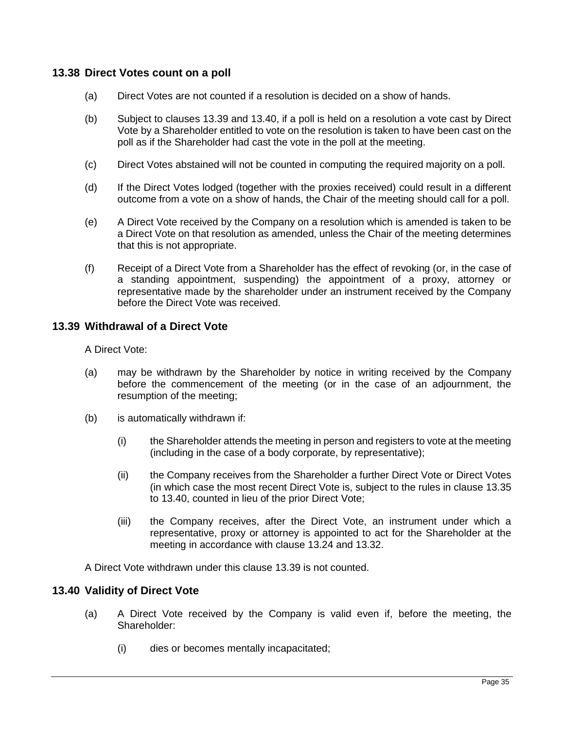## 13.38 Direct Votes count on a poll

(a) Direct Votes are not counted if a resolution is decided on a show of hands.

(b) Subject to clauses 13.39 and 13.40, if a poll is held on a resolution a vote cast by Direct Vote by a Shareholder entitled to vote on the resolution is taken to have been cast on the poll as if the Shareholder had cast the vote in the poll at the meeting.

(c) Direct Votes abstained will not be counted in computing the required majority on a poll.

(d) If the Direct Votes lodged (together with the proxies received) could result in a different outcome from a vote on a show of hands, the Chair of the meeting should call for a poll.

(e) A Direct Vote received by the Company on a resolution which is amended is taken to be a Direct Vote on that resolution as amended, unless the Chair of the meeting determines that this is not appropriate.

(f) Receipt of a Direct Vote from a Shareholder has the effect of revoking (or, in the case of a standing appointment, suspending) the appointment of a proxy, attorney or representative made by the shareholder under an instrument received by the Company before the Direct Vote was received.

## 13.39 Withdrawal of a Direct Vote

A Direct Vote:

(a) may be withdrawn by the Shareholder by notice in writing received by the Company before the commencement of the meeting (or in the case of an adjournment, the resumption of the meeting;

(b) is automatically withdrawn if:

(i) the Shareholder attends the meeting in person and registers to vote at the meeting (including in the case of a body corporate, by representative);

(ii) the Company receives from the Shareholder a further Direct Vote or Direct Votes (in which case the most recent Direct Vote is, subject to the rules in clause 13.35 to 13.40, counted in lieu of the prior Direct Vote;

(iii) the Company receives, after the Direct Vote, an instrument under which a representative, proxy or attorney is appointed to act for the Shareholder at the meeting in accordance with clause 13.24 and 13.32.

A Direct Vote withdrawn under this clause 13.39 is not counted.

## 13.40 Validity of Direct Vote

(a) A Direct Vote received by the Company is valid even if, before the meeting, the Shareholder:

(i) dies or becomes mentally incapacitated;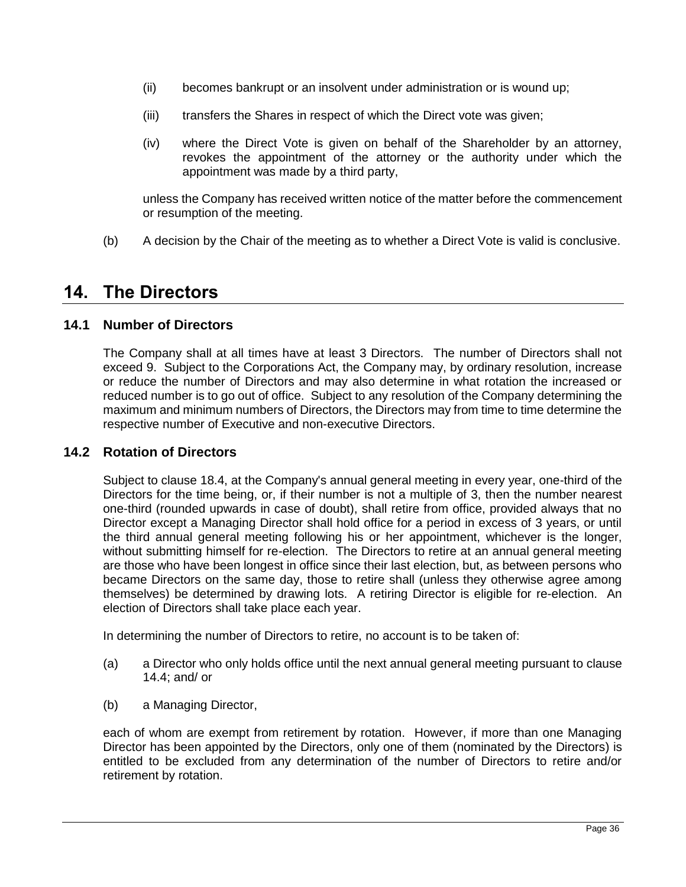(ii) becomes bankrupt or an insolvent under administration or is wound up;

(iii) transfers the Shares in respect of which the Direct vote was given;

(iv) where the Direct Vote is given on behalf of the Shareholder by an attorney, revokes the appointment of the attorney or the authority under which the appointment was made by a third party,

unless the Company has received written notice of the matter before the commencement or resumption of the meeting.

(b) A decision by the Chair of the meeting as to whether a Direct Vote is valid is conclusive.

# 14. The Directors

## 14.1 Number of Directors

The Company shall at all times have at least 3 Directors. The number of Directors shall not exceed 9. Subject to the Corporations Act, the Company may, by ordinary resolution, increase or reduce the number of Directors and may also determine in what rotation the increased or reduced number is to go out of office. Subject to any resolution of the Company determining the maximum and minimum numbers of Directors, the Directors may from time to time determine the respective number of Executive and non-executive Directors.

## 14.2 Rotation of Directors

Subject to clause 18.4, at the Company's annual general meeting in every year, one-third of the Directors for the time being, or, if their number is not a multiple of 3, then the number nearest one-third (rounded upwards in case of doubt), shall retire from office, provided always that no Director except a Managing Director shall hold office for a period in excess of 3 years, or until the third annual general meeting following his or her appointment, whichever is the longer, without submitting himself for re-election. The Directors to retire at an annual general meeting are those who have been longest in office since their last election, but, as between persons who became Directors on the same day, those to retire shall (unless they otherwise agree among themselves) be determined by drawing lots. A retiring Director is eligible for re-election. An election of Directors shall take place each year.

In determining the number of Directors to retire, no account is to be taken of:

(a) a Director who only holds office until the next annual general meeting pursuant to clause 14.4; and/ or

(b) a Managing Director,

each of whom are exempt from retirement by rotation. However, if more than one Managing Director has been appointed by the Directors, only one of them (nominated by the Directors) is entitled to be excluded from any determination of the number of Directors to retire and/or retirement by rotation.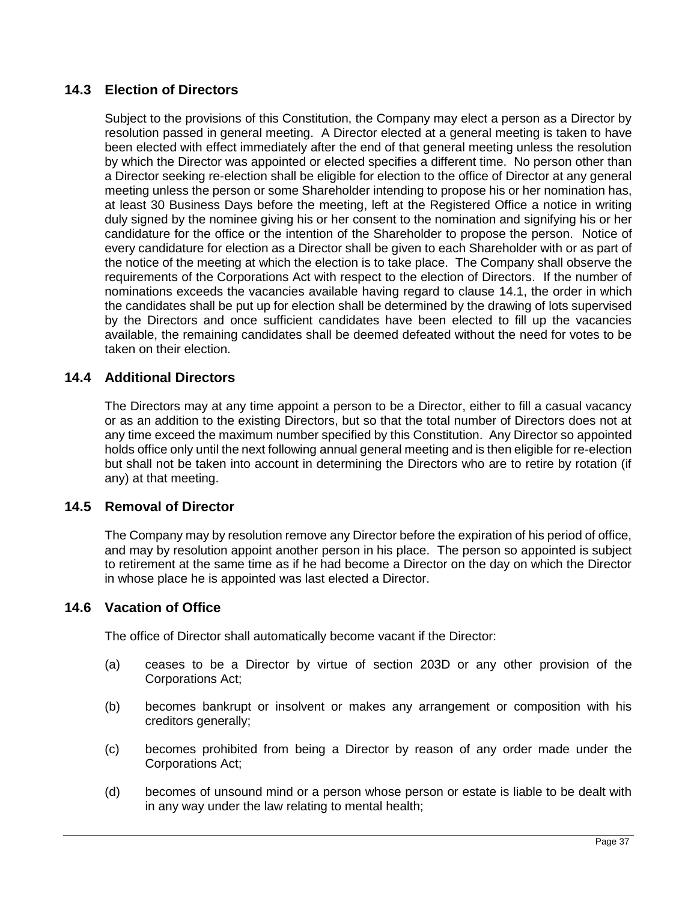## 14.3 Election of Directors

Subject to the provisions of this Constitution, the Company may elect a person as a Director by resolution passed in general meeting. A Director elected at a general meeting is taken to have been elected with effect immediately after the end of that general meeting unless the resolution by which the Director was appointed or elected specifies a different time. No person other than a Director seeking re-election shall be eligible for election to the office of Director at any general meeting unless the person or some Shareholder intending to propose his or her nomination has, at least 30 Business Days before the meeting, left at the Registered Office a notice in writing duly signed by the nominee giving his or her consent to the nomination and signifying his or her candidature for the office or the intention of the Shareholder to propose the person. Notice of every candidature for election as a Director shall be given to each Shareholder with or as part of the notice of the meeting at which the election is to take place. The Company shall observe the requirements of the Corporations Act with respect to the election of Directors. If the number of nominations exceeds the vacancies available having regard to clause 14.1, the order in which the candidates shall be put up for election shall be determined by the drawing of lots supervised by the Directors and once sufficient candidates have been elected to fill up the vacancies available, the remaining candidates shall be deemed defeated without the need for votes to be taken on their election.

## 14.4 Additional Directors

The Directors may at any time appoint a person to be a Director, either to fill a casual vacancy or as an addition to the existing Directors, but so that the total number of Directors does not at any time exceed the maximum number specified by this Constitution. Any Director so appointed holds office only until the next following annual general meeting and is then eligible for re-election but shall not be taken into account in determining the Directors who are to retire by rotation (if any) at that meeting.

## 14.5 Removal of Director

The Company may by resolution remove any Director before the expiration of his period of office, and may by resolution appoint another person in his place. The person so appointed is subject to retirement at the same time as if he had become a Director on the day on which the Director in whose place he is appointed was last elected a Director.

## 14.6 Vacation of Office

The office of Director shall automatically become vacant if the Director:

(a) ceases to be a Director by virtue of section 203D or any other provision of the Corporations Act;

(b) becomes bankrupt or insolvent or makes any arrangement or composition with his creditors generally;

(c) becomes prohibited from being a Director by reason of any order made under the Corporations Act;

(d) becomes of unsound mind or a person whose person or estate is liable to be dealt with in any way under the law relating to mental health;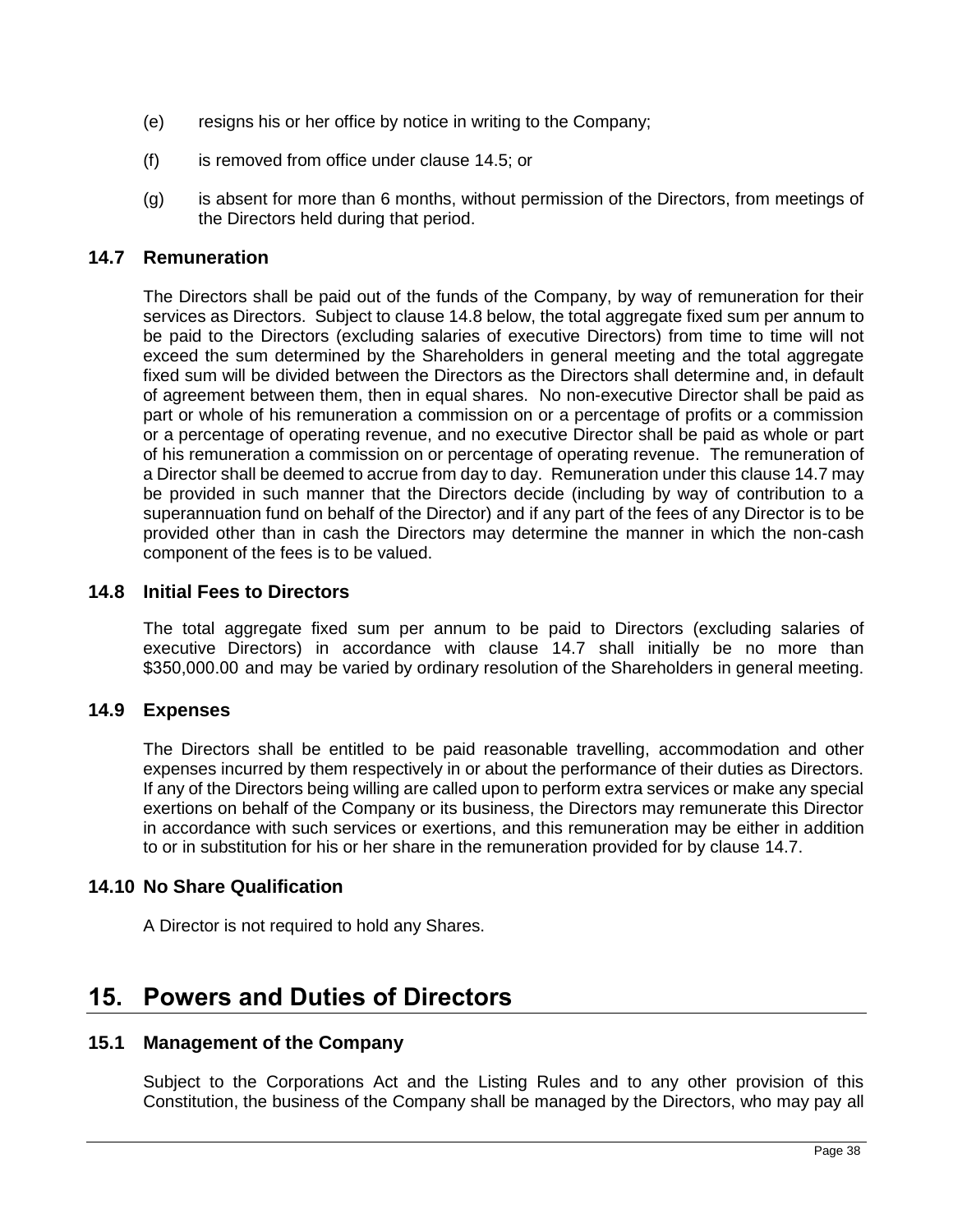(e) resigns his or her office by notice in writing to the Company;

(f) is removed from office under clause 14.5; or

(g) is absent for more than 6 months, without permission of the Directors, from meetings of the Directors held during that period.

### 14.7 Remuneration

The Directors shall be paid out of the funds of the Company, by way of remuneration for their services as Directors. Subject to clause 14.8 below, the total aggregate fixed sum per annum to be paid to the Directors (excluding salaries of executive Directors) from time to time will not exceed the sum determined by the Shareholders in general meeting and the total aggregate fixed sum will be divided between the Directors as the Directors shall determine and, in default of agreement between them, then in equal shares. No non-executive Director shall be paid as part or whole of his remuneration a commission on or a percentage of profits or a commission or a percentage of operating revenue, and no executive Director shall be paid as whole or part of his remuneration a commission on or percentage of operating revenue. The remuneration of a Director shall be deemed to accrue from day to day. Remuneration under this clause 14.7 may be provided in such manner that the Directors decide (including by way of contribution to a superannuation fund on behalf of the Director) and if any part of the fees of any Director is to be provided other than in cash the Directors may determine the manner in which the non-cash component of the fees is to be valued.

### 14.8 Initial Fees to Directors

The total aggregate fixed sum per annum to be paid to Directors (excluding salaries of executive Directors) in accordance with clause 14.7 shall initially be no more than $350,000.00 and may be varied by ordinary resolution of the Shareholders in general meeting.

### 14.9 Expenses

The Directors shall be entitled to be paid reasonable travelling, accommodation and other expenses incurred by them respectively in or about the performance of their duties as Directors. If any of the Directors being willing are called upon to perform extra services or make any special exertions on behalf of the Company or its business, the Directors may remunerate this Director in accordance with such services or exertions, and this remuneration may be either in addition to or in substitution for his or her share in the remuneration provided for by clause 14.7.

### 14.10 No Share Qualification

A Director is not required to hold any Shares.

## 15. Powers and Duties of Directors

### 15.1 Management of the Company

Subject to the Corporations Act and the Listing Rules and to any other provision of this Constitution, the business of the Company shall be managed by the Directors, who may pay all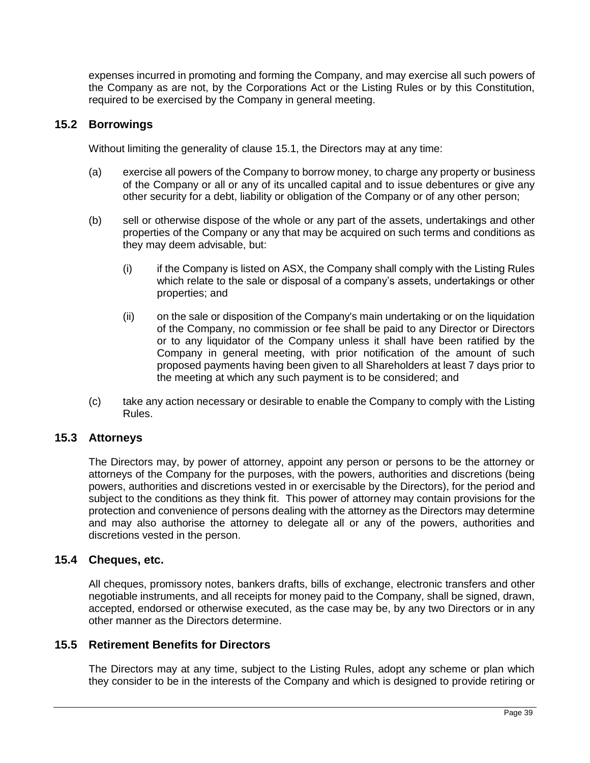expenses incurred in promoting and forming the Company, and may exercise all such powers of the Company as are not, by the Corporations Act or the Listing Rules or by this Constitution, required to be exercised by the Company in general meeting.

## 15.2 Borrowings

Without limiting the generality of clause 15.1, the Directors may at any time:

(a) exercise all powers of the Company to borrow money, to charge any property or business of the Company or all or any of its uncalled capital and to issue debentures or give any other security for a debt, liability or obligation of the Company or of any other person;

(b) sell or otherwise dispose of the whole or any part of the assets, undertakings and other properties of the Company or any that may be acquired on such terms and conditions as they may deem advisable, but:

   (i) if the Company is listed on ASX, the Company shall comply with the Listing Rules which relate to the sale or disposal of a company's assets, undertakings or other properties; and

   (ii) on the sale or disposition of the Company's main undertaking or on the liquidation of the Company, no commission or fee shall be paid to any Director or Directors or to any liquidator of the Company unless it shall have been ratified by the Company in general meeting, with prior notification of the amount of such proposed payments having been given to all Shareholders at least 7 days prior to the meeting at which any such payment is to be considered; and

(c) take any action necessary or desirable to enable the Company to comply with the Listing Rules.

## 15.3 Attorneys

The Directors may, by power of attorney, appoint any person or persons to be the attorney or attorneys of the Company for the purposes, with the powers, authorities and discretions (being powers, authorities and discretions vested in or exercisable by the Directors), for the period and subject to the conditions as they think fit. This power of attorney may contain provisions for the protection and convenience of persons dealing with the attorney as the Directors may determine and may also authorise the attorney to delegate all or any of the powers, authorities and discretions vested in the person.

## 15.4 Cheques, etc.

All cheques, promissory notes, bankers drafts, bills of exchange, electronic transfers and other negotiable instruments, and all receipts for money paid to the Company, shall be signed, drawn, accepted, endorsed or otherwise executed, as the case may be, by any two Directors or in any other manner as the Directors determine.

## 15.5 Retirement Benefits for Directors

The Directors may at any time, subject to the Listing Rules, adopt any scheme or plan which they consider to be in the interests of the Company and which is designed to provide retiring or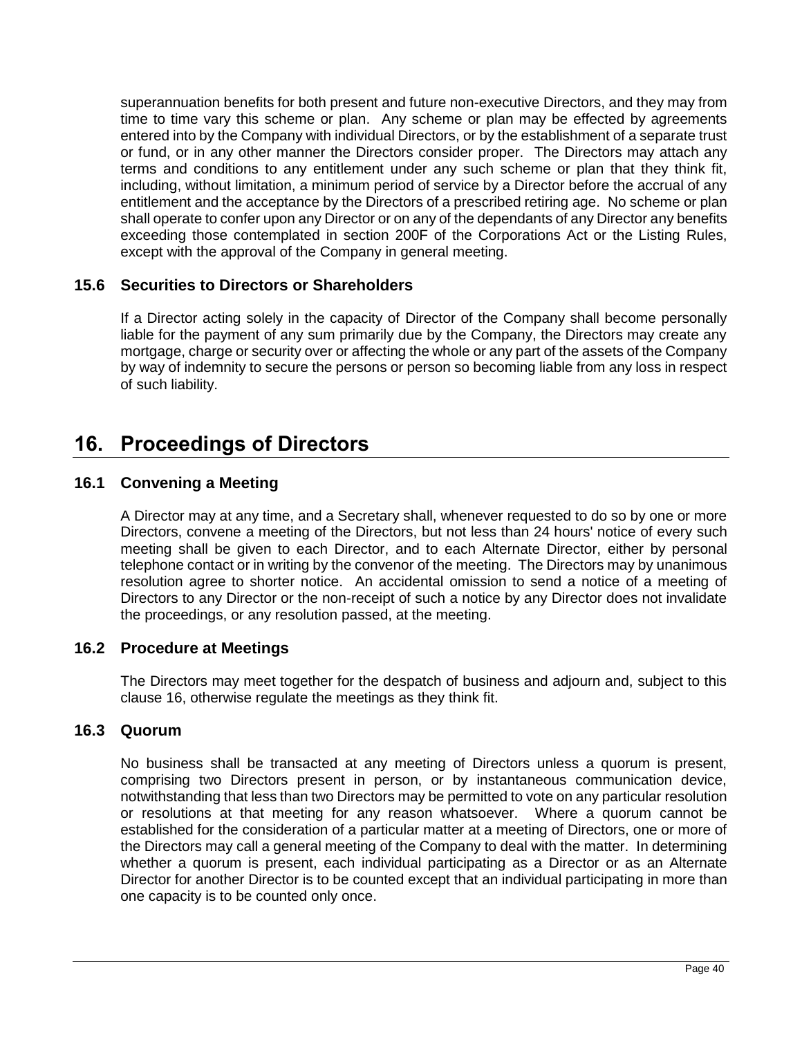superannuation benefits for both present and future non-executive Directors, and they may from time to time vary this scheme or plan. Any scheme or plan may be effected by agreements entered into by the Company with individual Directors, or by the establishment of a separate trust or fund, or in any other manner the Directors consider proper. The Directors may attach any terms and conditions to any entitlement under any such scheme or plan that they think fit, including, without limitation, a minimum period of service by a Director before the accrual of any entitlement and the acceptance by the Directors of a prescribed retiring age. No scheme or plan shall operate to confer upon any Director or on any of the dependants of any Director any benefits exceeding those contemplated in section 200F of the Corporations Act or the Listing Rules, except with the approval of the Company in general meeting.

### 15.6 Securities to Directors or Shareholders

If a Director acting solely in the capacity of Director of the Company shall become personally liable for the payment of any sum primarily due by the Company, the Directors may create any mortgage, charge or security over or affecting the whole or any part of the assets of the Company by way of indemnity to secure the persons or person so becoming liable from any loss in respect of such liability.

## 16. Proceedings of Directors

### 16.1 Convening a Meeting

A Director may at any time, and a Secretary shall, whenever requested to do so by one or more Directors, convene a meeting of the Directors, but not less than 24 hours' notice of every such meeting shall be given to each Director, and to each Alternate Director, either by personal telephone contact or in writing by the convenor of the meeting. The Directors may by unanimous resolution agree to shorter notice. An accidental omission to send a notice of a meeting of Directors to any Director or the non-receipt of such a notice by any Director does not invalidate the proceedings, or any resolution passed, at the meeting.

### 16.2 Procedure at Meetings

The Directors may meet together for the despatch of business and adjourn and, subject to this clause 16, otherwise regulate the meetings as they think fit.

### 16.3 Quorum

No business shall be transacted at any meeting of Directors unless a quorum is present, comprising two Directors present in person, or by instantaneous communication device, notwithstanding that less than two Directors may be permitted to vote on any particular resolution or resolutions at that meeting for any reason whatsoever. Where a quorum cannot be established for the consideration of a particular matter at a meeting of Directors, one or more of the Directors may call a general meeting of the Company to deal with the matter. In determining whether a quorum is present, each individual participating as a Director or as an Alternate Director for another Director is to be counted except that an individual participating in more than one capacity is to be counted only once.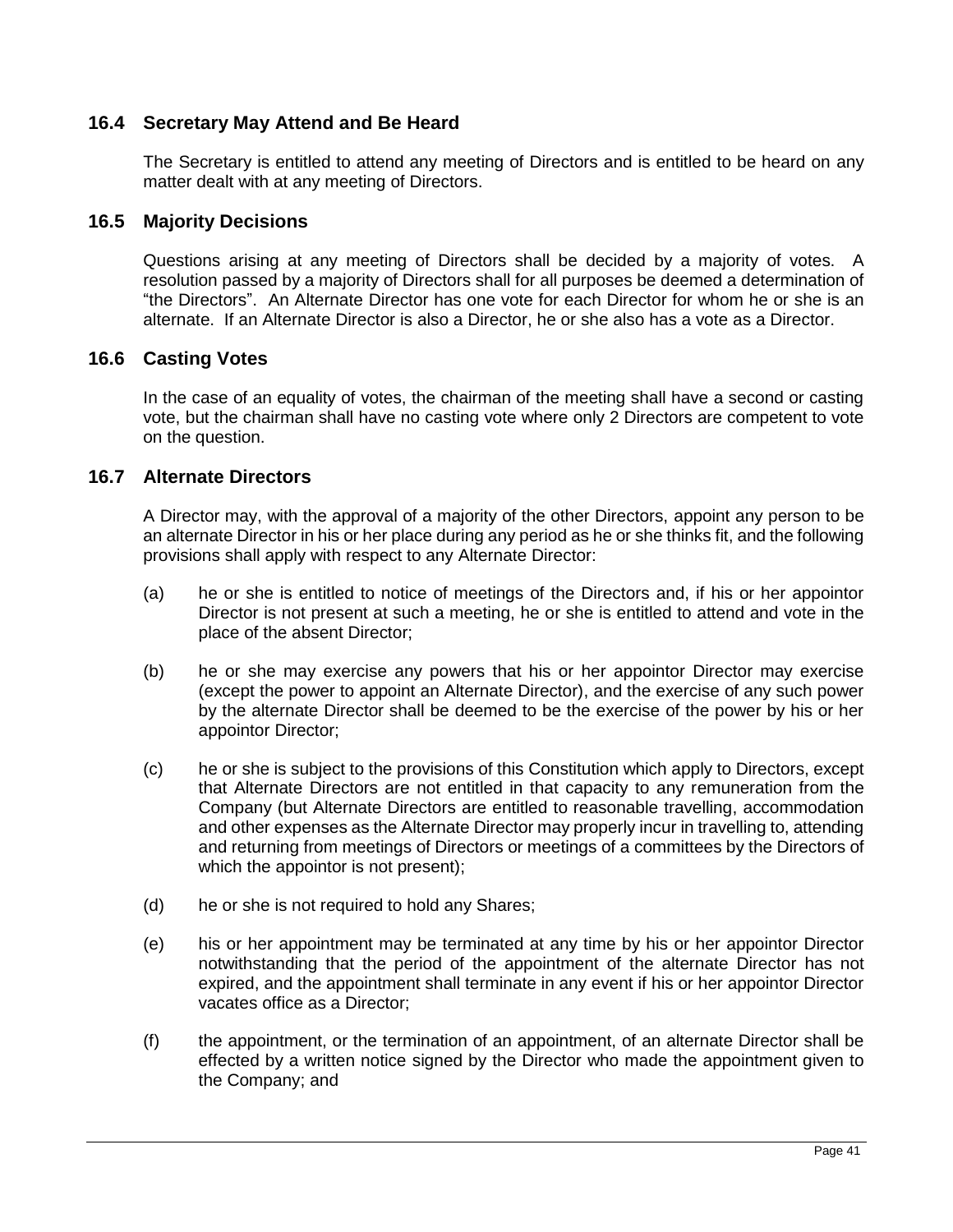## 16.4 Secretary May Attend and Be Heard

The Secretary is entitled to attend any meeting of Directors and is entitled to be heard on any matter dealt with at any meeting of Directors.

## 16.5 Majority Decisions

Questions arising at any meeting of Directors shall be decided by a majority of votes. A resolution passed by a majority of Directors shall for all purposes be deemed a determination of "the Directors". An Alternate Director has one vote for each Director for whom he or she is an alternate. If an Alternate Director is also a Director, he or she also has a vote as a Director.

## 16.6 Casting Votes

In the case of an equality of votes, the chairman of the meeting shall have a second or casting vote, but the chairman shall have no casting vote where only 2 Directors are competent to vote on the question.

## 16.7 Alternate Directors

A Director may, with the approval of a majority of the other Directors, appoint any person to be an alternate Director in his or her place during any period as he or she thinks fit, and the following provisions shall apply with respect to any Alternate Director:

(a) he or she is entitled to notice of meetings of the Directors and, if his or her appointor Director is not present at such a meeting, he or she is entitled to attend and vote in the place of the absent Director;

(b) he or she may exercise any powers that his or her appointor Director may exercise (except the power to appoint an Alternate Director), and the exercise of any such power by the alternate Director shall be deemed to be the exercise of the power by his or her appointor Director;

(c) he or she is subject to the provisions of this Constitution which apply to Directors, except that Alternate Directors are not entitled in that capacity to any remuneration from the Company (but Alternate Directors are entitled to reasonable travelling, accommodation and other expenses as the Alternate Director may properly incur in travelling to, attending and returning from meetings of Directors or meetings of a committees by the Directors of which the appointor is not present);

(d) he or she is not required to hold any Shares;

(e) his or her appointment may be terminated at any time by his or her appointor Director notwithstanding that the period of the appointment of the alternate Director has not expired, and the appointment shall terminate in any event if his or her appointor Director vacates office as a Director;

(f) the appointment, or the termination of an appointment, of an alternate Director shall be effected by a written notice signed by the Director who made the appointment given to the Company; and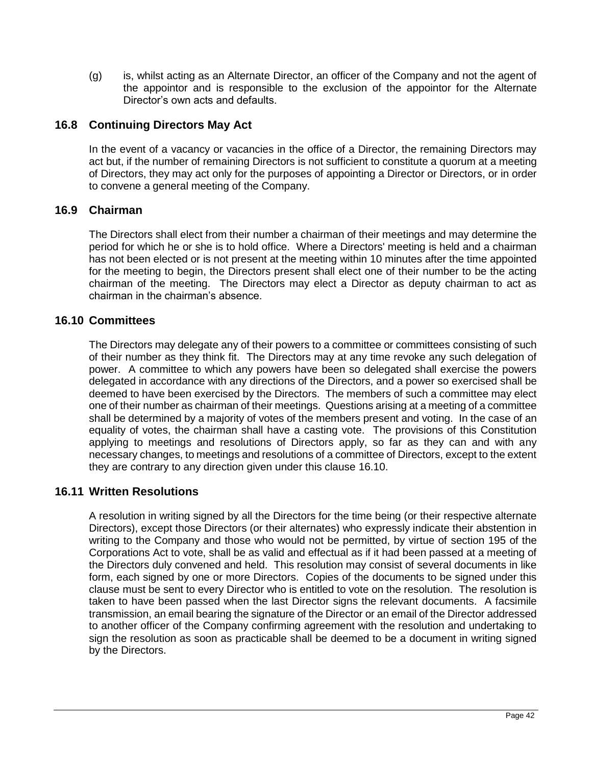(g) is, whilst acting as an Alternate Director, an officer of the Company and not the agent of the appointor and is responsible to the exclusion of the appointor for the Alternate Director's own acts and defaults.

## 16.8 Continuing Directors May Act

In the event of a vacancy or vacancies in the office of a Director, the remaining Directors may act but, if the number of remaining Directors is not sufficient to constitute a quorum at a meeting of Directors, they may act only for the purposes of appointing a Director or Directors, or in order to convene a general meeting of the Company.

## 16.9 Chairman

The Directors shall elect from their number a chairman of their meetings and may determine the period for which he or she is to hold office. Where a Directors' meeting is held and a chairman has not been elected or is not present at the meeting within 10 minutes after the time appointed for the meeting to begin, the Directors present shall elect one of their number to be the acting chairman of the meeting. The Directors may elect a Director as deputy chairman to act as chairman in the chairman's absence.

## 16.10 Committees

The Directors may delegate any of their powers to a committee or committees consisting of such of their number as they think fit. The Directors may at any time revoke any such delegation of power. A committee to which any powers have been so delegated shall exercise the powers delegated in accordance with any directions of the Directors, and a power so exercised shall be deemed to have been exercised by the Directors. The members of such a committee may elect one of their number as chairman of their meetings. Questions arising at a meeting of a committee shall be determined by a majority of votes of the members present and voting. In the case of an equality of votes, the chairman shall have a casting vote. The provisions of this Constitution applying to meetings and resolutions of Directors apply, so far as they can and with any necessary changes, to meetings and resolutions of a committee of Directors, except to the extent they are contrary to any direction given under this clause 16.10.

## 16.11 Written Resolutions

A resolution in writing signed by all the Directors for the time being (or their respective alternate Directors), except those Directors (or their alternates) who expressly indicate their abstention in writing to the Company and those who would not be permitted, by virtue of section 195 of the Corporations Act to vote, shall be as valid and effectual as if it had been passed at a meeting of the Directors duly convened and held. This resolution may consist of several documents in like form, each signed by one or more Directors. Copies of the documents to be signed under this clause must be sent to every Director who is entitled to vote on the resolution. The resolution is taken to have been passed when the last Director signs the relevant documents. A facsimile transmission, an email bearing the signature of the Director or an email of the Director addressed to another officer of the Company confirming agreement with the resolution and undertaking to sign the resolution as soon as practicable shall be deemed to be a document in writing signed by the Directors.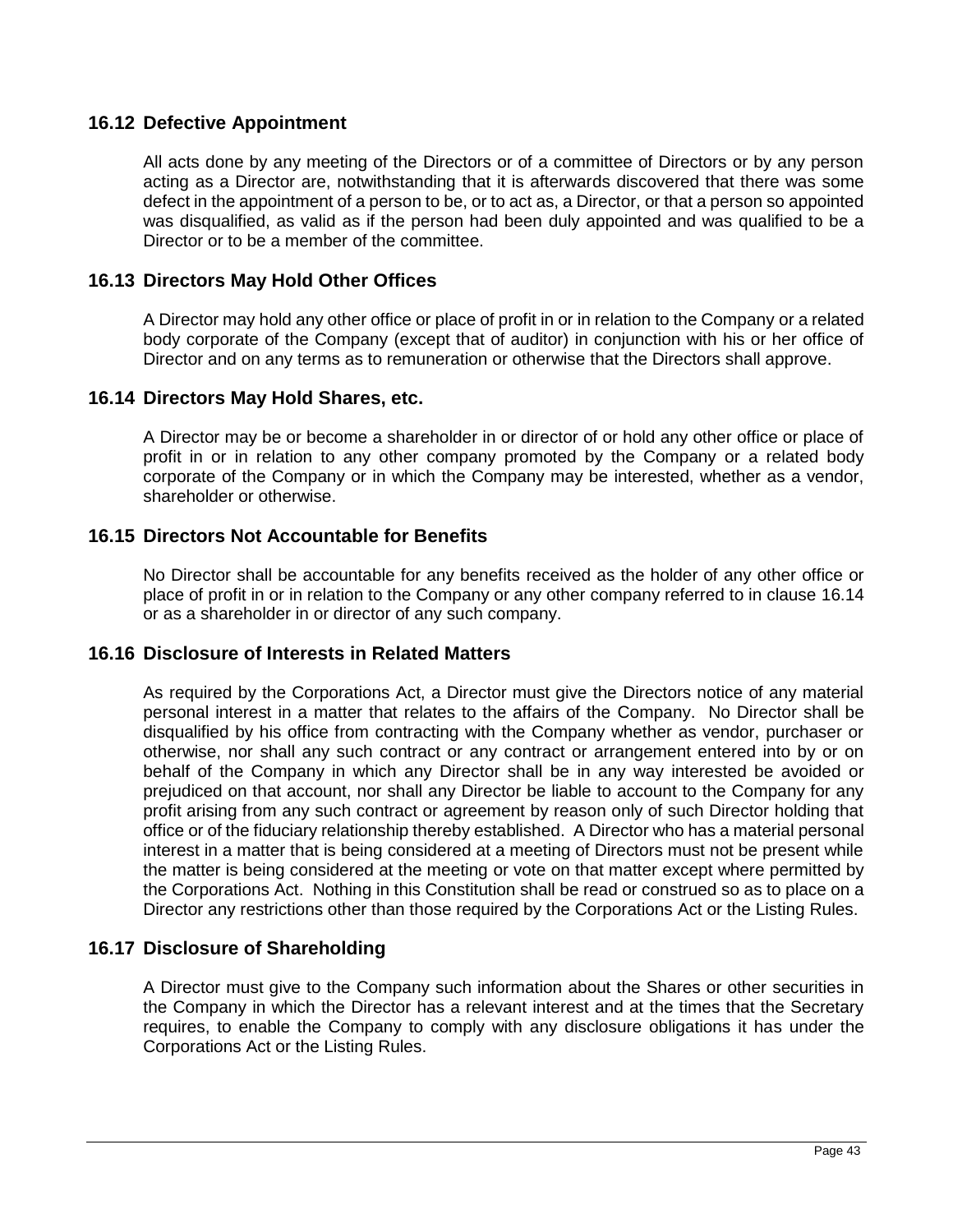## 16.12 Defective Appointment

All acts done by any meeting of the Directors or of a committee of Directors or by any person acting as a Director are, notwithstanding that it is afterwards discovered that there was some defect in the appointment of a person to be, or to act as, a Director, or that a person so appointed was disqualified, as valid as if the person had been duly appointed and was qualified to be a Director or to be a member of the committee.

## 16.13 Directors May Hold Other Offices

A Director may hold any other office or place of profit in or in relation to the Company or a related body corporate of the Company (except that of auditor) in conjunction with his or her office of Director and on any terms as to remuneration or otherwise that the Directors shall approve.

## 16.14 Directors May Hold Shares, etc.

A Director may be or become a shareholder in or director of or hold any other office or place of profit in or in relation to any other company promoted by the Company or a related body corporate of the Company or in which the Company may be interested, whether as a vendor, shareholder or otherwise.

## 16.15 Directors Not Accountable for Benefits

No Director shall be accountable for any benefits received as the holder of any other office or place of profit in or in relation to the Company or any other company referred to in clause 16.14 or as a shareholder in or director of any such company.

## 16.16 Disclosure of Interests in Related Matters

As required by the Corporations Act, a Director must give the Directors notice of any material personal interest in a matter that relates to the affairs of the Company. No Director shall be disqualified by his office from contracting with the Company whether as vendor, purchaser or otherwise, nor shall any such contract or any contract or arrangement entered into by or on behalf of the Company in which any Director shall be in any way interested be avoided or prejudiced on that account, nor shall any Director be liable to account to the Company for any profit arising from any such contract or agreement by reason only of such Director holding that office or of the fiduciary relationship thereby established. A Director who has a material personal interest in a matter that is being considered at a meeting of Directors must not be present while the matter is being considered at the meeting or vote on that matter except where permitted by the Corporations Act. Nothing in this Constitution shall be read or construed so as to place on a Director any restrictions other than those required by the Corporations Act or the Listing Rules.

## 16.17 Disclosure of Shareholding

A Director must give to the Company such information about the Shares or other securities in the Company in which the Director has a relevant interest and at the times that the Secretary requires, to enable the Company to comply with any disclosure obligations it has under the Corporations Act or the Listing Rules.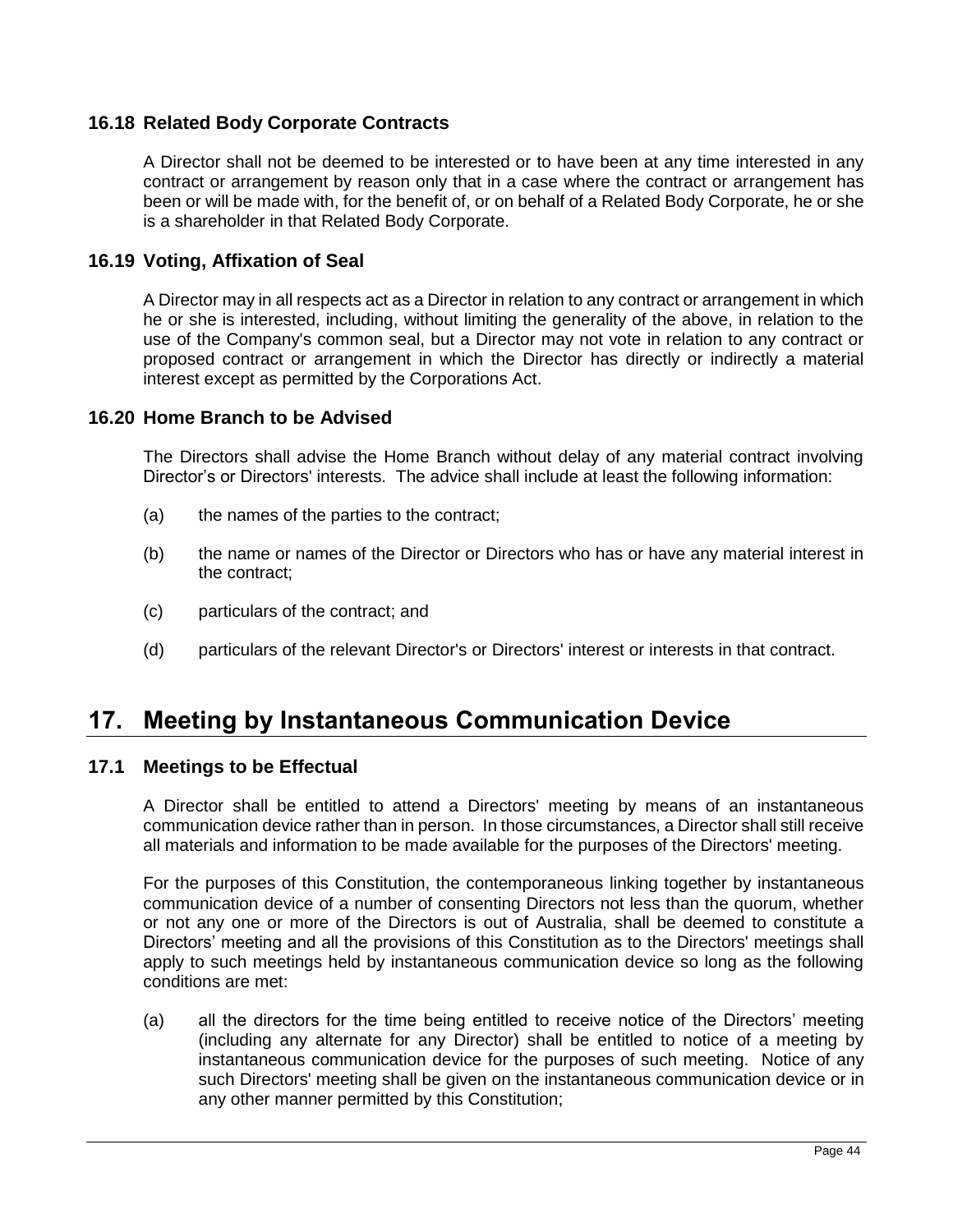### 16.18 Related Body Corporate Contracts

A Director shall not be deemed to be interested or to have been at any time interested in any contract or arrangement by reason only that in a case where the contract or arrangement has been or will be made with, for the benefit of, or on behalf of a Related Body Corporate, he or she is a shareholder in that Related Body Corporate.

### 16.19 Voting, Affixation of Seal

A Director may in all respects act as a Director in relation to any contract or arrangement in which he or she is interested, including, without limiting the generality of the above, in relation to the use of the Company's common seal, but a Director may not vote in relation to any contract or proposed contract or arrangement in which the Director has directly or indirectly a material interest except as permitted by the Corporations Act.

### 16.20 Home Branch to be Advised

The Directors shall advise the Home Branch without delay of any material contract involving Director's or Directors' interests. The advice shall include at least the following information:

(a) the names of the parties to the contract;

(b) the name or names of the Director or Directors who has or have any material interest in the contract;

(c) particulars of the contract; and

(d) particulars of the relevant Director's or Directors' interest or interests in that contract.

## 17. Meeting by Instantaneous Communication Device

### 17.1 Meetings to be Effectual

A Director shall be entitled to attend a Directors' meeting by means of an instantaneous communication device rather than in person. In those circumstances, a Director shall still receive all materials and information to be made available for the purposes of the Directors' meeting.

For the purposes of this Constitution, the contemporaneous linking together by instantaneous communication device of a number of consenting Directors not less than the quorum, whether or not any one or more of the Directors is out of Australia, shall be deemed to constitute a Directors' meeting and all the provisions of this Constitution as to the Directors' meetings shall apply to such meetings held by instantaneous communication device so long as the following conditions are met:

(a) all the directors for the time being entitled to receive notice of the Directors' meeting (including any alternate for any Director) shall be entitled to notice of a meeting by instantaneous communication device for the purposes of such meeting. Notice of any such Directors' meeting shall be given on the instantaneous communication device or in any other manner permitted by this Constitution;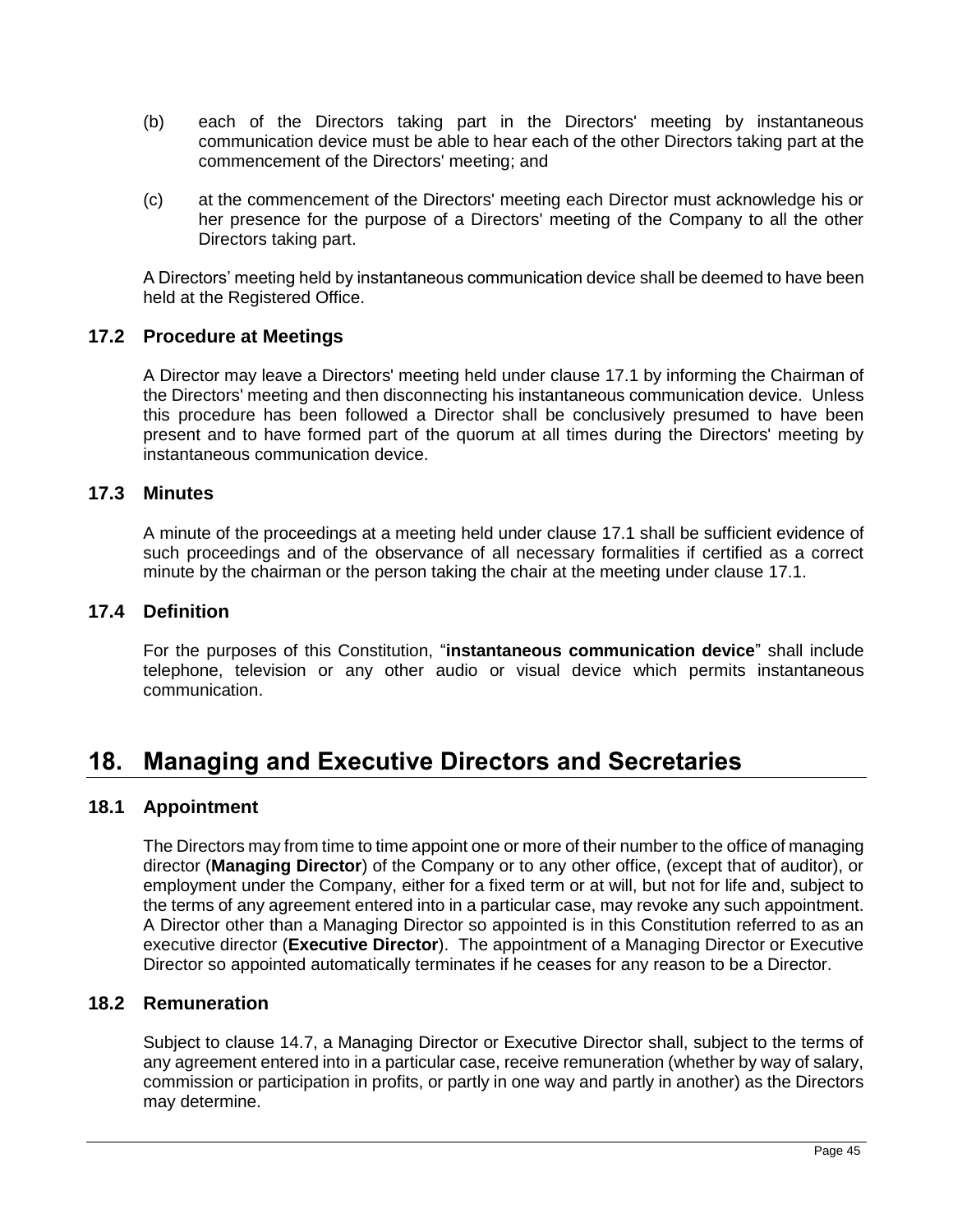(b) each of the Directors taking part in the Directors' meeting by instantaneous communication device must be able to hear each of the other Directors taking part at the commencement of the Directors' meeting; and

(c) at the commencement of the Directors' meeting each Director must acknowledge his or her presence for the purpose of a Directors' meeting of the Company to all the other Directors taking part.

A Directors' meeting held by instantaneous communication device shall be deemed to have been held at the Registered Office.

### 17.2 Procedure at Meetings

A Director may leave a Directors' meeting held under clause 17.1 by informing the Chairman of the Directors' meeting and then disconnecting his instantaneous communication device. Unless this procedure has been followed a Director shall be conclusively presumed to have been present and to have formed part of the quorum at all times during the Directors' meeting by instantaneous communication device.

### 17.3 Minutes

A minute of the proceedings at a meeting held under clause 17.1 shall be sufficient evidence of such proceedings and of the observance of all necessary formalities if certified as a correct minute by the chairman or the person taking the chair at the meeting under clause 17.1.

### 17.4 Definition

For the purposes of this Constitution, "**instantaneous communication device**" shall include telephone, television or any other audio or visual device which permits instantaneous communication.

## 18. Managing and Executive Directors and Secretaries

### 18.1 Appointment

The Directors may from time to time appoint one or more of their number to the office of managing director (**Managing Director**) of the Company or to any other office, (except that of auditor), or employment under the Company, either for a fixed term or at will, but not for life and, subject to the terms of any agreement entered into in a particular case, may revoke any such appointment. A Director other than a Managing Director so appointed is in this Constitution referred to as an executive director (**Executive Director**). The appointment of a Managing Director or Executive Director so appointed automatically terminates if he ceases for any reason to be a Director.

### 18.2 Remuneration

Subject to clause 14.7, a Managing Director or Executive Director shall, subject to the terms of any agreement entered into in a particular case, receive remuneration (whether by way of salary, commission or participation in profits, or partly in one way and partly in another) as the Directors may determine.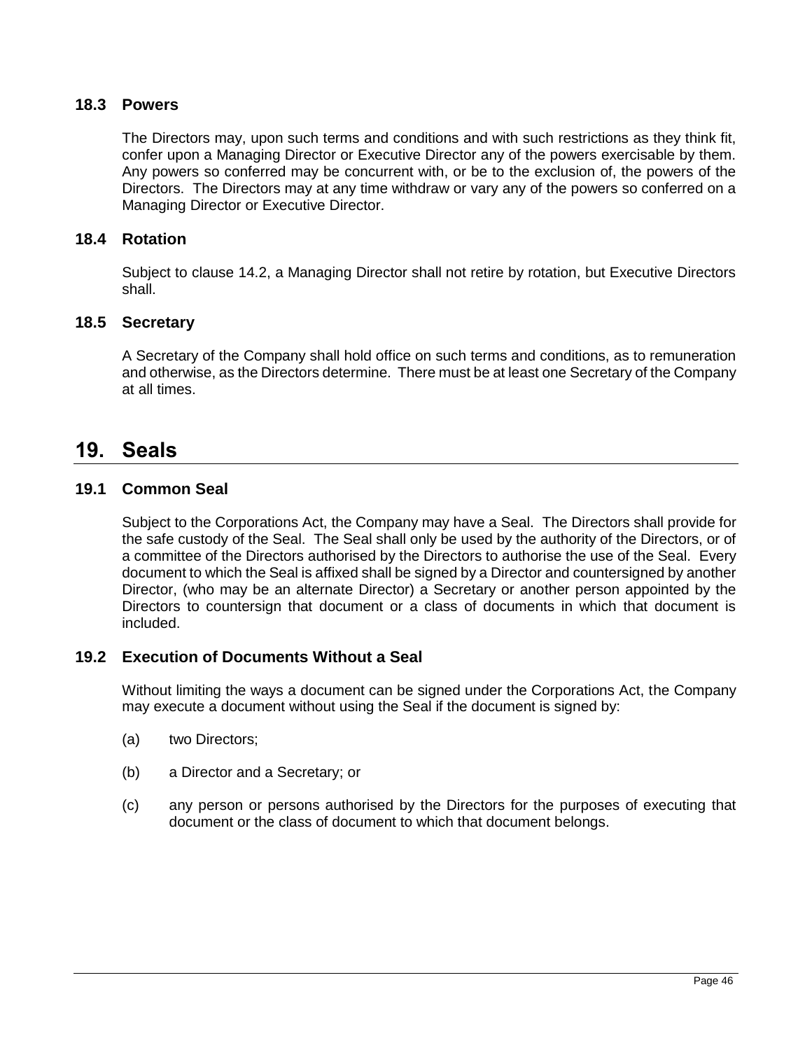### 18.3 Powers

The Directors may, upon such terms and conditions and with such restrictions as they think fit, confer upon a Managing Director or Executive Director any of the powers exercisable by them. Any powers so conferred may be concurrent with, or be to the exclusion of, the powers of the Directors. The Directors may at any time withdraw or vary any of the powers so conferred on a Managing Director or Executive Director.

### 18.4 Rotation

Subject to clause 14.2, a Managing Director shall not retire by rotation, but Executive Directors shall.

### 18.5 Secretary

A Secretary of the Company shall hold office on such terms and conditions, as to remuneration and otherwise, as the Directors determine. There must be at least one Secretary of the Company at all times.

## 19. Seals

### 19.1 Common Seal

Subject to the Corporations Act, the Company may have a Seal. The Directors shall provide for the safe custody of the Seal. The Seal shall only be used by the authority of the Directors, or of a committee of the Directors authorised by the Directors to authorise the use of the Seal. Every document to which the Seal is affixed shall be signed by a Director and countersigned by another Director, (who may be an alternate Director) a Secretary or another person appointed by the Directors to countersign that document or a class of documents in which that document is included.

### 19.2 Execution of Documents Without a Seal

Without limiting the ways a document can be signed under the Corporations Act, the Company may execute a document without using the Seal if the document is signed by:

(a) two Directors;

(b) a Director and a Secretary; or

(c) any person or persons authorised by the Directors for the purposes of executing that document or the class of document to which that document belongs.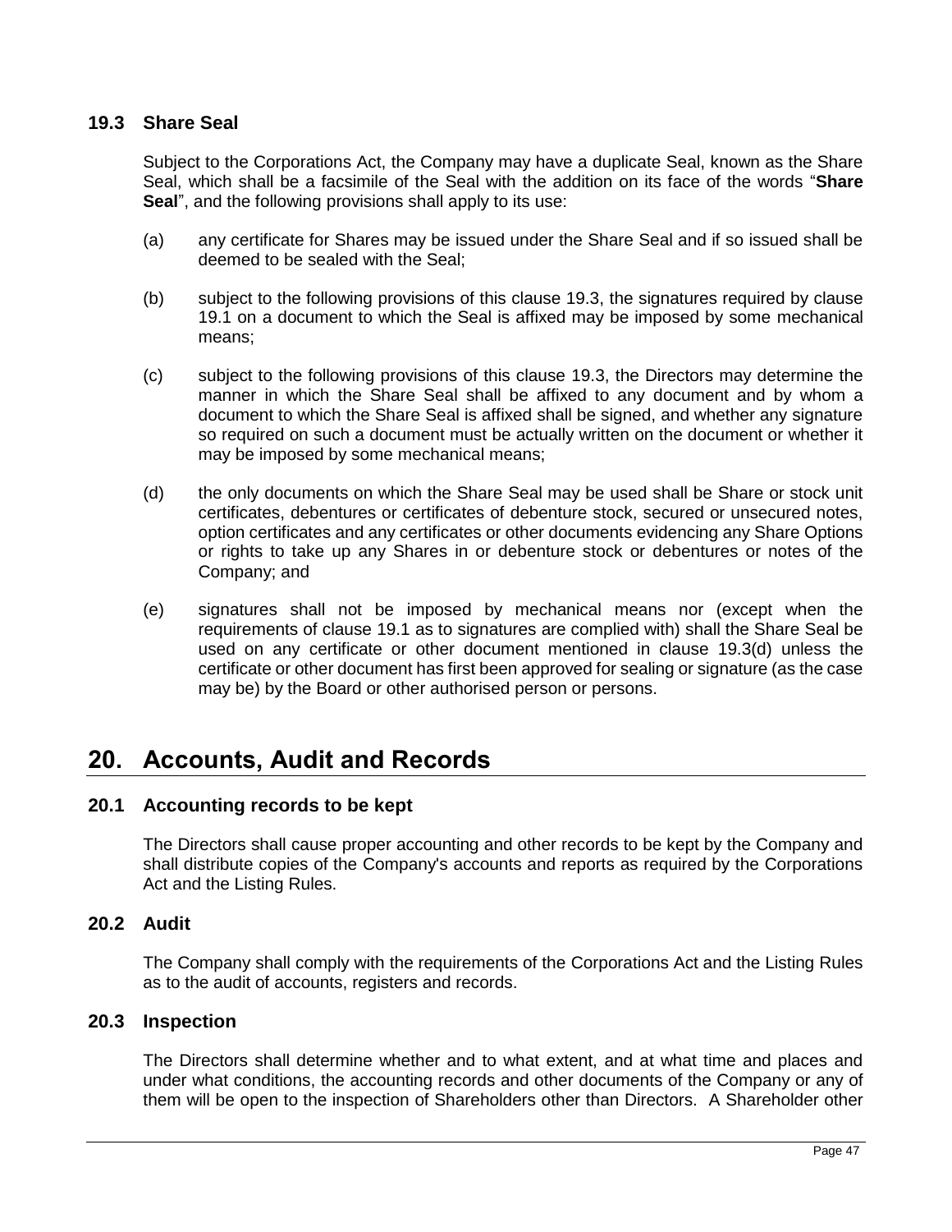### 19.3 Share Seal

Subject to the Corporations Act, the Company may have a duplicate Seal, known as the Share Seal, which shall be a facsimile of the Seal with the addition on its face of the words "**Share Seal**", and the following provisions shall apply to its use:

(a) any certificate for Shares may be issued under the Share Seal and if so issued shall be deemed to be sealed with the Seal;

(b) subject to the following provisions of this clause 19.3, the signatures required by clause 19.1 on a document to which the Seal is affixed may be imposed by some mechanical means;

(c) subject to the following provisions of this clause 19.3, the Directors may determine the manner in which the Share Seal shall be affixed to any document and by whom a document to which the Share Seal is affixed shall be signed, and whether any signature so required on such a document must be actually written on the document or whether it may be imposed by some mechanical means;

(d) the only documents on which the Share Seal may be used shall be Share or stock unit certificates, debentures or certificates of debenture stock, secured or unsecured notes, option certificates and any certificates or other documents evidencing any Share Options or rights to take up any Shares in or debenture stock or debentures or notes of the Company; and

(e) signatures shall not be imposed by mechanical means nor (except when the requirements of clause 19.1 as to signatures are complied with) shall the Share Seal be used on any certificate or other document mentioned in clause 19.3(d) unless the certificate or other document has first been approved for sealing or signature (as the case may be) by the Board or other authorised person or persons.

## 20. Accounts, Audit and Records

### 20.1 Accounting records to be kept

The Directors shall cause proper accounting and other records to be kept by the Company and shall distribute copies of the Company's accounts and reports as required by the Corporations Act and the Listing Rules.

### 20.2 Audit

The Company shall comply with the requirements of the Corporations Act and the Listing Rules as to the audit of accounts, registers and records.

### 20.3 Inspection

The Directors shall determine whether and to what extent, and at what time and places and under what conditions, the accounting records and other documents of the Company or any of them will be open to the inspection of Shareholders other than Directors. A Shareholder other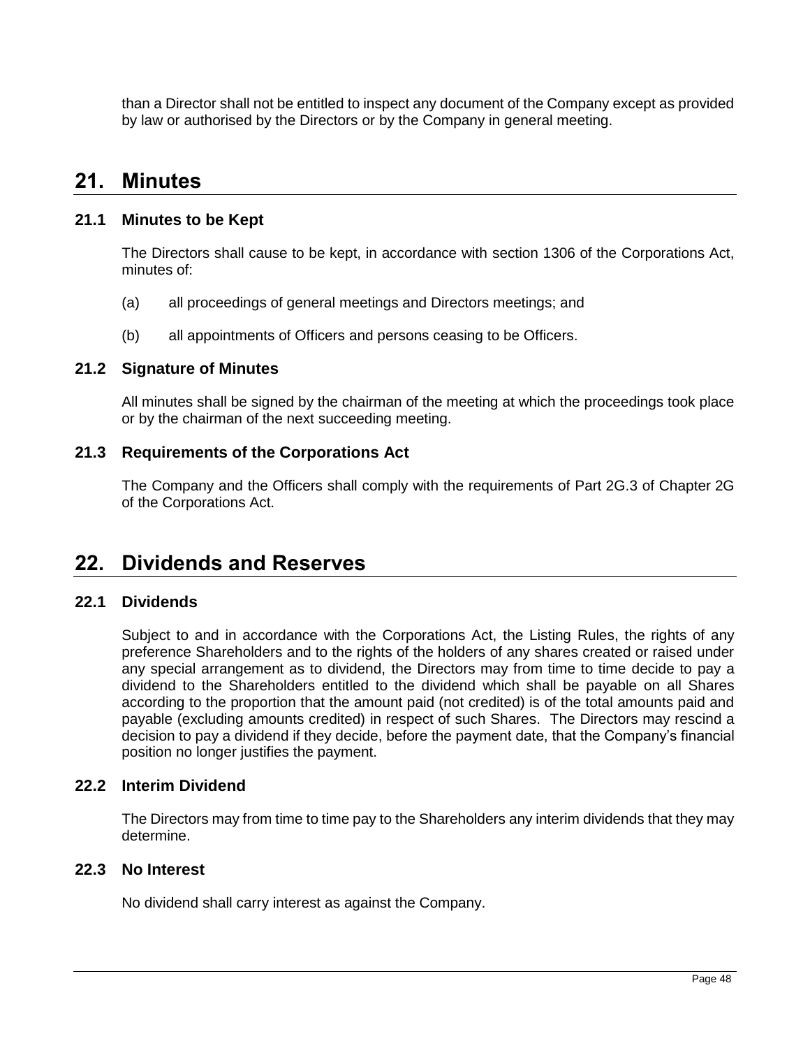than a Director shall not be entitled to inspect any document of the Company except as provided by law or authorised by the Directors or by the Company in general meeting.

# 21. Minutes

## 21.1 Minutes to be Kept

The Directors shall cause to be kept, in accordance with section 1306 of the Corporations Act, minutes of:

(a) all proceedings of general meetings and Directors meetings; and

(b) all appointments of Officers and persons ceasing to be Officers.

## 21.2 Signature of Minutes

All minutes shall be signed by the chairman of the meeting at which the proceedings took place or by the chairman of the next succeeding meeting.

## 21.3 Requirements of the Corporations Act

The Company and the Officers shall comply with the requirements of Part 2G.3 of Chapter 2G of the Corporations Act.

# 22. Dividends and Reserves

## 22.1 Dividends

Subject to and in accordance with the Corporations Act, the Listing Rules, the rights of any preference Shareholders and to the rights of the holders of any shares created or raised under any special arrangement as to dividend, the Directors may from time to time decide to pay a dividend to the Shareholders entitled to the dividend which shall be payable on all Shares according to the proportion that the amount paid (not credited) is of the total amounts paid and payable (excluding amounts credited) in respect of such Shares. The Directors may rescind a decision to pay a dividend if they decide, before the payment date, that the Company's financial position no longer justifies the payment.

## 22.2 Interim Dividend

The Directors may from time to time pay to the Shareholders any interim dividends that they may determine.

## 22.3 No Interest

No dividend shall carry interest as against the Company.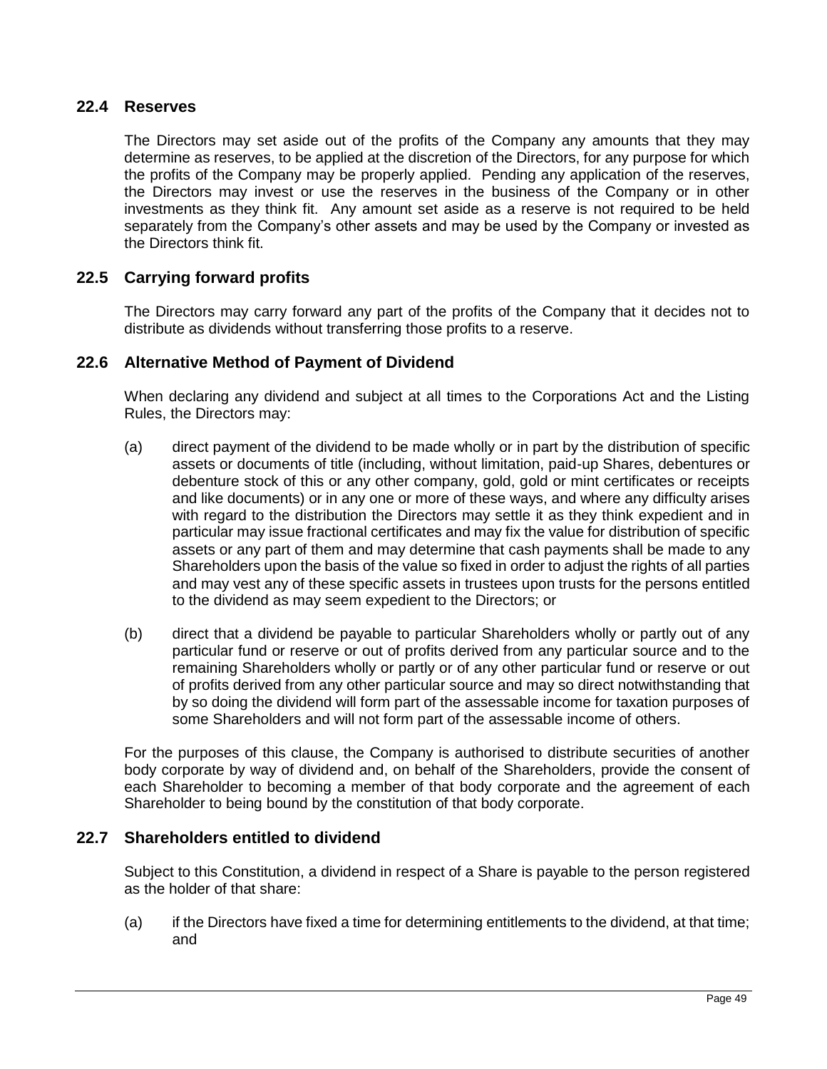## 22.4 Reserves

The Directors may set aside out of the profits of the Company any amounts that they may determine as reserves, to be applied at the discretion of the Directors, for any purpose for which the profits of the Company may be properly applied. Pending any application of the reserves, the Directors may invest or use the reserves in the business of the Company or in other investments as they think fit. Any amount set aside as a reserve is not required to be held separately from the Company's other assets and may be used by the Company or invested as the Directors think fit.

## 22.5 Carrying forward profits

The Directors may carry forward any part of the profits of the Company that it decides not to distribute as dividends without transferring those profits to a reserve.

## 22.6 Alternative Method of Payment of Dividend

When declaring any dividend and subject at all times to the Corporations Act and the Listing Rules, the Directors may:

(a) direct payment of the dividend to be made wholly or in part by the distribution of specific assets or documents of title (including, without limitation, paid-up Shares, debentures or debenture stock of this or any other company, gold, gold or mint certificates or receipts and like documents) or in any one or more of these ways, and where any difficulty arises with regard to the distribution the Directors may settle it as they think expedient and in particular may issue fractional certificates and may fix the value for distribution of specific assets or any part of them and may determine that cash payments shall be made to any Shareholders upon the basis of the value so fixed in order to adjust the rights of all parties and may vest any of these specific assets in trustees upon trusts for the persons entitled to the dividend as may seem expedient to the Directors; or

(b) direct that a dividend be payable to particular Shareholders wholly or partly out of any particular fund or reserve or out of profits derived from any particular source and to the remaining Shareholders wholly or partly or of any other particular fund or reserve or out of profits derived from any other particular source and may so direct notwithstanding that by so doing the dividend will form part of the assessable income for taxation purposes of some Shareholders and will not form part of the assessable income of others.

For the purposes of this clause, the Company is authorised to distribute securities of another body corporate by way of dividend and, on behalf of the Shareholders, provide the consent of each Shareholder to becoming a member of that body corporate and the agreement of each Shareholder to being bound by the constitution of that body corporate.

## 22.7 Shareholders entitled to dividend

Subject to this Constitution, a dividend in respect of a Share is payable to the person registered as the holder of that share:

(a) if the Directors have fixed a time for determining entitlements to the dividend, at that time; and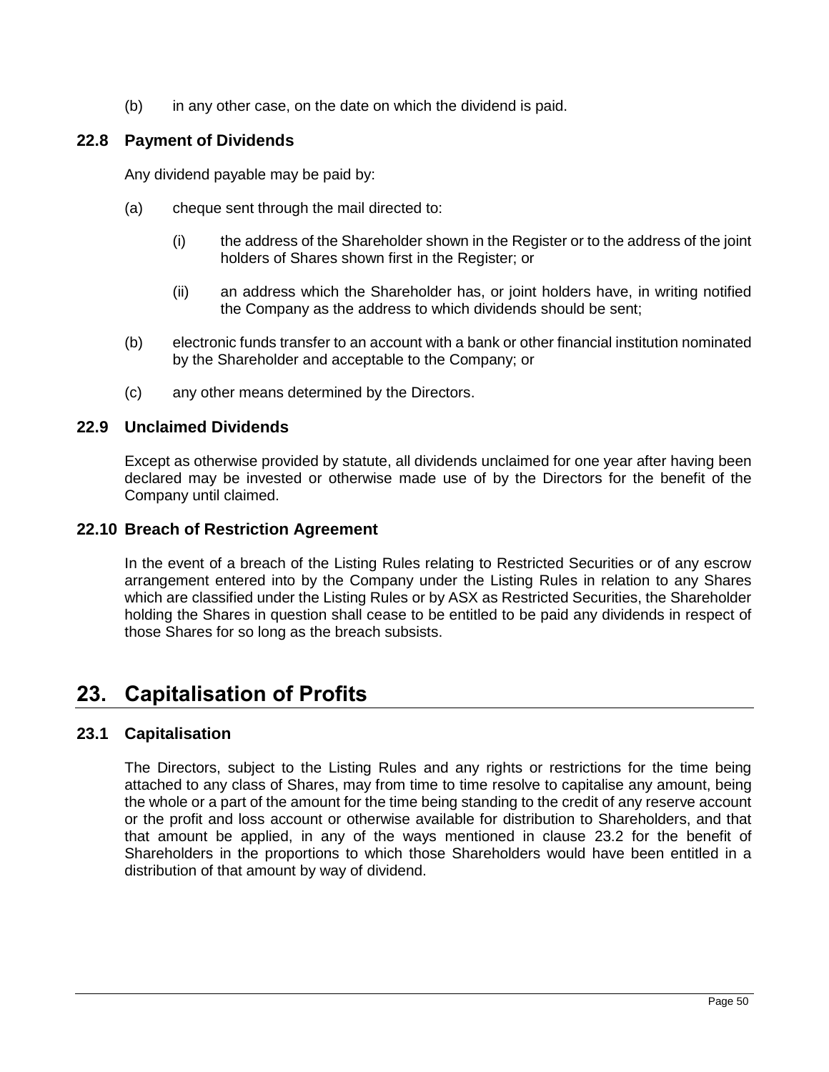(b) in any other case, on the date on which the dividend is paid.

### 22.8 Payment of Dividends

Any dividend payable may be paid by:

(a) cheque sent through the mail directed to:

  (i) the address of the Shareholder shown in the Register or to the address of the joint holders of Shares shown first in the Register; or

  (ii) an address which the Shareholder has, or joint holders have, in writing notified the Company as the address to which dividends should be sent;

(b) electronic funds transfer to an account with a bank or other financial institution nominated by the Shareholder and acceptable to the Company; or

(c) any other means determined by the Directors.

### 22.9 Unclaimed Dividends

Except as otherwise provided by statute, all dividends unclaimed for one year after having been declared may be invested or otherwise made use of by the Directors for the benefit of the Company until claimed.

### 22.10 Breach of Restriction Agreement

In the event of a breach of the Listing Rules relating to Restricted Securities or of any escrow arrangement entered into by the Company under the Listing Rules in relation to any Shares which are classified under the Listing Rules or by ASX as Restricted Securities, the Shareholder holding the Shares in question shall cease to be entitled to be paid any dividends in respect of those Shares for so long as the breach subsists.

## 23. Capitalisation of Profits

### 23.1 Capitalisation

The Directors, subject to the Listing Rules and any rights or restrictions for the time being attached to any class of Shares, may from time to time resolve to capitalise any amount, being the whole or a part of the amount for the time being standing to the credit of any reserve account or the profit and loss account or otherwise available for distribution to Shareholders, and that that amount be applied, in any of the ways mentioned in clause 23.2 for the benefit of Shareholders in the proportions to which those Shareholders would have been entitled in a distribution of that amount by way of dividend.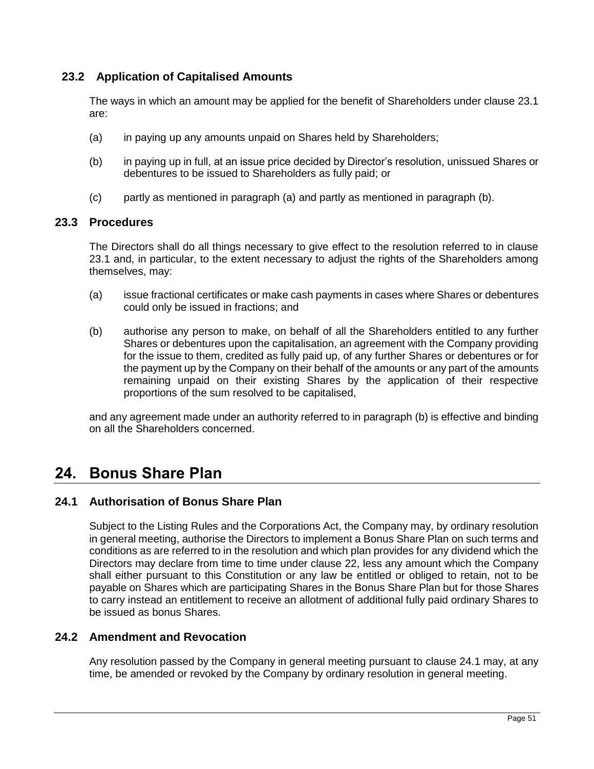### 23.2 Application of Capitalised Amounts

The ways in which an amount may be applied for the benefit of Shareholders under clause 23.1 are:

(a) in paying up any amounts unpaid on Shares held by Shareholders;

(b) in paying up in full, at an issue price decided by Director's resolution, unissued Shares or debentures to be issued to Shareholders as fully paid; or

(c) partly as mentioned in paragraph (a) and partly as mentioned in paragraph (b).

### 23.3 Procedures

The Directors shall do all things necessary to give effect to the resolution referred to in clause 23.1 and, in particular, to the extent necessary to adjust the rights of the Shareholders among themselves, may:

(a) issue fractional certificates or make cash payments in cases where Shares or debentures could only be issued in fractions; and

(b) authorise any person to make, on behalf of all the Shareholders entitled to any further Shares or debentures upon the capitalisation, an agreement with the Company providing for the issue to them, credited as fully paid up, of any further Shares or debentures or for the payment up by the Company on their behalf of the amounts or any part of the amounts remaining unpaid on their existing Shares by the application of their respective proportions of the sum resolved to be capitalised,

and any agreement made under an authority referred to in paragraph (b) is effective and binding on all the Shareholders concerned.

## 24. Bonus Share Plan

### 24.1 Authorisation of Bonus Share Plan

Subject to the Listing Rules and the Corporations Act, the Company may, by ordinary resolution in general meeting, authorise the Directors to implement a Bonus Share Plan on such terms and conditions as are referred to in the resolution and which plan provides for any dividend which the Directors may declare from time to time under clause 22, less any amount which the Company shall either pursuant to this Constitution or any law be entitled or obliged to retain, not to be payable on Shares which are participating Shares in the Bonus Share Plan but for those Shares to carry instead an entitlement to receive an allotment of additional fully paid ordinary Shares to be issued as bonus Shares.

### 24.2 Amendment and Revocation

Any resolution passed by the Company in general meeting pursuant to clause 24.1 may, at any time, be amended or revoked by the Company by ordinary resolution in general meeting.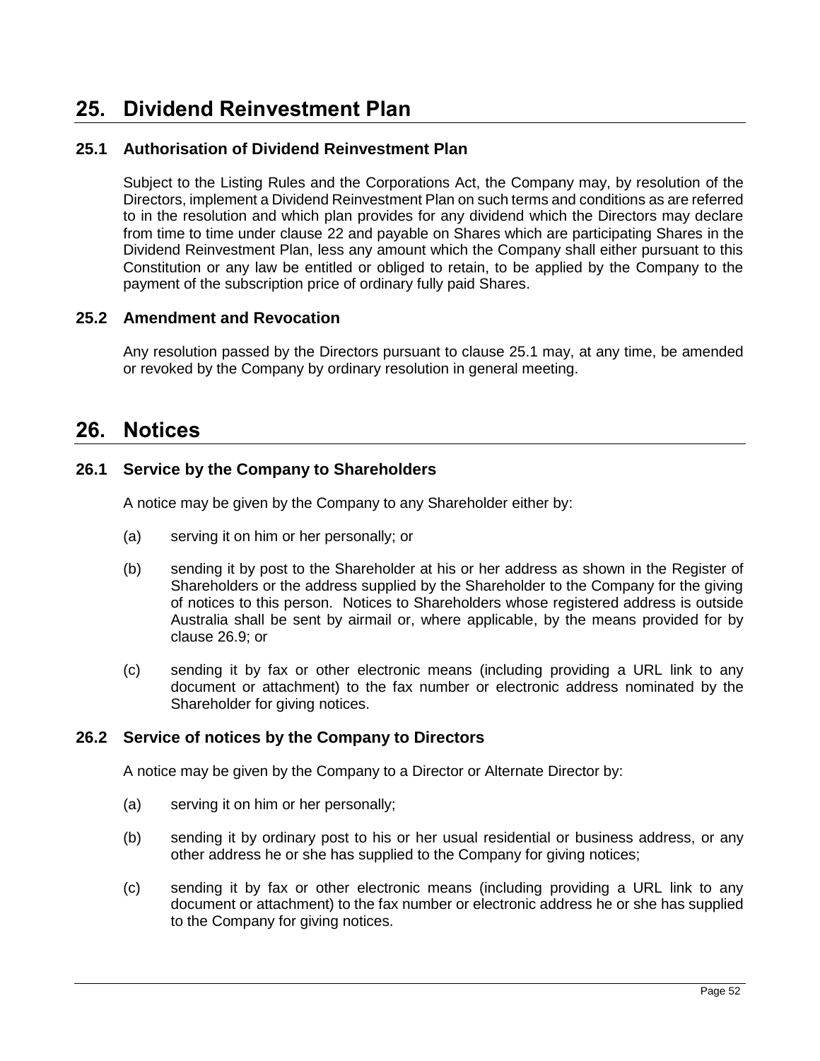# 25. Dividend Reinvestment Plan

## 25.1 Authorisation of Dividend Reinvestment Plan

Subject to the Listing Rules and the Corporations Act, the Company may, by resolution of the Directors, implement a Dividend Reinvestment Plan on such terms and conditions as are referred to in the resolution and which plan provides for any dividend which the Directors may declare from time to time under clause 22 and payable on Shares which are participating Shares in the Dividend Reinvestment Plan, less any amount which the Company shall either pursuant to this Constitution or any law be entitled or obliged to retain, to be applied by the Company to the payment of the subscription price of ordinary fully paid Shares.

## 25.2 Amendment and Revocation

Any resolution passed by the Directors pursuant to clause 25.1 may, at any time, be amended or revoked by the Company by ordinary resolution in general meeting.

# 26. Notices

## 26.1 Service by the Company to Shareholders

A notice may be given by the Company to any Shareholder either by:

(a) serving it on him or her personally; or

(b) sending it by post to the Shareholder at his or her address as shown in the Register of Shareholders or the address supplied by the Shareholder to the Company for the giving of notices to this person. Notices to Shareholders whose registered address is outside Australia shall be sent by airmail or, where applicable, by the means provided for by clause 26.9; or

(c) sending it by fax or other electronic means (including providing a URL link to any document or attachment) to the fax number or electronic address nominated by the Shareholder for giving notices.

## 26.2 Service of notices by the Company to Directors

A notice may be given by the Company to a Director or Alternate Director by:

(a) serving it on him or her personally;

(b) sending it by ordinary post to his or her usual residential or business address, or any other address he or she has supplied to the Company for giving notices;

(c) sending it by fax or other electronic means (including providing a URL link to any document or attachment) to the fax number or electronic address he or she has supplied to the Company for giving notices.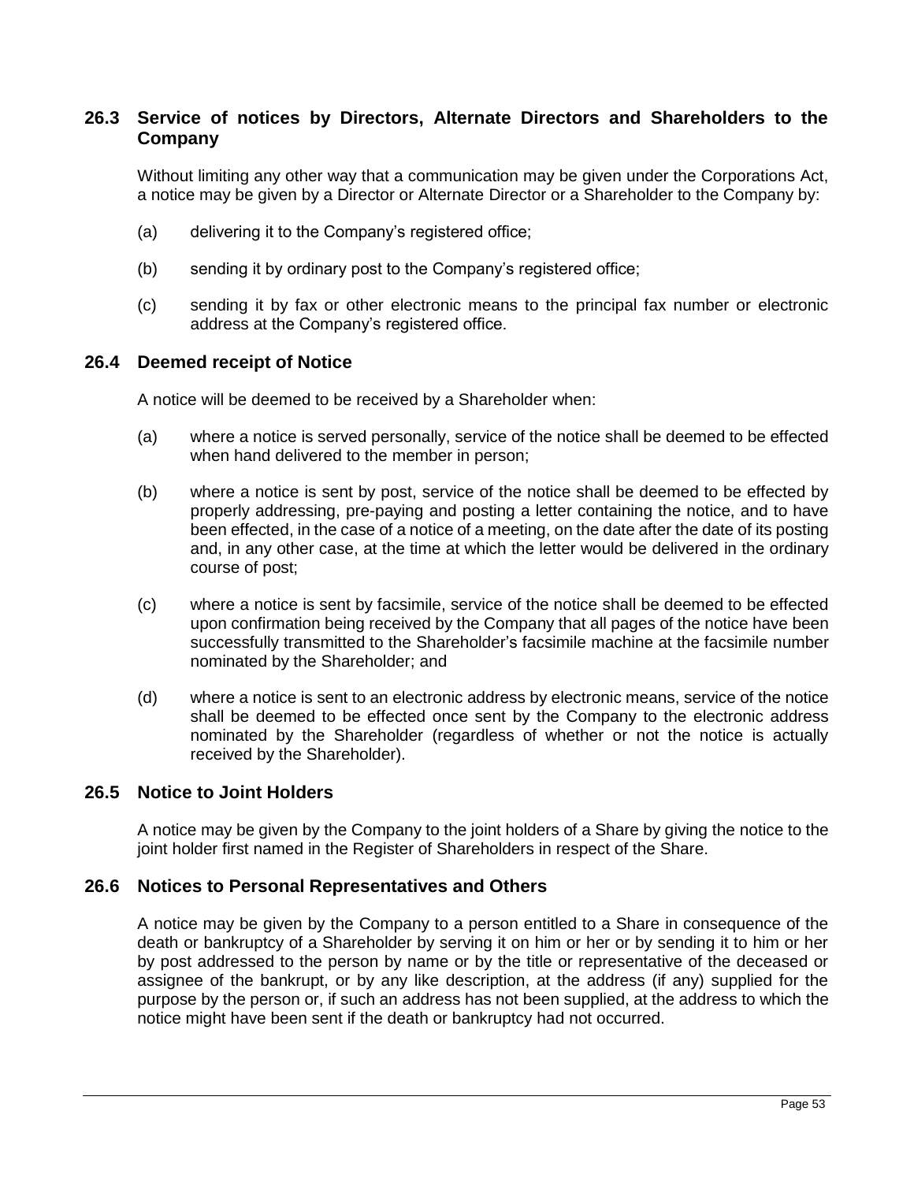## 26.3 Service of notices by Directors, Alternate Directors and Shareholders to the Company

Without limiting any other way that a communication may be given under the Corporations Act, a notice may be given by a Director or Alternate Director or a Shareholder to the Company by:

(a) delivering it to the Company's registered office;

(b) sending it by ordinary post to the Company's registered office;

(c) sending it by fax or other electronic means to the principal fax number or electronic address at the Company's registered office.

## 26.4 Deemed receipt of Notice

A notice will be deemed to be received by a Shareholder when:

(a) where a notice is served personally, service of the notice shall be deemed to be effected when hand delivered to the member in person;

(b) where a notice is sent by post, service of the notice shall be deemed to be effected by properly addressing, pre-paying and posting a letter containing the notice, and to have been effected, in the case of a notice of a meeting, on the date after the date of its posting and, in any other case, at the time at which the letter would be delivered in the ordinary course of post;

(c) where a notice is sent by facsimile, service of the notice shall be deemed to be effected upon confirmation being received by the Company that all pages of the notice have been successfully transmitted to the Shareholder's facsimile machine at the facsimile number nominated by the Shareholder; and

(d) where a notice is sent to an electronic address by electronic means, service of the notice shall be deemed to be effected once sent by the Company to the electronic address nominated by the Shareholder (regardless of whether or not the notice is actually received by the Shareholder).

## 26.5 Notice to Joint Holders

A notice may be given by the Company to the joint holders of a Share by giving the notice to the joint holder first named in the Register of Shareholders in respect of the Share.

## 26.6 Notices to Personal Representatives and Others

A notice may be given by the Company to a person entitled to a Share in consequence of the death or bankruptcy of a Shareholder by serving it on him or her or by sending it to him or her by post addressed to the person by name or by the title or representative of the deceased or assignee of the bankrupt, or by any like description, at the address (if any) supplied for the purpose by the person or, if such an address has not been supplied, at the address to which the notice might have been sent if the death or bankruptcy had not occurred.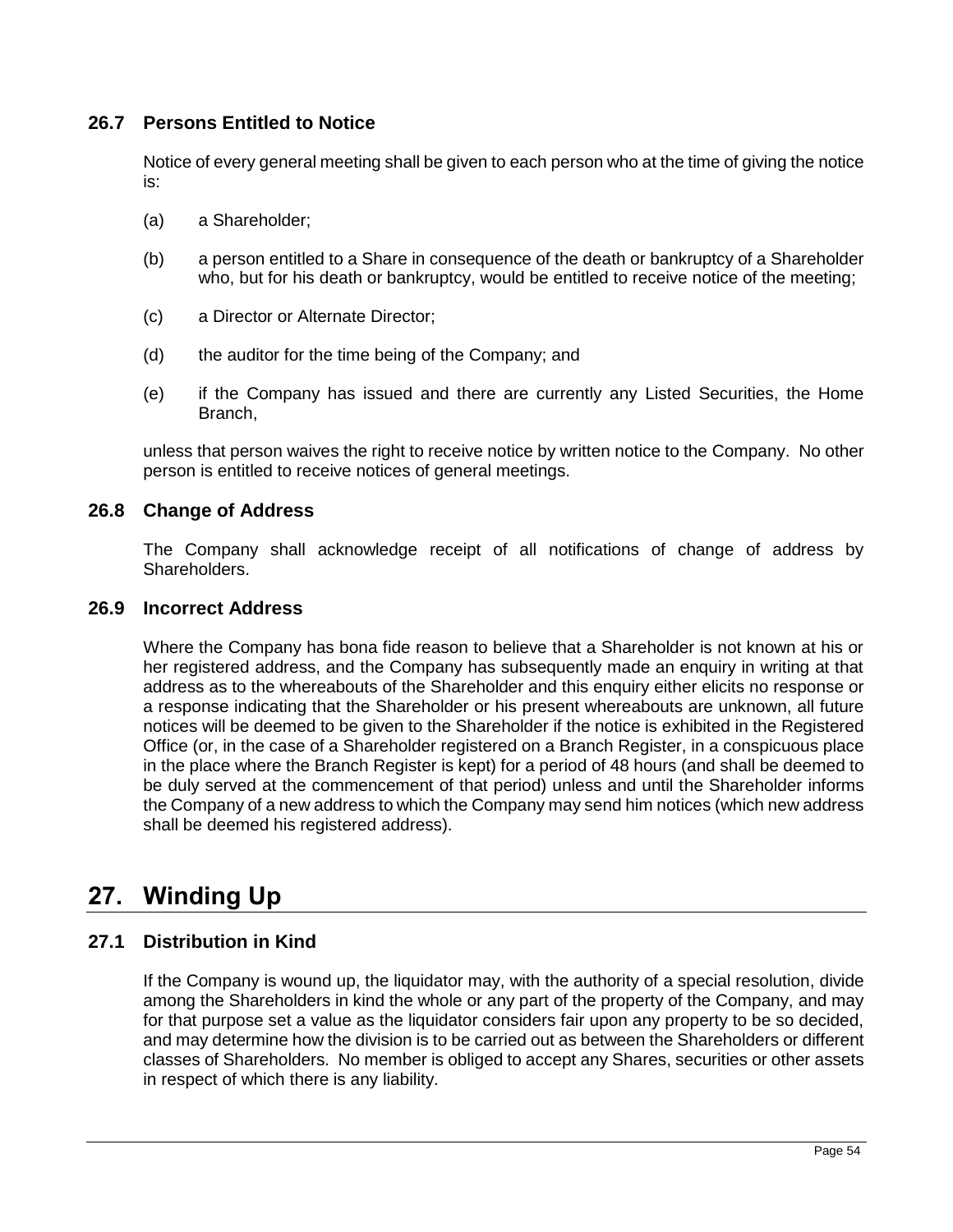### 26.7 Persons Entitled to Notice

Notice of every general meeting shall be given to each person who at the time of giving the notice is:

(a) a Shareholder;

(b) a person entitled to a Share in consequence of the death or bankruptcy of a Shareholder who, but for his death or bankruptcy, would be entitled to receive notice of the meeting;

(c) a Director or Alternate Director;

(d) the auditor for the time being of the Company; and

(e) if the Company has issued and there are currently any Listed Securities, the Home Branch,

unless that person waives the right to receive notice by written notice to the Company. No other person is entitled to receive notices of general meetings.

### 26.8 Change of Address

The Company shall acknowledge receipt of all notifications of change of address by Shareholders.

### 26.9 Incorrect Address

Where the Company has bona fide reason to believe that a Shareholder is not known at his or her registered address, and the Company has subsequently made an enquiry in writing at that address as to the whereabouts of the Shareholder and this enquiry either elicits no response or a response indicating that the Shareholder or his present whereabouts are unknown, all future notices will be deemed to be given to the Shareholder if the notice is exhibited in the Registered Office (or, in the case of a Shareholder registered on a Branch Register, in a conspicuous place in the place where the Branch Register is kept) for a period of 48 hours (and shall be deemed to be duly served at the commencement of that period) unless and until the Shareholder informs the Company of a new address to which the Company may send him notices (which new address shall be deemed his registered address).

## 27. Winding Up

### 27.1 Distribution in Kind

If the Company is wound up, the liquidator may, with the authority of a special resolution, divide among the Shareholders in kind the whole or any part of the property of the Company, and may for that purpose set a value as the liquidator considers fair upon any property to be so decided, and may determine how the division is to be carried out as between the Shareholders or different classes of Shareholders. No member is obliged to accept any Shares, securities or other assets in respect of which there is any liability.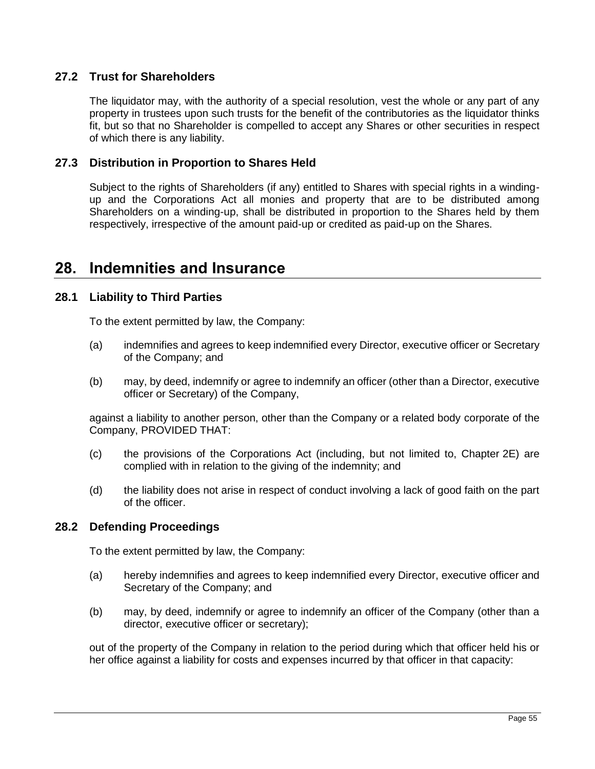### 27.2 Trust for Shareholders

The liquidator may, with the authority of a special resolution, vest the whole or any part of any property in trustees upon such trusts for the benefit of the contributories as the liquidator thinks fit, but so that no Shareholder is compelled to accept any Shares or other securities in respect of which there is any liability.

### 27.3 Distribution in Proportion to Shares Held

Subject to the rights of Shareholders (if any) entitled to Shares with special rights in a winding-up and the Corporations Act all monies and property that are to be distributed among Shareholders on a winding-up, shall be distributed in proportion to the Shares held by them respectively, irrespective of the amount paid-up or credited as paid-up on the Shares.

## 28. Indemnities and Insurance

### 28.1 Liability to Third Parties

To the extent permitted by law, the Company:

(a) indemnifies and agrees to keep indemnified every Director, executive officer or Secretary of the Company; and

(b) may, by deed, indemnify or agree to indemnify an officer (other than a Director, executive officer or Secretary) of the Company,

against a liability to another person, other than the Company or a related body corporate of the Company, PROVIDED THAT:

(c) the provisions of the Corporations Act (including, but not limited to, Chapter 2E) are complied with in relation to the giving of the indemnity; and

(d) the liability does not arise in respect of conduct involving a lack of good faith on the part of the officer.

### 28.2 Defending Proceedings

To the extent permitted by law, the Company:

(a) hereby indemnifies and agrees to keep indemnified every Director, executive officer and Secretary of the Company; and

(b) may, by deed, indemnify or agree to indemnify an officer of the Company (other than a director, executive officer or secretary);

out of the property of the Company in relation to the period during which that officer held his or her office against a liability for costs and expenses incurred by that officer in that capacity: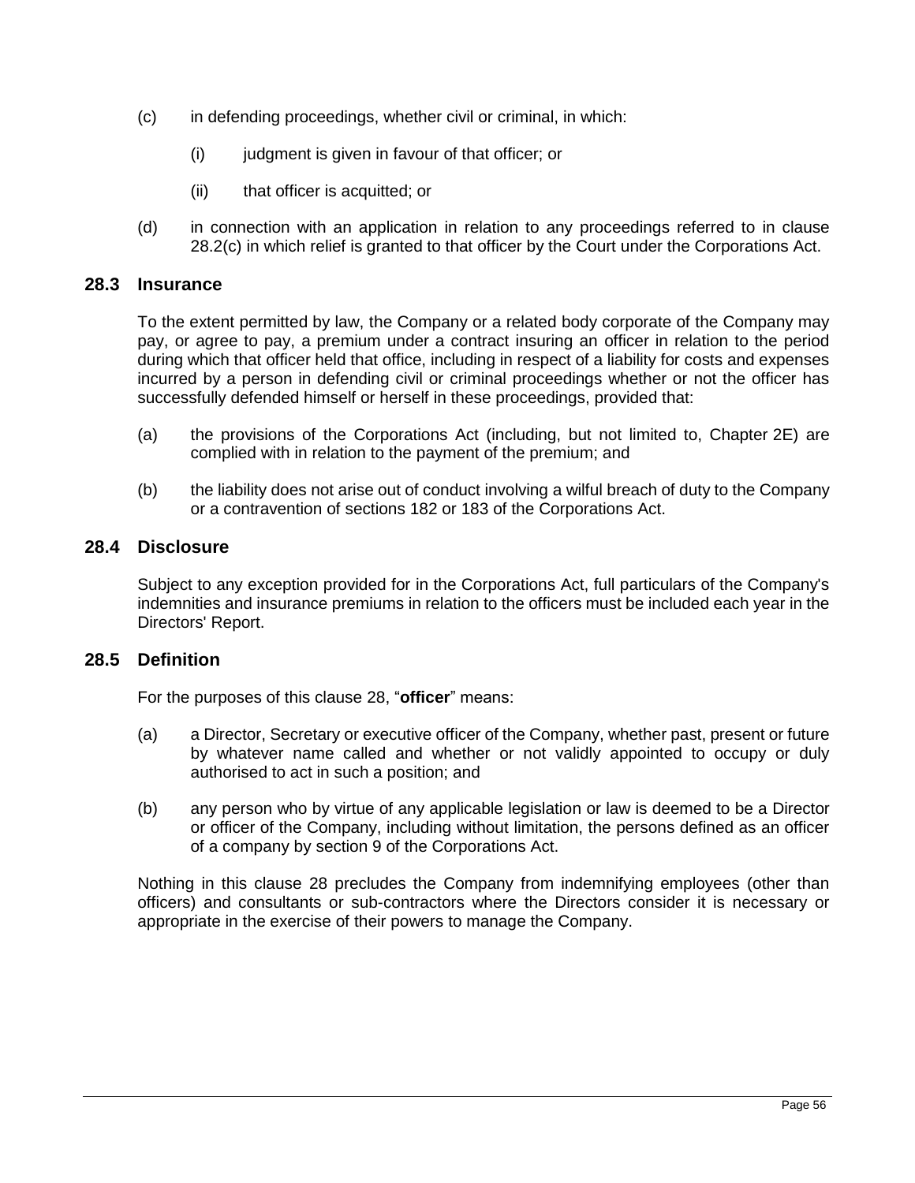(c) in defending proceedings, whether civil or criminal, in which:

  (i) judgment is given in favour of that officer; or

  (ii) that officer is acquitted; or

(d) in connection with an application in relation to any proceedings referred to in clause 28.2(c) in which relief is granted to that officer by the Court under the Corporations Act.

## 28.3 Insurance

To the extent permitted by law, the Company or a related body corporate of the Company may pay, or agree to pay, a premium under a contract insuring an officer in relation to the period during which that officer held that office, including in respect of a liability for costs and expenses incurred by a person in defending civil or criminal proceedings whether or not the officer has successfully defended himself or herself in these proceedings, provided that:

(a) the provisions of the Corporations Act (including, but not limited to, Chapter 2E) are complied with in relation to the payment of the premium; and

(b) the liability does not arise out of conduct involving a wilful breach of duty to the Company or a contravention of sections 182 or 183 of the Corporations Act.

## 28.4 Disclosure

Subject to any exception provided for in the Corporations Act, full particulars of the Company's indemnities and insurance premiums in relation to the officers must be included each year in the Directors' Report.

## 28.5 Definition

For the purposes of this clause 28, "**officer**" means:

(a) a Director, Secretary or executive officer of the Company, whether past, present or future by whatever name called and whether or not validly appointed to occupy or duly authorised to act in such a position; and

(b) any person who by virtue of any applicable legislation or law is deemed to be a Director or officer of the Company, including without limitation, the persons defined as an officer of a company by section 9 of the Corporations Act.

Nothing in this clause 28 precludes the Company from indemnifying employees (other than officers) and consultants or sub-contractors where the Directors consider it is necessary or appropriate in the exercise of their powers to manage the Company.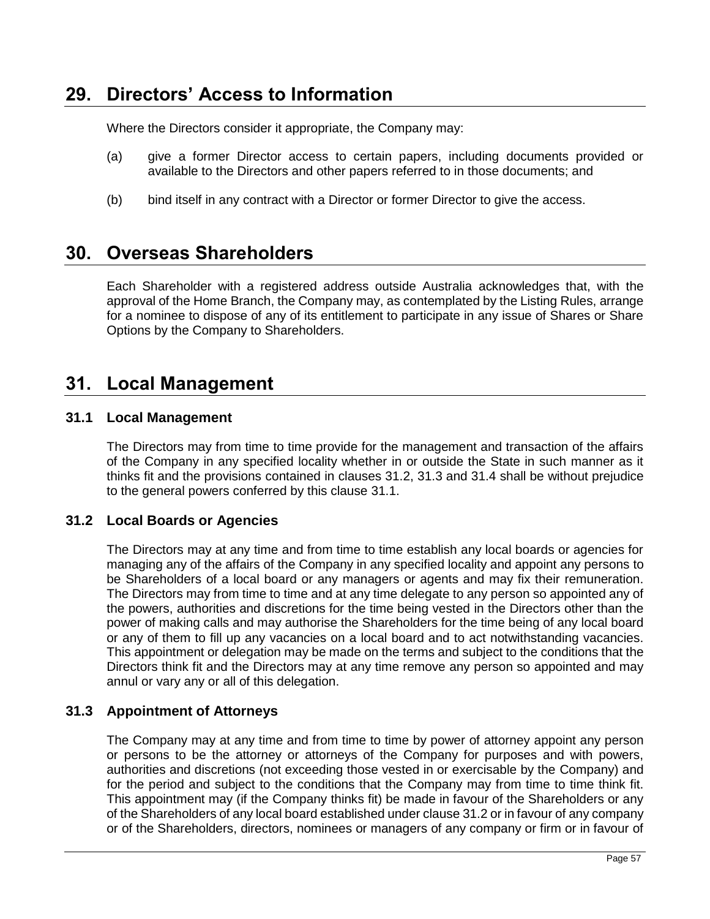## 29. Directors' Access to Information

Where the Directors consider it appropriate, the Company may:

(a) give a former Director access to certain papers, including documents provided or available to the Directors and other papers referred to in those documents; and

(b) bind itself in any contract with a Director or former Director to give the access.

## 30. Overseas Shareholders

Each Shareholder with a registered address outside Australia acknowledges that, with the approval of the Home Branch, the Company may, as contemplated by the Listing Rules, arrange for a nominee to dispose of any of its entitlement to participate in any issue of Shares or Share Options by the Company to Shareholders.

## 31. Local Management

### 31.1 Local Management

The Directors may from time to time provide for the management and transaction of the affairs of the Company in any specified locality whether in or outside the State in such manner as it thinks fit and the provisions contained in clauses 31.2, 31.3 and 31.4 shall be without prejudice to the general powers conferred by this clause 31.1.

### 31.2 Local Boards or Agencies

The Directors may at any time and from time to time establish any local boards or agencies for managing any of the affairs of the Company in any specified locality and appoint any persons to be Shareholders of a local board or any managers or agents and may fix their remuneration. The Directors may from time to time and at any time delegate to any person so appointed any of the powers, authorities and discretions for the time being vested in the Directors other than the power of making calls and may authorise the Shareholders for the time being of any local board or any of them to fill up any vacancies on a local board and to act notwithstanding vacancies. This appointment or delegation may be made on the terms and subject to the conditions that the Directors think fit and the Directors may at any time remove any person so appointed and may annul or vary any or all of this delegation.

### 31.3 Appointment of Attorneys

The Company may at any time and from time to time by power of attorney appoint any person or persons to be the attorney or attorneys of the Company for purposes and with powers, authorities and discretions (not exceeding those vested in or exercisable by the Company) and for the period and subject to the conditions that the Company may from time to time think fit. This appointment may (if the Company thinks fit) be made in favour of the Shareholders or any of the Shareholders of any local board established under clause 31.2 or in favour of any company or of the Shareholders, directors, nominees or managers of any company or firm or in favour of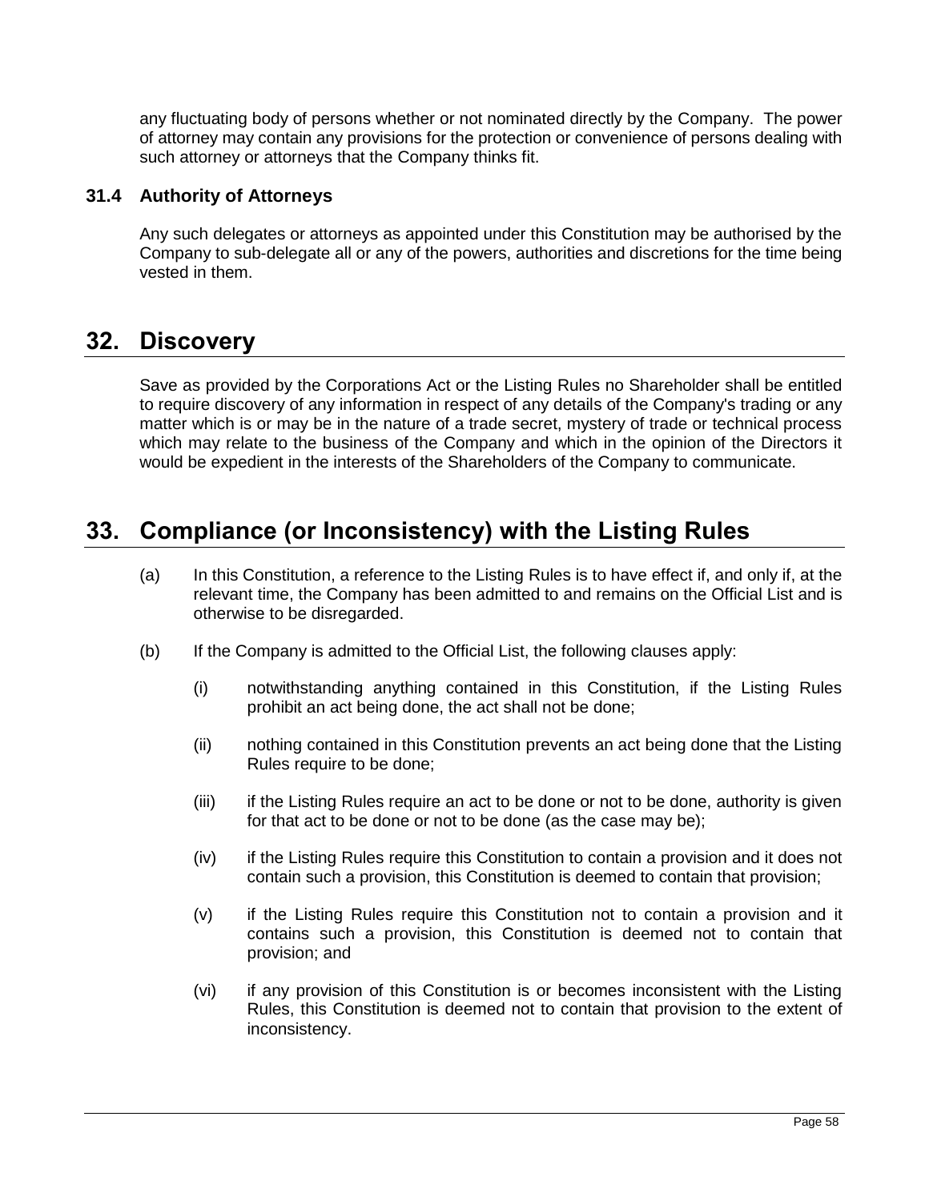any fluctuating body of persons whether or not nominated directly by the Company. The power of attorney may contain any provisions for the protection or convenience of persons dealing with such attorney or attorneys that the Company thinks fit.

### 31.4 Authority of Attorneys

Any such delegates or attorneys as appointed under this Constitution may be authorised by the Company to sub-delegate all or any of the powers, authorities and discretions for the time being vested in them.

## 32. Discovery

Save as provided by the Corporations Act or the Listing Rules no Shareholder shall be entitled to require discovery of any information in respect of any details of the Company's trading or any matter which is or may be in the nature of a trade secret, mystery of trade or technical process which may relate to the business of the Company and which in the opinion of the Directors it would be expedient in the interests of the Shareholders of the Company to communicate.

## 33. Compliance (or Inconsistency) with the Listing Rules

(a) In this Constitution, a reference to the Listing Rules is to have effect if, and only if, at the relevant time, the Company has been admitted to and remains on the Official List and is otherwise to be disregarded.

(b) If the Company is admitted to the Official List, the following clauses apply:

(i) notwithstanding anything contained in this Constitution, if the Listing Rules prohibit an act being done, the act shall not be done;

(ii) nothing contained in this Constitution prevents an act being done that the Listing Rules require to be done;

(iii) if the Listing Rules require an act to be done or not to be done, authority is given for that act to be done or not to be done (as the case may be);

(iv) if the Listing Rules require this Constitution to contain a provision and it does not contain such a provision, this Constitution is deemed to contain that provision;

(v) if the Listing Rules require this Constitution not to contain a provision and it contains such a provision, this Constitution is deemed not to contain that provision; and

(vi) if any provision of this Constitution is or becomes inconsistent with the Listing Rules, this Constitution is deemed not to contain that provision to the extent of inconsistency.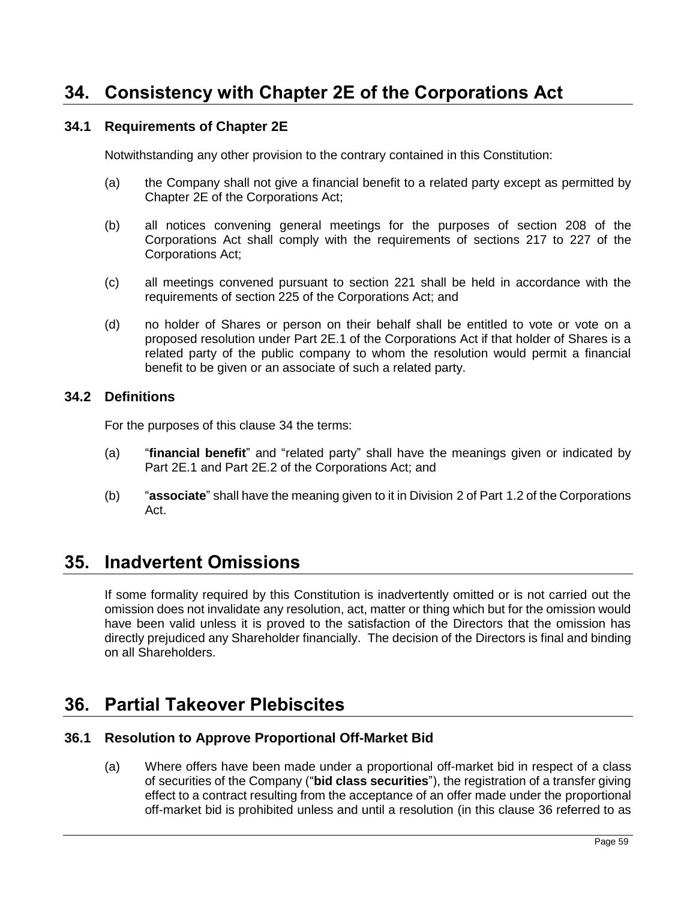# 34. Consistency with Chapter 2E of the Corporations Act

## 34.1 Requirements of Chapter 2E

Notwithstanding any other provision to the contrary contained in this Constitution:

(a) the Company shall not give a financial benefit to a related party except as permitted by Chapter 2E of the Corporations Act;

(b) all notices convening general meetings for the purposes of section 208 of the Corporations Act shall comply with the requirements of sections 217 to 227 of the Corporations Act;

(c) all meetings convened pursuant to section 221 shall be held in accordance with the requirements of section 225 of the Corporations Act; and

(d) no holder of Shares or person on their behalf shall be entitled to vote or vote on a proposed resolution under Part 2E.1 of the Corporations Act if that holder of Shares is a related party of the public company to whom the resolution would permit a financial benefit to be given or an associate of such a related party.

## 34.2 Definitions

For the purposes of this clause 34 the terms:

(a) "**financial benefit**" and "related party" shall have the meanings given or indicated by Part 2E.1 and Part 2E.2 of the Corporations Act; and

(b) "**associate**" shall have the meaning given to it in Division 2 of Part 1.2 of the Corporations Act.

# 35. Inadvertent Omissions

If some formality required by this Constitution is inadvertently omitted or is not carried out the omission does not invalidate any resolution, act, matter or thing which but for the omission would have been valid unless it is proved to the satisfaction of the Directors that the omission has directly prejudiced any Shareholder financially. The decision of the Directors is final and binding on all Shareholders.

# 36. Partial Takeover Plebiscites

## 36.1 Resolution to Approve Proportional Off-Market Bid

(a) Where offers have been made under a proportional off-market bid in respect of a class of securities of the Company ("**bid class securities**"), the registration of a transfer giving effect to a contract resulting from the acceptance of an offer made under the proportional off-market bid is prohibited unless and until a resolution (in this clause 36 referred to as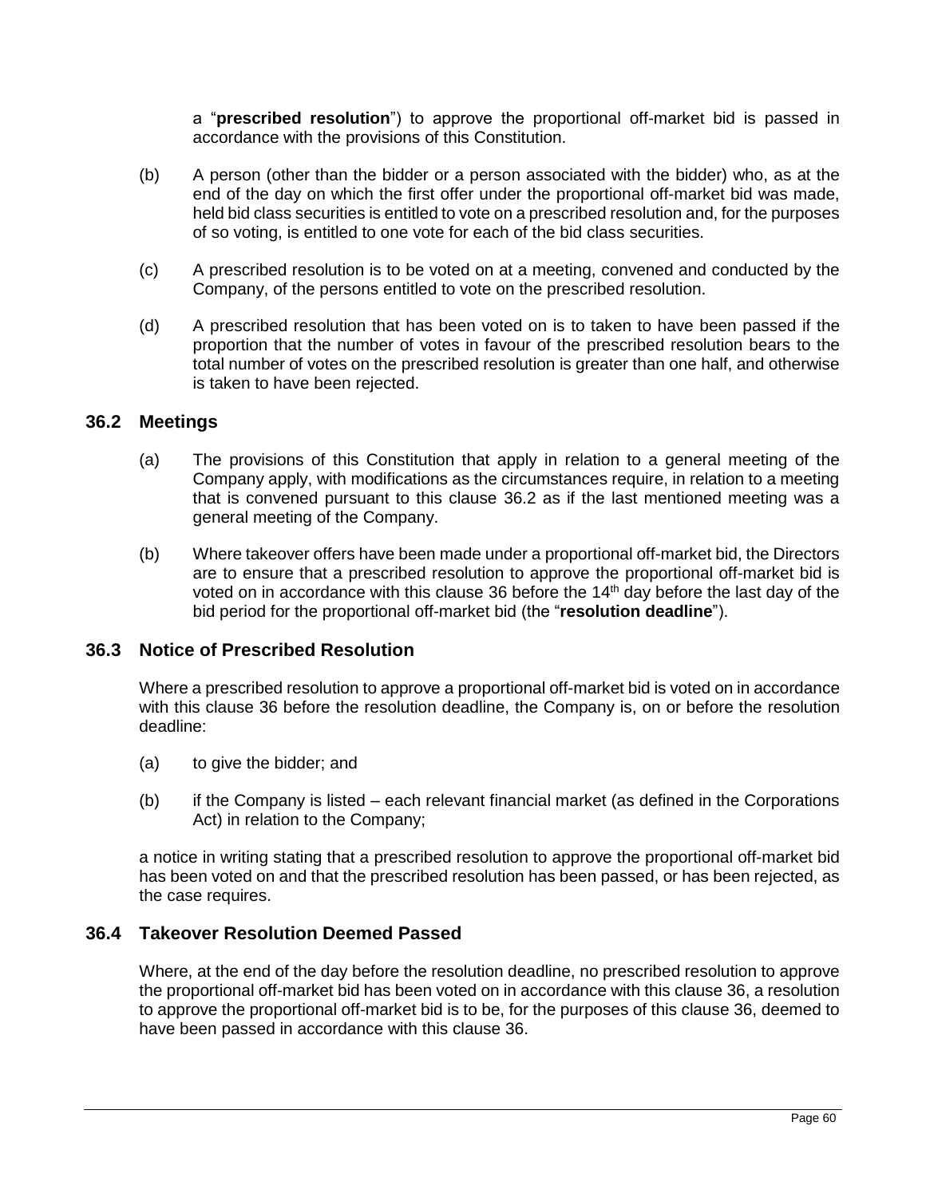a "**prescribed resolution**") to approve the proportional off-market bid is passed in accordance with the provisions of this Constitution.

(b) A person (other than the bidder or a person associated with the bidder) who, as at the end of the day on which the first offer under the proportional off-market bid was made, held bid class securities is entitled to vote on a prescribed resolution and, for the purposes of so voting, is entitled to one vote for each of the bid class securities.

(c) A prescribed resolution is to be voted on at a meeting, convened and conducted by the Company, of the persons entitled to vote on the prescribed resolution.

(d) A prescribed resolution that has been voted on is to taken to have been passed if the proportion that the number of votes in favour of the prescribed resolution bears to the total number of votes on the prescribed resolution is greater than one half, and otherwise is taken to have been rejected.

## 36.2 Meetings

(a) The provisions of this Constitution that apply in relation to a general meeting of the Company apply, with modifications as the circumstances require, in relation to a meeting that is convened pursuant to this clause 36.2 as if the last mentioned meeting was a general meeting of the Company.

(b) Where takeover offers have been made under a proportional off-market bid, the Directors are to ensure that a prescribed resolution to approve the proportional off-market bid is voted on in accordance with this clause 36 before the 14th day before the last day of the bid period for the proportional off-market bid (the "**resolution deadline**").

## 36.3 Notice of Prescribed Resolution

Where a prescribed resolution to approve a proportional off-market bid is voted on in accordance with this clause 36 before the resolution deadline, the Company is, on or before the resolution deadline:

(a) to give the bidder; and

(b) if the Company is listed – each relevant financial market (as defined in the Corporations Act) in relation to the Company;

a notice in writing stating that a prescribed resolution to approve the proportional off-market bid has been voted on and that the prescribed resolution has been passed, or has been rejected, as the case requires.

## 36.4 Takeover Resolution Deemed Passed

Where, at the end of the day before the resolution deadline, no prescribed resolution to approve the proportional off-market bid has been voted on in accordance with this clause 36, a resolution to approve the proportional off-market bid is to be, for the purposes of this clause 36, deemed to have been passed in accordance with this clause 36.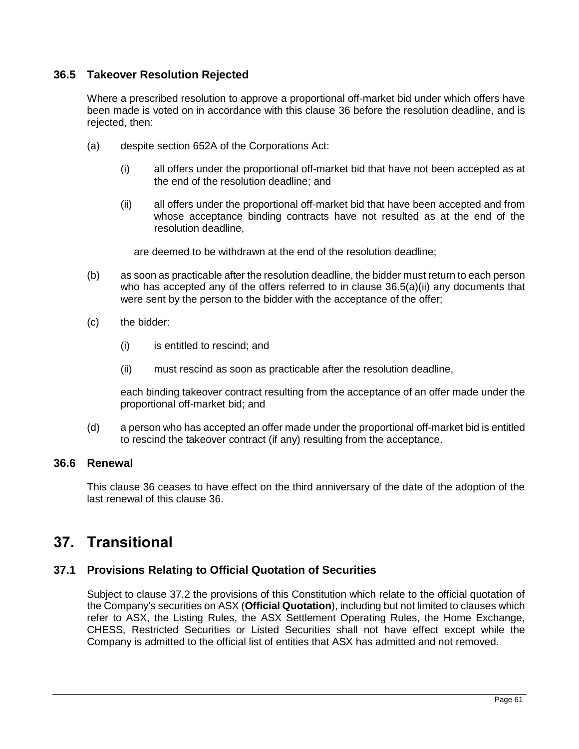### 36.5 Takeover Resolution Rejected

Where a prescribed resolution to approve a proportional off-market bid under which offers have been made is voted on in accordance with this clause 36 before the resolution deadline, and is rejected, then:

(a) despite section 652A of the Corporations Act:

(i) all offers under the proportional off-market bid that have not been accepted as at the end of the resolution deadline; and

(ii) all offers under the proportional off-market bid that have been accepted and from whose acceptance binding contracts have not resulted as at the end of the resolution deadline,

are deemed to be withdrawn at the end of the resolution deadline;

(b) as soon as practicable after the resolution deadline, the bidder must return to each person who has accepted any of the offers referred to in clause 36.5(a)(ii) any documents that were sent by the person to the bidder with the acceptance of the offer;

(c) the bidder:

(i) is entitled to rescind; and

(ii) must rescind as soon as practicable after the resolution deadline,

each binding takeover contract resulting from the acceptance of an offer made under the proportional off-market bid; and

(d) a person who has accepted an offer made under the proportional off-market bid is entitled to rescind the takeover contract (if any) resulting from the acceptance.

### 36.6 Renewal

This clause 36 ceases to have effect on the third anniversary of the date of the adoption of the last renewal of this clause 36.

## 37. Transitional

### 37.1 Provisions Relating to Official Quotation of Securities

Subject to clause 37.2 the provisions of this Constitution which relate to the official quotation of the Company's securities on ASX (**Official Quotation**), including but not limited to clauses which refer to ASX, the Listing Rules, the ASX Settlement Operating Rules, the Home Exchange, CHESS, Restricted Securities or Listed Securities shall not have effect except while the Company is admitted to the official list of entities that ASX has admitted and not removed.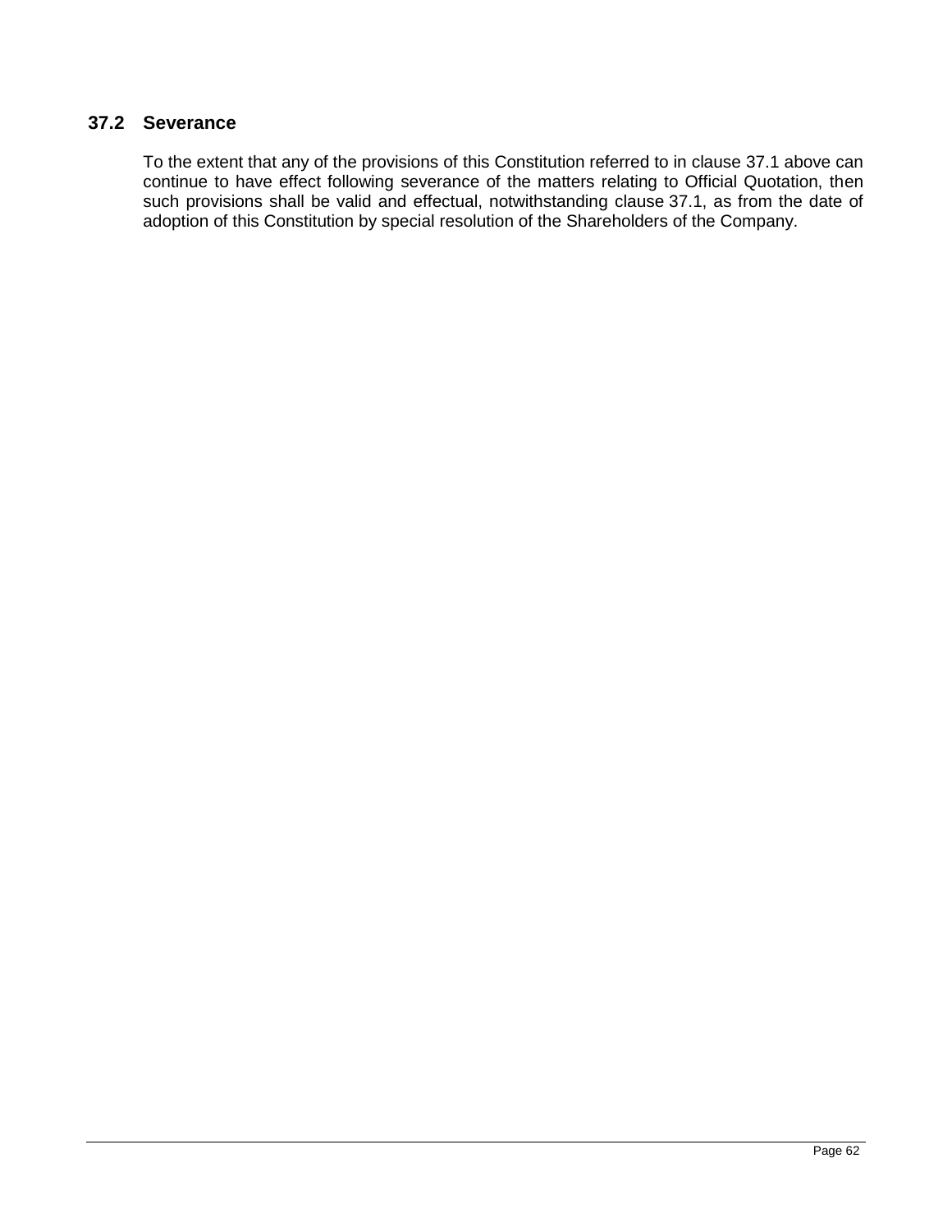## 37.2 Severance

To the extent that any of the provisions of this Constitution referred to in clause 37.1 above can continue to have effect following severance of the matters relating to Official Quotation, then such provisions shall be valid and effectual, notwithstanding clause 37.1, as from the date of adoption of this Constitution by special resolution of the Shareholders of the Company.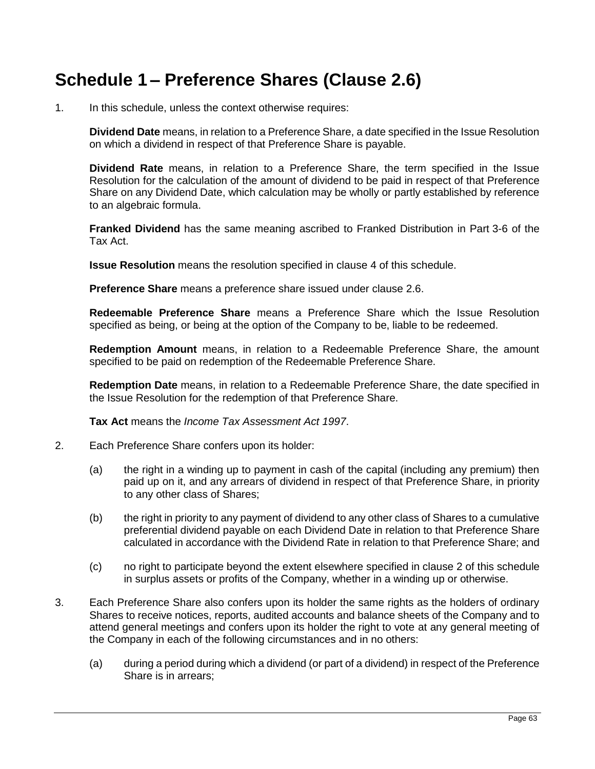# Schedule 1 – Preference Shares (Clause 2.6)

1. In this schedule, unless the context otherwise requires:

   **Dividend Date** means, in relation to a Preference Share, a date specified in the Issue Resolution on which a dividend in respect of that Preference Share is payable.

   **Dividend Rate** means, in relation to a Preference Share, the term specified in the Issue Resolution for the calculation of the amount of dividend to be paid in respect of that Preference Share on any Dividend Date, which calculation may be wholly or partly established by reference to an algebraic formula.

   **Franked Dividend** has the same meaning ascribed to Franked Distribution in Part 3-6 of the Tax Act.

   **Issue Resolution** means the resolution specified in clause 4 of this schedule.

   **Preference Share** means a preference share issued under clause 2.6.

   **Redeemable Preference Share** means a Preference Share which the Issue Resolution specified as being, or being at the option of the Company to be, liable to be redeemed.

   **Redemption Amount** means, in relation to a Redeemable Preference Share, the amount specified to be paid on redemption of the Redeemable Preference Share.

   **Redemption Date** means, in relation to a Redeemable Preference Share, the date specified in the Issue Resolution for the redemption of that Preference Share.

   **Tax Act** means the *Income Tax Assessment Act 1997*.

2. Each Preference Share confers upon its holder:

   (a) the right in a winding up to payment in cash of the capital (including any premium) then paid up on it, and any arrears of dividend in respect of that Preference Share, in priority to any other class of Shares;

   (b) the right in priority to any payment of dividend to any other class of Shares to a cumulative preferential dividend payable on each Dividend Date in relation to that Preference Share calculated in accordance with the Dividend Rate in relation to that Preference Share; and

   (c) no right to participate beyond the extent elsewhere specified in clause 2 of this schedule in surplus assets or profits of the Company, whether in a winding up or otherwise.

3. Each Preference Share also confers upon its holder the same rights as the holders of ordinary Shares to receive notices, reports, audited accounts and balance sheets of the Company and to attend general meetings and confers upon its holder the right to vote at any general meeting of the Company in each of the following circumstances and in no others:

   (a) during a period during which a dividend (or part of a dividend) in respect of the Preference Share is in arrears;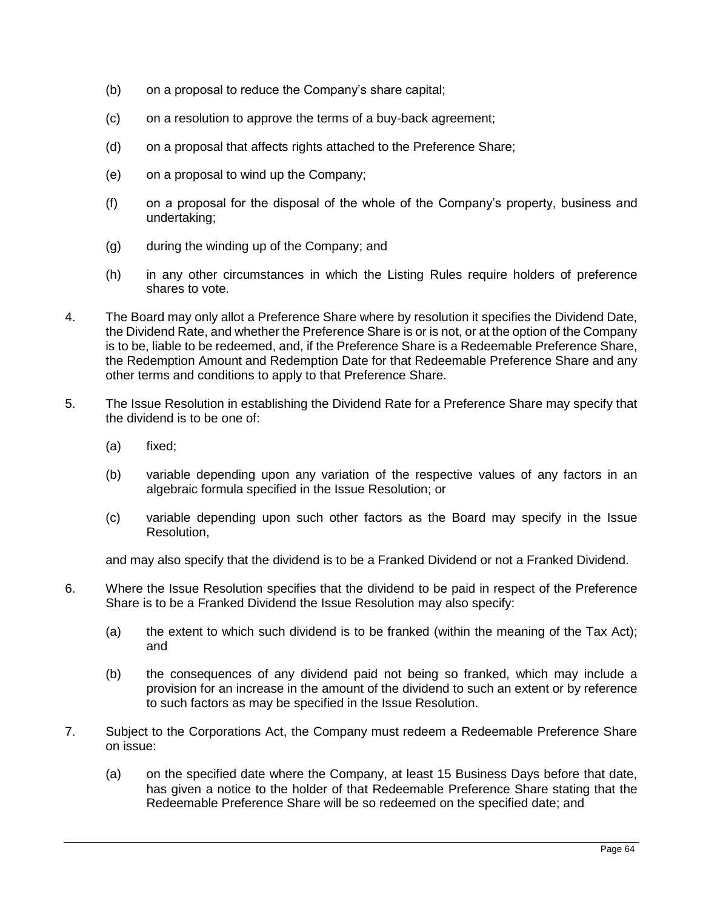(b) on a proposal to reduce the Company's share capital;

(c) on a resolution to approve the terms of a buy-back agreement;

(d) on a proposal that affects rights attached to the Preference Share;

(e) on a proposal to wind up the Company;

(f) on a proposal for the disposal of the whole of the Company's property, business and undertaking;

(g) during the winding up of the Company; and

(h) in any other circumstances in which the Listing Rules require holders of preference shares to vote.

4. The Board may only allot a Preference Share where by resolution it specifies the Dividend Date, the Dividend Rate, and whether the Preference Share is or is not, or at the option of the Company is to be, liable to be redeemed, and, if the Preference Share is a Redeemable Preference Share, the Redemption Amount and Redemption Date for that Redeemable Preference Share and any other terms and conditions to apply to that Preference Share.

5. The Issue Resolution in establishing the Dividend Rate for a Preference Share may specify that the dividend is to be one of:

   (a) fixed;

   (b) variable depending upon any variation of the respective values of any factors in an algebraic formula specified in the Issue Resolution; or

   (c) variable depending upon such other factors as the Board may specify in the Issue Resolution,

   and may also specify that the dividend is to be a Franked Dividend or not a Franked Dividend.

6. Where the Issue Resolution specifies that the dividend to be paid in respect of the Preference Share is to be a Franked Dividend the Issue Resolution may also specify:

   (a) the extent to which such dividend is to be franked (within the meaning of the Tax Act); and

   (b) the consequences of any dividend paid not being so franked, which may include a provision for an increase in the amount of the dividend to such an extent or by reference to such factors as may be specified in the Issue Resolution.

7. Subject to the Corporations Act, the Company must redeem a Redeemable Preference Share on issue:

   (a) on the specified date where the Company, at least 15 Business Days before that date, has given a notice to the holder of that Redeemable Preference Share stating that the Redeemable Preference Share will be so redeemed on the specified date; and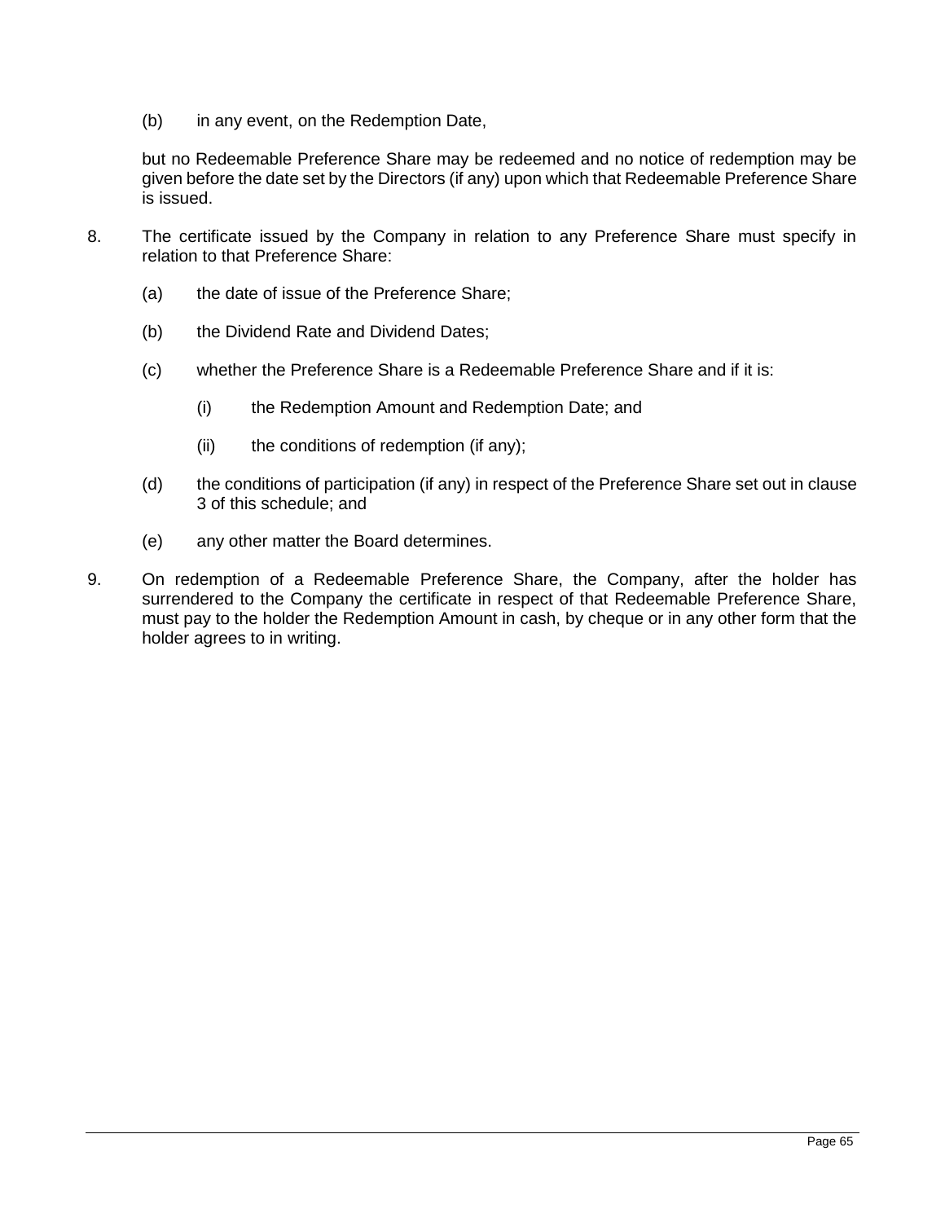(b) in any event, on the Redemption Date,

but no Redeemable Preference Share may be redeemed and no notice of redemption may be given before the date set by the Directors (if any) upon which that Redeemable Preference Share is issued.

8. The certificate issued by the Company in relation to any Preference Share must specify in relation to that Preference Share:

   (a) the date of issue of the Preference Share;

   (b) the Dividend Rate and Dividend Dates;

   (c) whether the Preference Share is a Redeemable Preference Share and if it is:

      (i) the Redemption Amount and Redemption Date; and

      (ii) the conditions of redemption (if any);

   (d) the conditions of participation (if any) in respect of the Preference Share set out in clause 3 of this schedule; and

   (e) any other matter the Board determines.

9. On redemption of a Redeemable Preference Share, the Company, after the holder has surrendered to the Company the certificate in respect of that Redeemable Preference Share, must pay to the holder the Redemption Amount in cash, by cheque or in any other form that the holder agrees to in writing.